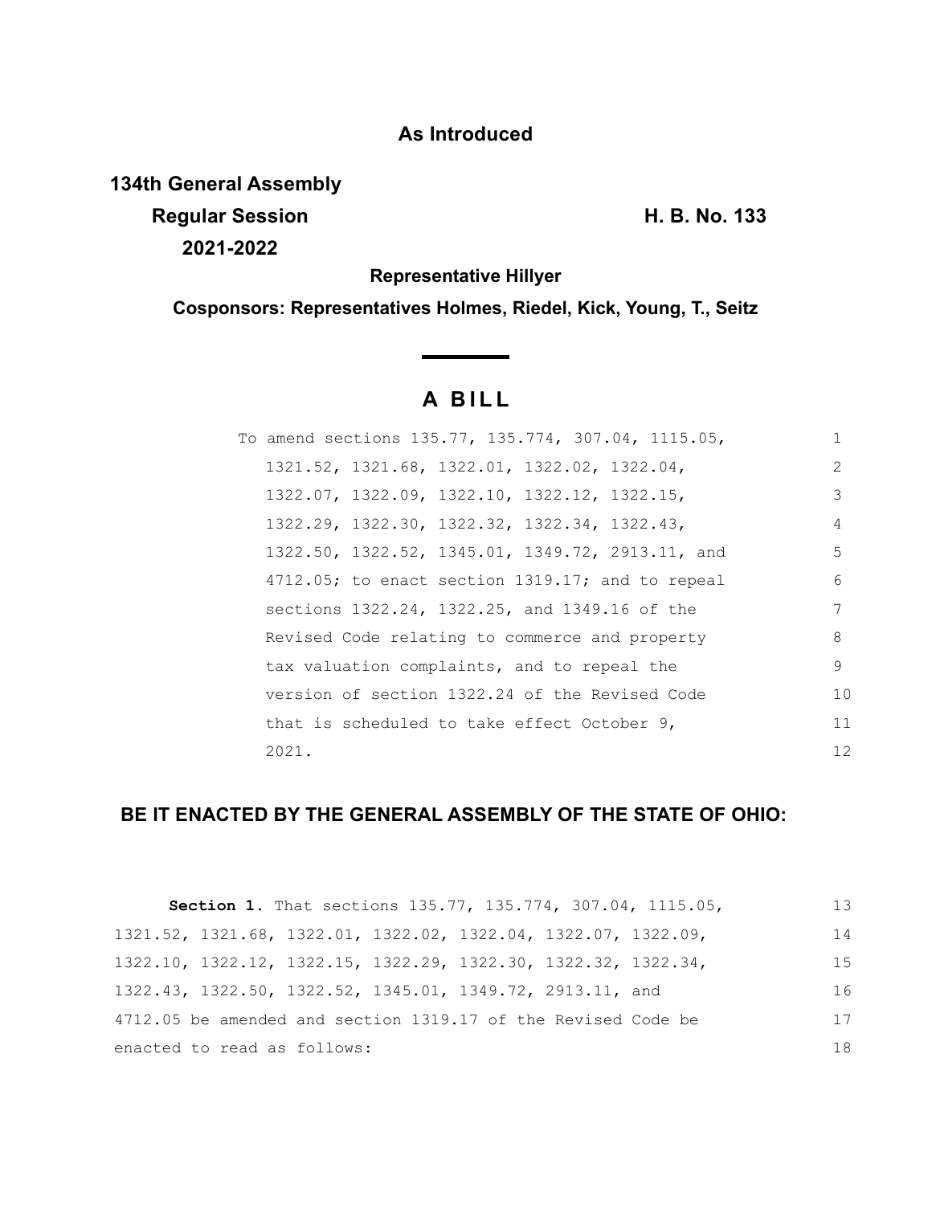**As Introduced**

**134th General Assembly**
**Regular Session** **H. B. No. 133**
**2021-2022**

**Representative Hillyer**

**Cosponsors: Representatives Holmes, Riedel, Kick, Young, T., Seitz**

# A BILL

To amend sections 135.77, 135.774, 307.04, 1115.05, 1321.52, 1321.68, 1322.01, 1322.02, 1322.04, 1322.07, 1322.09, 1322.10, 1322.12, 1322.15, 1322.29, 1322.30, 1322.32, 1322.34, 1322.43, 1322.50, 1322.52, 1345.01, 1349.72, 2913.11, and 4712.05; to enact section 1319.17; and to repeal sections 1322.24, 1322.25, and 1349.16 of the Revised Code relating to commerce and property tax valuation complaints, and to repeal the version of section 1322.24 of the Revised Code that is scheduled to take effect October 9, 2021.

**BE IT ENACTED BY THE GENERAL ASSEMBLY OF THE STATE OF OHIO:**

**Section 1.** That sections 135.77, 135.774, 307.04, 1115.05, 1321.52, 1321.68, 1322.01, 1322.02, 1322.04, 1322.07, 1322.09, 1322.10, 1322.12, 1322.15, 1322.29, 1322.30, 1322.32, 1322.34, 1322.43, 1322.50, 1322.52, 1345.01, 1349.72, 2913.11, and 4712.05 be amended and section 1319.17 of the Revised Code be enacted to read as follows: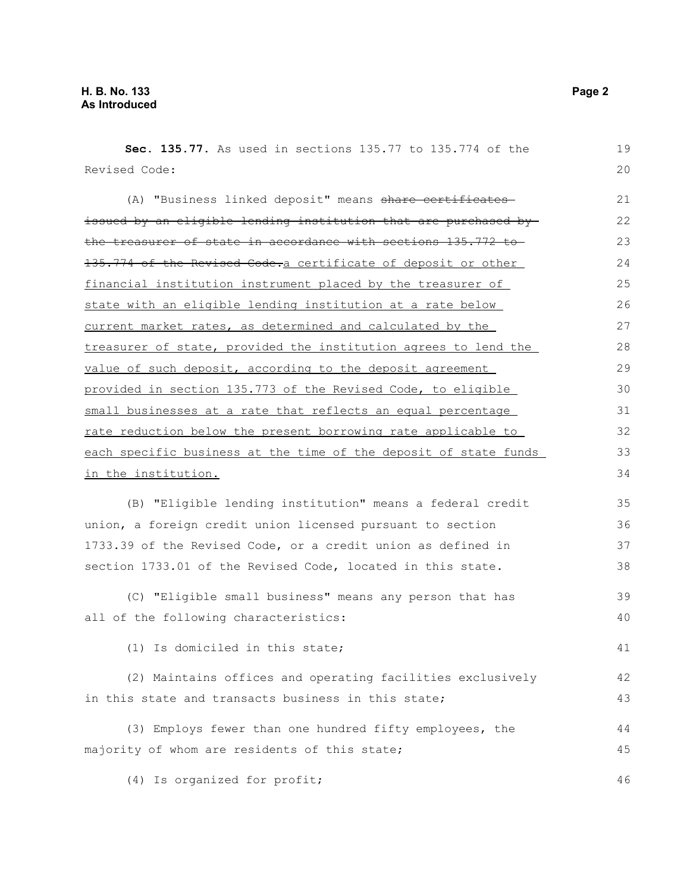**Sec. 135.77.** As used in sections 135.77 to 135.774 of the Revised Code:

(A) "Business linked deposit" means ~~share certificates issued by an eligible lending institution that are purchased by the treasurer of state in accordance with sections 135.772 to 135.774 of the Revised Code.~~a certificate of deposit or other financial institution instrument placed by the treasurer of state with an eligible lending institution at a rate below current market rates, as determined and calculated by the treasurer of state, provided the institution agrees to lend the value of such deposit, according to the deposit agreement provided in section 135.773 of the Revised Code, to eligible small businesses at a rate that reflects an equal percentage rate reduction below the present borrowing rate applicable to each specific business at the time of the deposit of state funds in the institution.

(B) "Eligible lending institution" means a federal credit union, a foreign credit union licensed pursuant to section 1733.39 of the Revised Code, or a credit union as defined in section 1733.01 of the Revised Code, located in this state.

(C) "Eligible small business" means any person that has all of the following characteristics:

(1) Is domiciled in this state;

(2) Maintains offices and operating facilities exclusively in this state and transacts business in this state;

(3) Employs fewer than one hundred fifty employees, the majority of whom are residents of this state;

(4) Is organized for profit;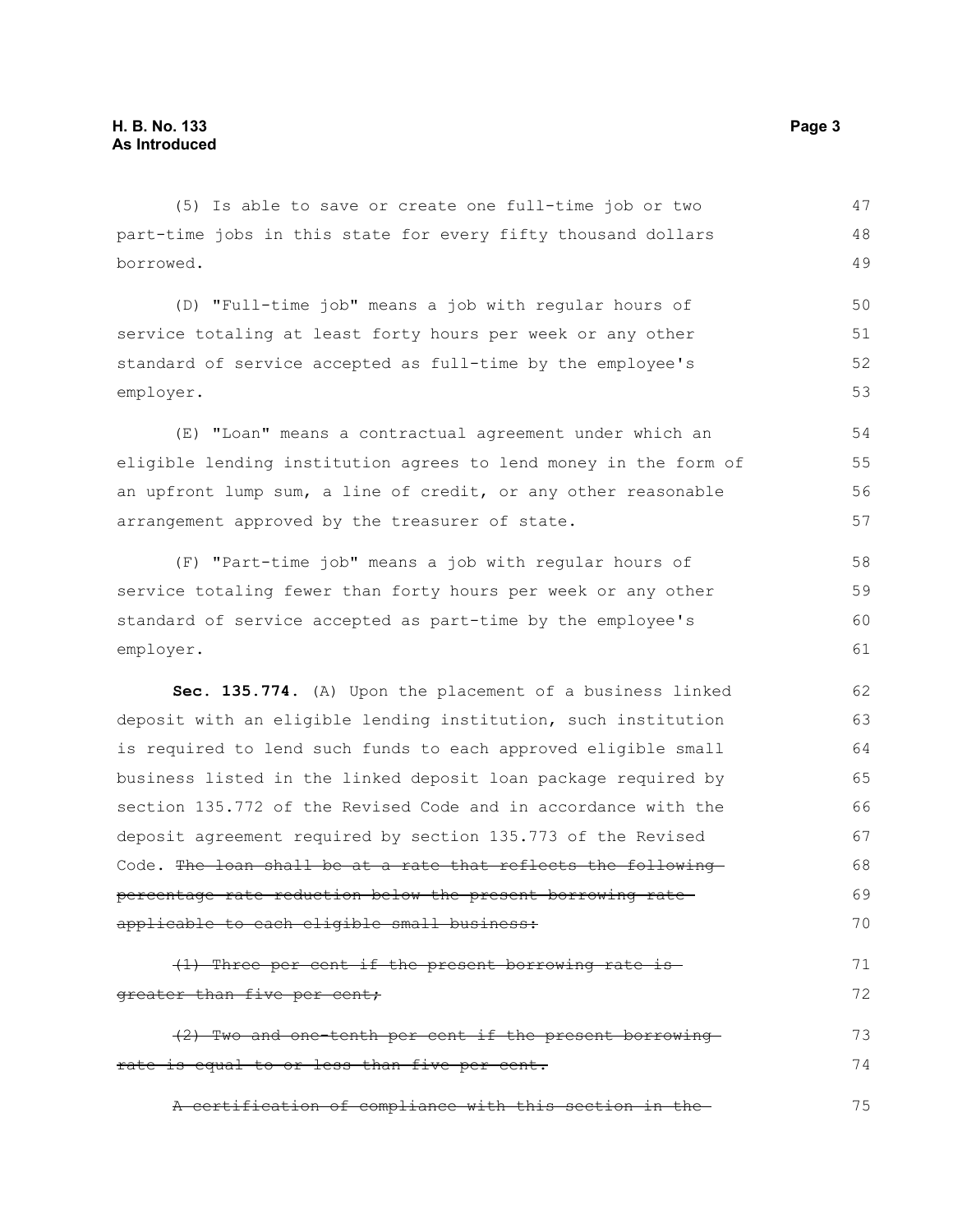(5) Is able to save or create one full-time job or two part-time jobs in this state for every fifty thousand dollars borrowed.

(D) "Full-time job" means a job with regular hours of service totaling at least forty hours per week or any other standard of service accepted as full-time by the employee's employer.

(E) "Loan" means a contractual agreement under which an eligible lending institution agrees to lend money in the form of an upfront lump sum, a line of credit, or any other reasonable arrangement approved by the treasurer of state.

(F) "Part-time job" means a job with regular hours of service totaling fewer than forty hours per week or any other standard of service accepted as part-time by the employee's employer.

**Sec. 135.774.** (A) Upon the placement of a business linked deposit with an eligible lending institution, such institution is required to lend such funds to each approved eligible small business listed in the linked deposit loan package required by section 135.772 of the Revised Code and in accordance with the deposit agreement required by section 135.773 of the Revised Code. ~~The loan shall be at a rate that reflects the following percentage rate reduction below the present borrowing rate applicable to each eligible small business:~~

~~(1) Three per cent if the present borrowing rate is greater than five per cent;~~

~~(2) Two and one-tenth per cent if the present borrowing rate is equal to or less than five per cent.~~

~~A certification of compliance with this section in the~~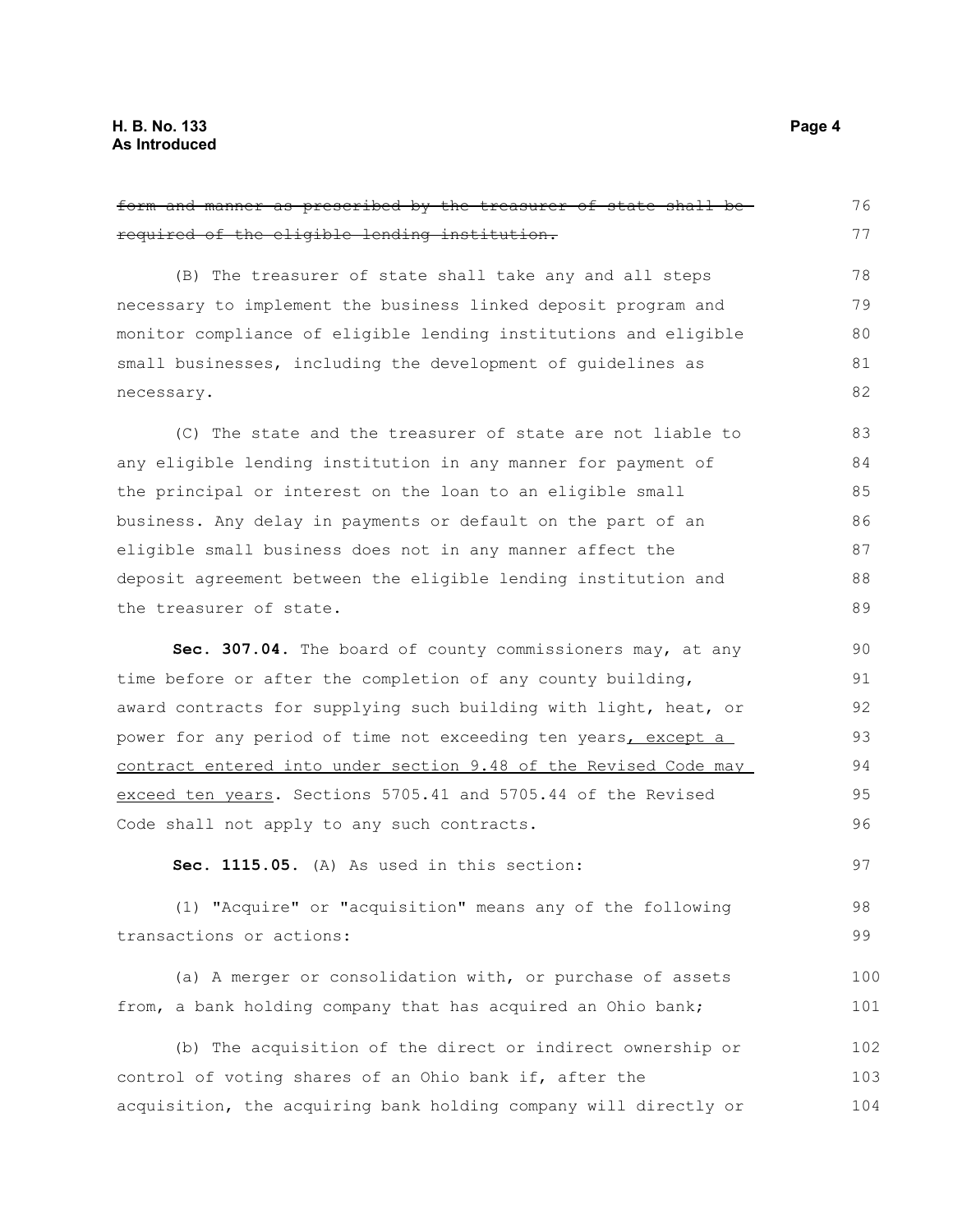~~form and manner as prescribed by the treasurer of state shall be required of the eligible lending institution.~~

(B) The treasurer of state shall take any and all steps necessary to implement the business linked deposit program and monitor compliance of eligible lending institutions and eligible small businesses, including the development of guidelines as necessary.

(C) The state and the treasurer of state are not liable to any eligible lending institution in any manner for payment of the principal or interest on the loan to an eligible small business. Any delay in payments or default on the part of an eligible small business does not in any manner affect the deposit agreement between the eligible lending institution and the treasurer of state.

**Sec. 307.04.** The board of county commissioners may, at any time before or after the completion of any county building, award contracts for supplying such building with light, heat, or power for any period of time not exceeding ten years<u>, except a contract entered into under section 9.48 of the Revised Code may exceed ten years</u>. Sections 5705.41 and 5705.44 of the Revised Code shall not apply to any such contracts.

**Sec. 1115.05.** (A) As used in this section:

(1) "Acquire" or "acquisition" means any of the following transactions or actions:

(a) A merger or consolidation with, or purchase of assets from, a bank holding company that has acquired an Ohio bank;

(b) The acquisition of the direct or indirect ownership or control of voting shares of an Ohio bank if, after the acquisition, the acquiring bank holding company will directly or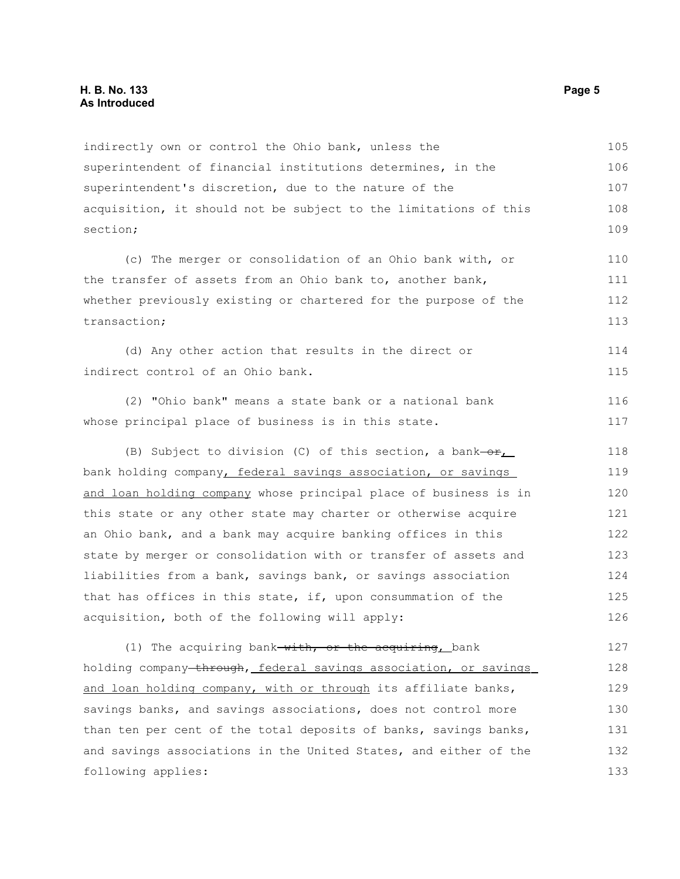indirectly own or control the Ohio bank, unless the superintendent of financial institutions determines, in the superintendent's discretion, due to the nature of the acquisition, it should not be subject to the limitations of this section;

(c) The merger or consolidation of an Ohio bank with, or the transfer of assets from an Ohio bank to, another bank, whether previously existing or chartered for the purpose of the transaction;

(d) Any other action that results in the direct or indirect control of an Ohio bank.

(2) "Ohio bank" means a state bank or a national bank whose principal place of business is in this state.

(B) Subject to division (C) of this section, a bank ~~or~~<u>,</u> bank holding company<u>, federal savings association, or savings and loan holding company</u> whose principal place of business is in this state or any other state may charter or otherwise acquire an Ohio bank, and a bank may acquire banking offices in this state by merger or consolidation with or transfer of assets and liabilities from a bank, savings bank, or savings association that has offices in this state, if, upon consummation of the acquisition, both of the following will apply:

(1) The acquiring bank ~~with, or the acquiring~~<u>,</u> bank holding company ~~through~~<u>, federal savings association, or savings and loan holding company, with or through</u> its affiliate banks, savings banks, and savings associations, does not control more than ten per cent of the total deposits of banks, savings banks, and savings associations in the United States, and either of the following applies: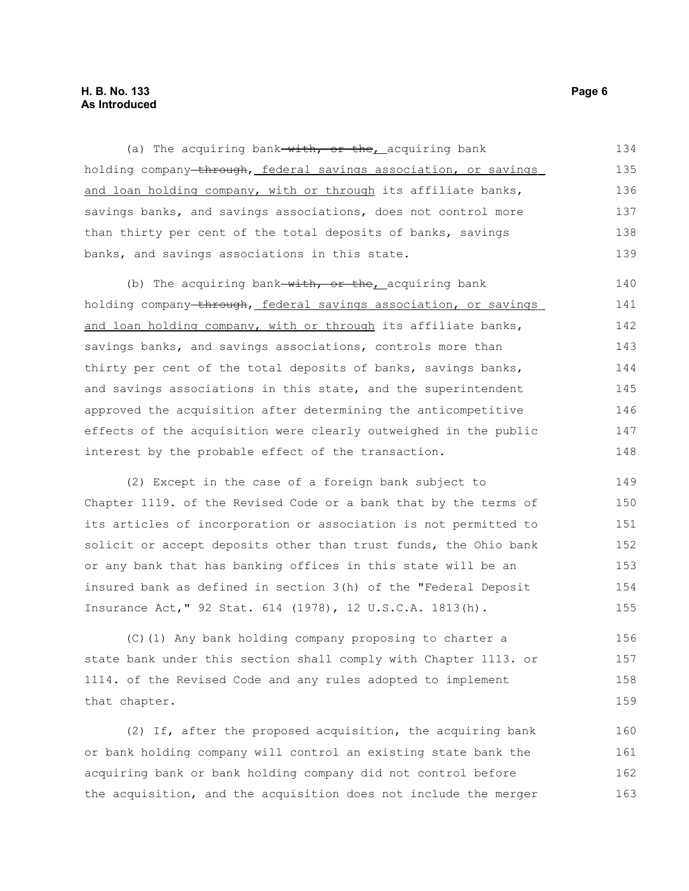(a) The acquiring bank~~ with, or the~~<u>,</u> acquiring bank holding company~~ through~~<u>, federal savings association, or savings and loan holding company, with or through</u> its affiliate banks, savings banks, and savings associations, does not control more than thirty per cent of the total deposits of banks, savings banks, and savings associations in this state.

(b) The acquiring bank~~ with, or the~~<u>,</u> acquiring bank holding company~~ through~~<u>, federal savings association, or savings and loan holding company, with or through</u> its affiliate banks, savings banks, and savings associations, controls more than thirty per cent of the total deposits of banks, savings banks, and savings associations in this state, and the superintendent approved the acquisition after determining the anticompetitive effects of the acquisition were clearly outweighed in the public interest by the probable effect of the transaction.

(2) Except in the case of a foreign bank subject to Chapter 1119. of the Revised Code or a bank that by the terms of its articles of incorporation or association is not permitted to solicit or accept deposits other than trust funds, the Ohio bank or any bank that has banking offices in this state will be an insured bank as defined in section 3(h) of the "Federal Deposit Insurance Act," 92 Stat. 614 (1978), 12 U.S.C.A. 1813(h).

(C)(1) Any bank holding company proposing to charter a state bank under this section shall comply with Chapter 1113. or 1114. of the Revised Code and any rules adopted to implement that chapter.

(2) If, after the proposed acquisition, the acquiring bank or bank holding company will control an existing state bank the acquiring bank or bank holding company did not control before the acquisition, and the acquisition does not include the merger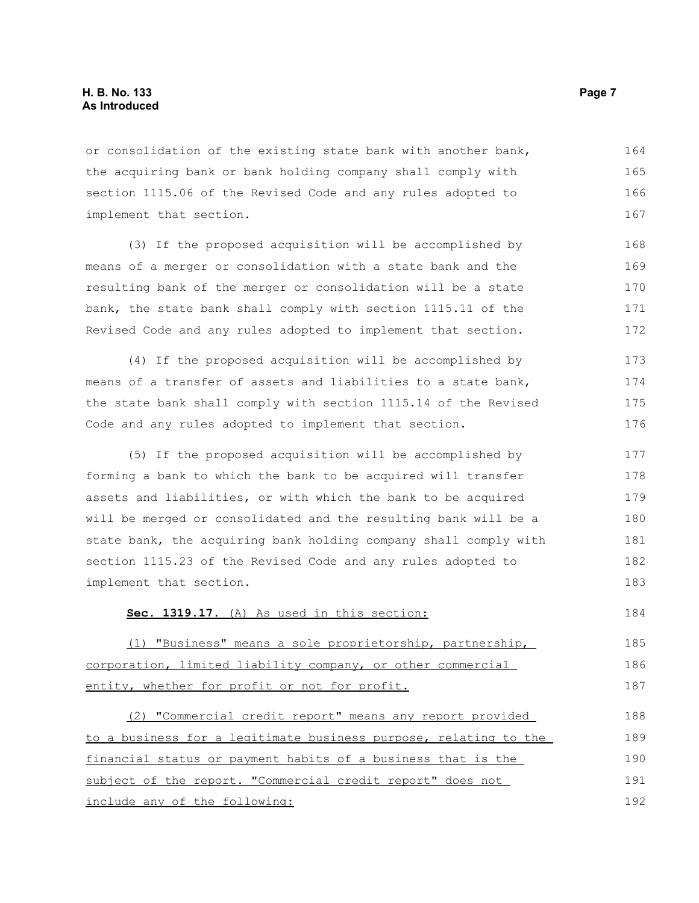or consolidation of the existing state bank with another bank, the acquiring bank or bank holding company shall comply with section 1115.06 of the Revised Code and any rules adopted to implement that section.

(3) If the proposed acquisition will be accomplished by means of a merger or consolidation with a state bank and the resulting bank of the merger or consolidation will be a state bank, the state bank shall comply with section 1115.11 of the Revised Code and any rules adopted to implement that section.

(4) If the proposed acquisition will be accomplished by means of a transfer of assets and liabilities to a state bank, the state bank shall comply with section 1115.14 of the Revised Code and any rules adopted to implement that section.

(5) If the proposed acquisition will be accomplished by forming a bank to which the bank to be acquired will transfer assets and liabilities, or with which the bank to be acquired will be merged or consolidated and the resulting bank will be a state bank, the acquiring bank holding company shall comply with section 1115.23 of the Revised Code and any rules adopted to implement that section.

**Sec. 1319.17.** <u>(A) As used in this section:</u>

<u>(1) "Business" means a sole proprietorship, partnership, corporation, limited liability company, or other commercial entity, whether for profit or not for profit.</u>

<u>(2) "Commercial credit report" means any report provided to a business for a legitimate business purpose, relating to the financial status or payment habits of a business that is the subject of the report. "Commercial credit report" does not include any of the following:</u>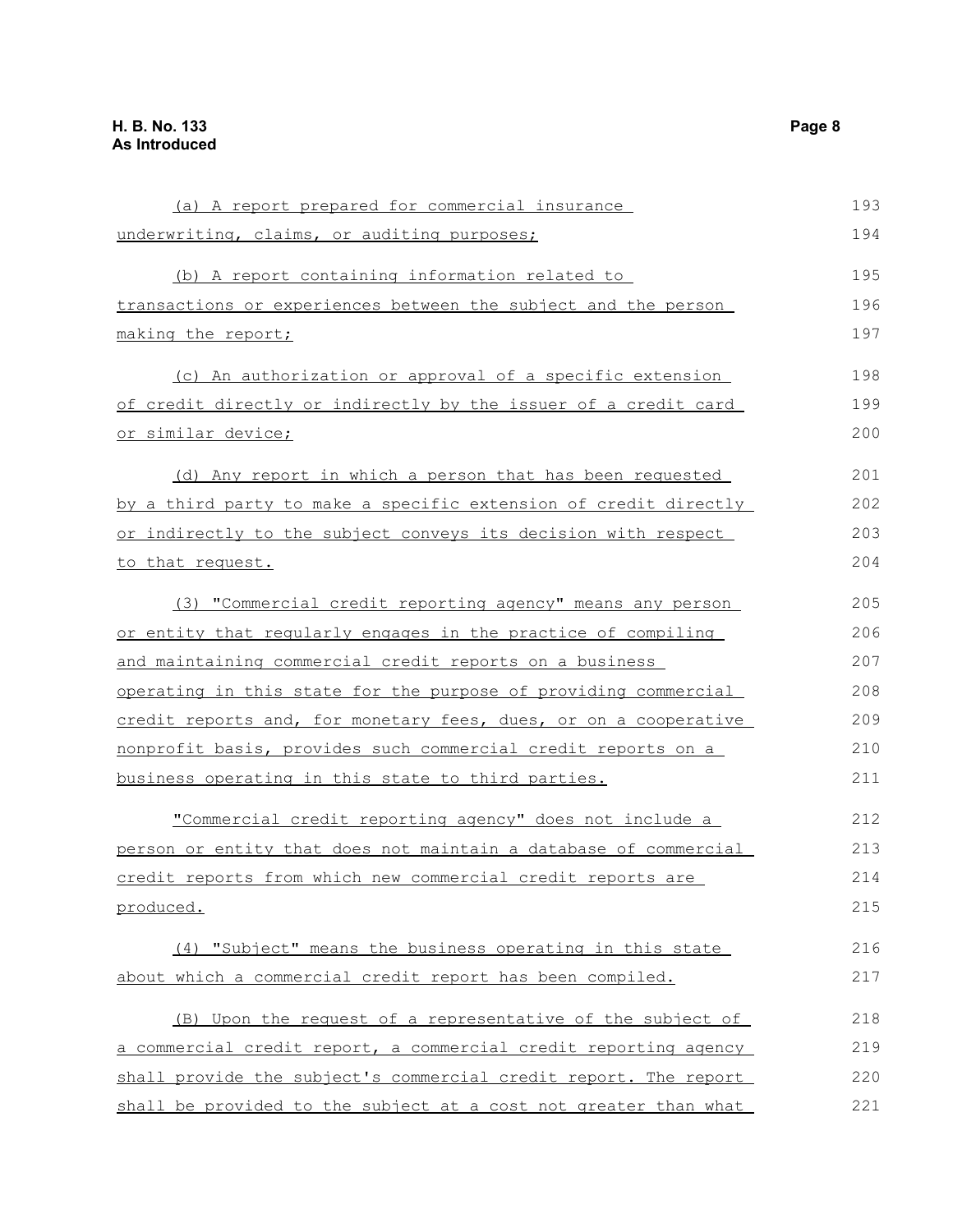(a) A report prepared for commercial insurance underwriting, claims, or auditing purposes;

(b) A report containing information related to transactions or experiences between the subject and the person making the report;

(c) An authorization or approval of a specific extension of credit directly or indirectly by the issuer of a credit card or similar device;

(d) Any report in which a person that has been requested by a third party to make a specific extension of credit directly or indirectly to the subject conveys its decision with respect to that request.

(3) "Commercial credit reporting agency" means any person or entity that regularly engages in the practice of compiling and maintaining commercial credit reports on a business operating in this state for the purpose of providing commercial credit reports and, for monetary fees, dues, or on a cooperative nonprofit basis, provides such commercial credit reports on a business operating in this state to third parties.

"Commercial credit reporting agency" does not include a person or entity that does not maintain a database of commercial credit reports from which new commercial credit reports are produced.

(4) "Subject" means the business operating in this state about which a commercial credit report has been compiled.

(B) Upon the request of a representative of the subject of a commercial credit report, a commercial credit reporting agency shall provide the subject's commercial credit report. The report shall be provided to the subject at a cost not greater than what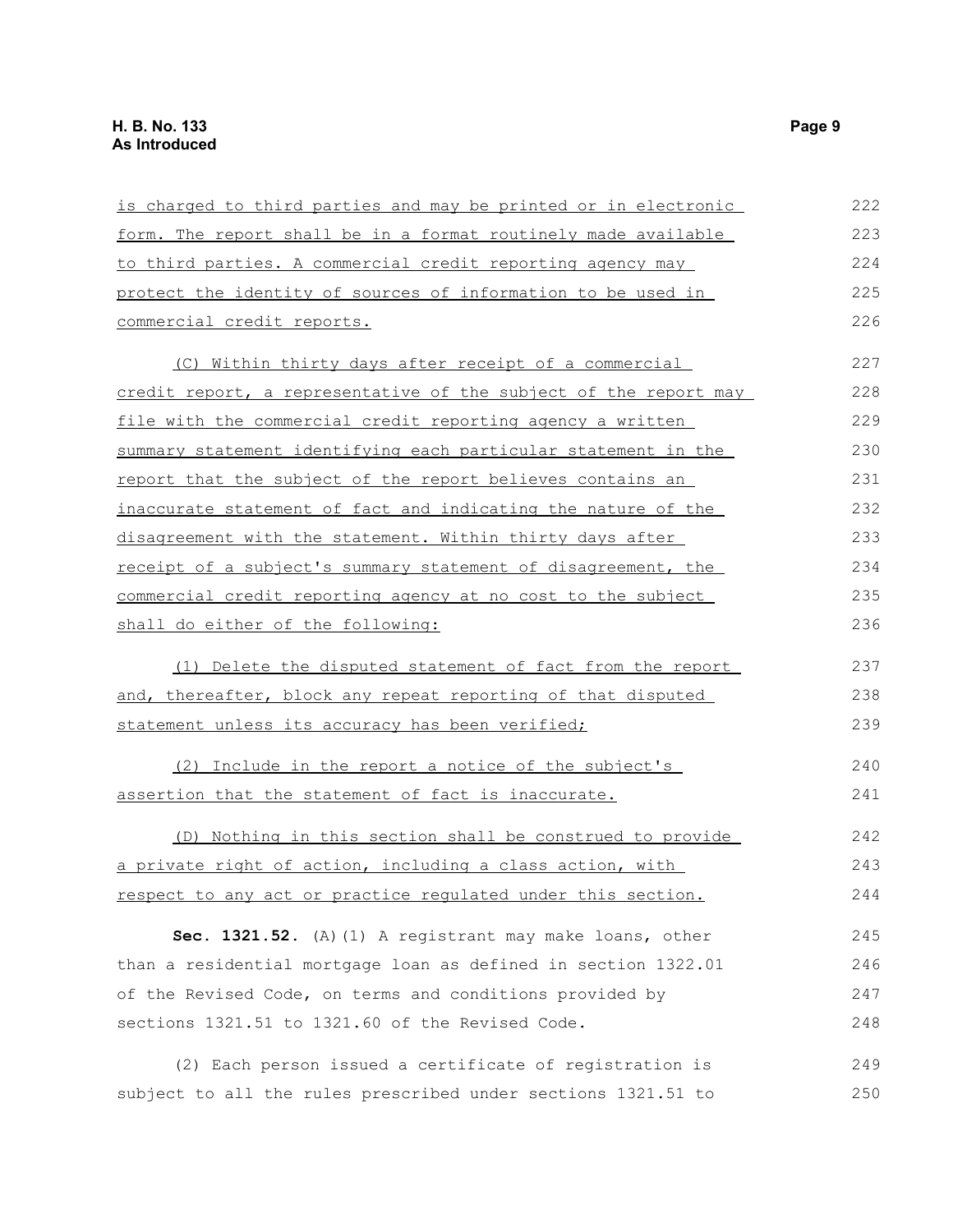is charged to third parties and may be printed or in electronic form. The report shall be in a format routinely made available to third parties. A commercial credit reporting agency may protect the identity of sources of information to be used in commercial credit reports.

(C) Within thirty days after receipt of a commercial credit report, a representative of the subject of the report may file with the commercial credit reporting agency a written summary statement identifying each particular statement in the report that the subject of the report believes contains an inaccurate statement of fact and indicating the nature of the disagreement with the statement. Within thirty days after receipt of a subject's summary statement of disagreement, the commercial credit reporting agency at no cost to the subject shall do either of the following:

(1) Delete the disputed statement of fact from the report and, thereafter, block any repeat reporting of that disputed statement unless its accuracy has been verified;

(2) Include in the report a notice of the subject's assertion that the statement of fact is inaccurate.

(D) Nothing in this section shall be construed to provide a private right of action, including a class action, with respect to any act or practice regulated under this section.

**Sec. 1321.52.** (A)(1) A registrant may make loans, other than a residential mortgage loan as defined in section 1322.01 of the Revised Code, on terms and conditions provided by sections 1321.51 to 1321.60 of the Revised Code.

(2) Each person issued a certificate of registration is subject to all the rules prescribed under sections 1321.51 to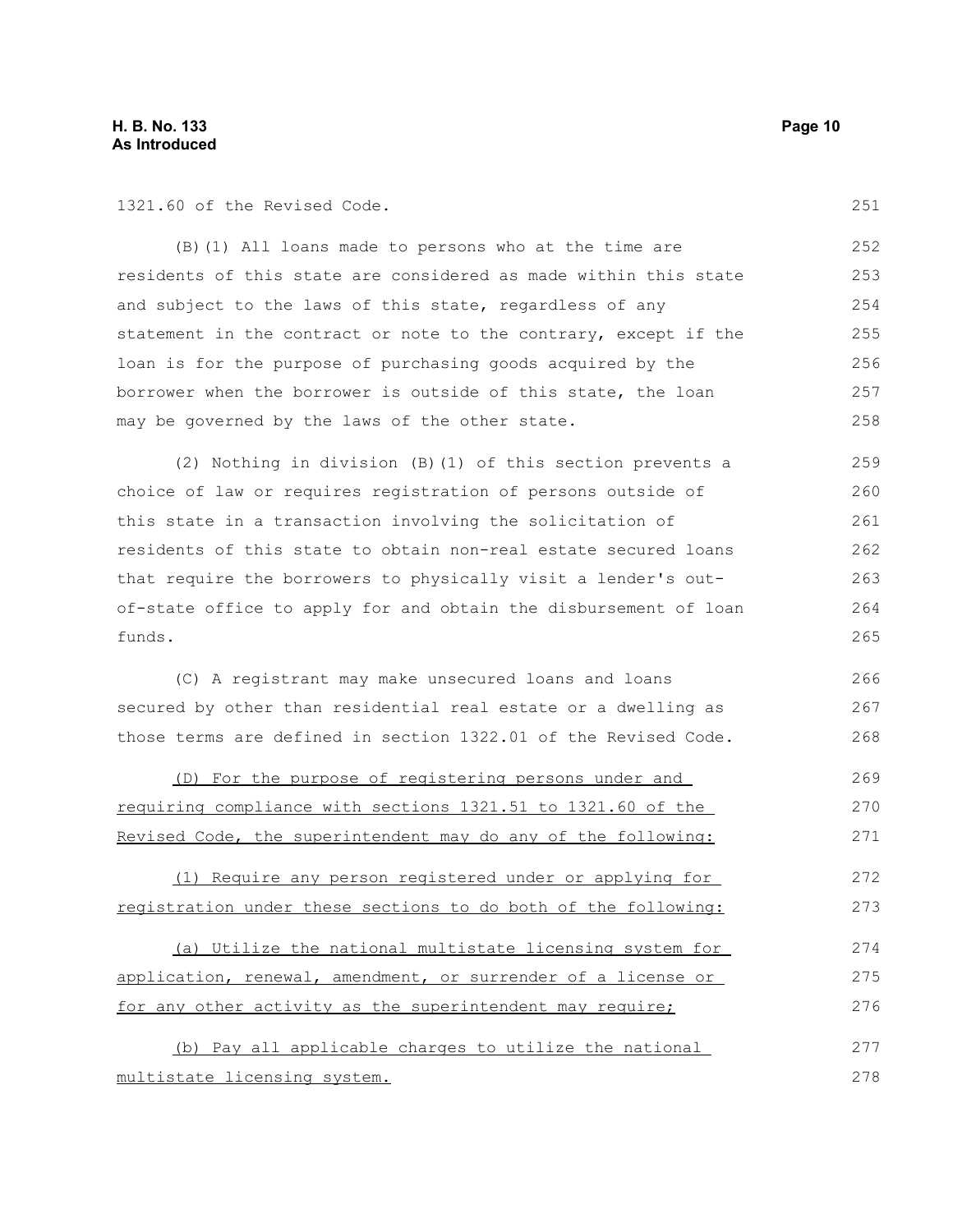1321.60 of the Revised Code.

(B)(1) All loans made to persons who at the time are residents of this state are considered as made within this state and subject to the laws of this state, regardless of any statement in the contract or note to the contrary, except if the loan is for the purpose of purchasing goods acquired by the borrower when the borrower is outside of this state, the loan may be governed by the laws of the other state.

(2) Nothing in division (B)(1) of this section prevents a choice of law or requires registration of persons outside of this state in a transaction involving the solicitation of residents of this state to obtain non-real estate secured loans that require the borrowers to physically visit a lender's out-of-state office to apply for and obtain the disbursement of loan funds.

(C) A registrant may make unsecured loans and loans secured by other than residential real estate or a dwelling as those terms are defined in section 1322.01 of the Revised Code.

(D) For the purpose of registering persons under and requiring compliance with sections 1321.51 to 1321.60 of the Revised Code, the superintendent may do any of the following:

(1) Require any person registered under or applying for registration under these sections to do both of the following:

(a) Utilize the national multistate licensing system for application, renewal, amendment, or surrender of a license or for any other activity as the superintendent may require;

(b) Pay all applicable charges to utilize the national multistate licensing system.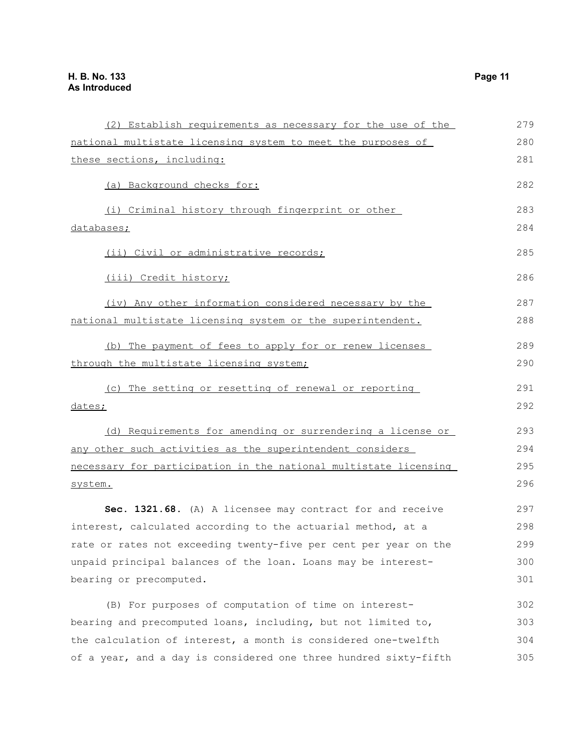(2) Establish requirements as necessary for the use of the national multistate licensing system to meet the purposes of these sections, including:

(a) Background checks for:

(i) Criminal history through fingerprint or other databases;

(ii) Civil or administrative records;

(iii) Credit history;

(iv) Any other information considered necessary by the national multistate licensing system or the superintendent.

(b) The payment of fees to apply for or renew licenses through the multistate licensing system;

(c) The setting or resetting of renewal or reporting dates;

(d) Requirements for amending or surrendering a license or any other such activities as the superintendent considers necessary for participation in the national multistate licensing system.

**Sec. 1321.68.** (A) A licensee may contract for and receive interest, calculated according to the actuarial method, at a rate or rates not exceeding twenty-five per cent per year on the unpaid principal balances of the loan. Loans may be interest-bearing or precomputed.

(B) For purposes of computation of time on interest-bearing and precomputed loans, including, but not limited to, the calculation of interest, a month is considered one-twelfth of a year, and a day is considered one three hundred sixty-fifth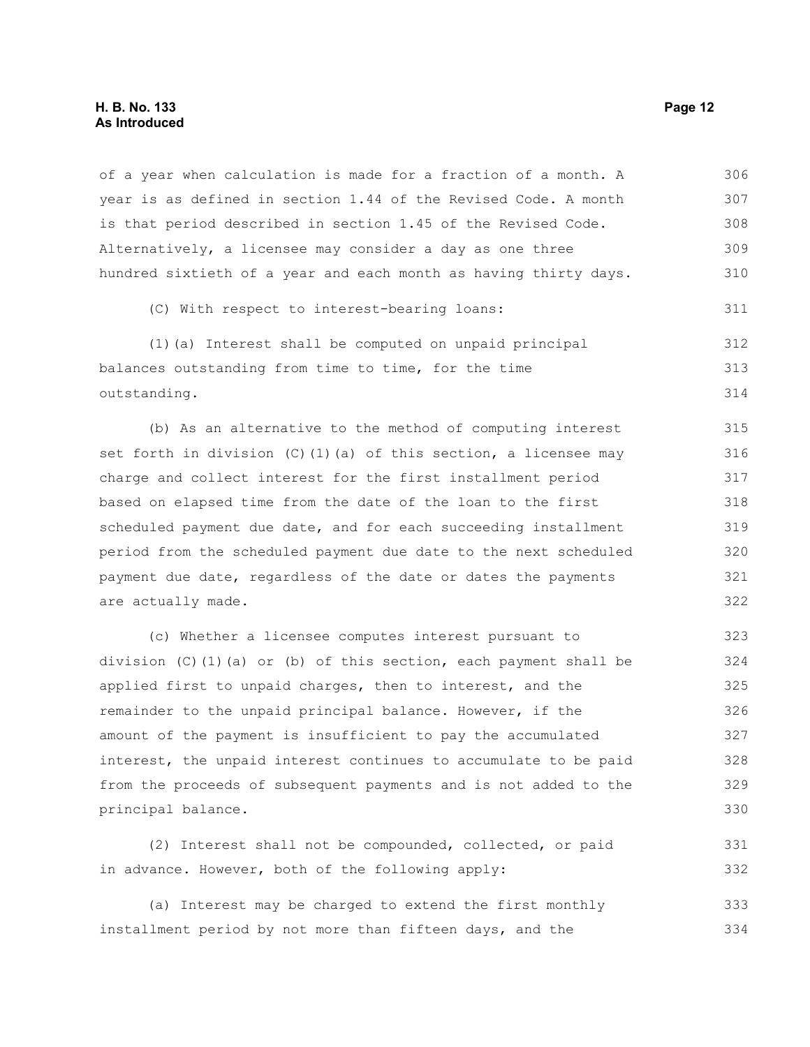of a year when calculation is made for a fraction of a month. A year is as defined in section 1.44 of the Revised Code. A month is that period described in section 1.45 of the Revised Code. Alternatively, a licensee may consider a day as one three hundred sixtieth of a year and each month as having thirty days.

(C) With respect to interest-bearing loans:

(1)(a) Interest shall be computed on unpaid principal balances outstanding from time to time, for the time outstanding.

(b) As an alternative to the method of computing interest set forth in division (C)(1)(a) of this section, a licensee may charge and collect interest for the first installment period based on elapsed time from the date of the loan to the first scheduled payment due date, and for each succeeding installment period from the scheduled payment due date to the next scheduled payment due date, regardless of the date or dates the payments are actually made.

(c) Whether a licensee computes interest pursuant to division (C)(1)(a) or (b) of this section, each payment shall be applied first to unpaid charges, then to interest, and the remainder to the unpaid principal balance. However, if the amount of the payment is insufficient to pay the accumulated interest, the unpaid interest continues to accumulate to be paid from the proceeds of subsequent payments and is not added to the principal balance.

(2) Interest shall not be compounded, collected, or paid in advance. However, both of the following apply:

(a) Interest may be charged to extend the first monthly installment period by not more than fifteen days, and the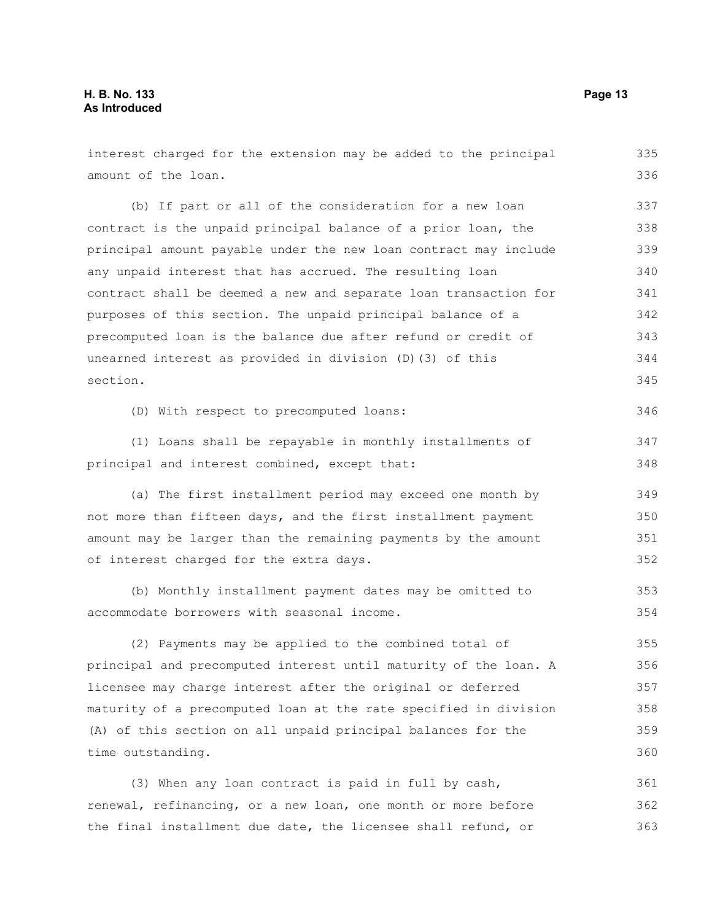interest charged for the extension may be added to the principal amount of the loan.

(b) If part or all of the consideration for a new loan contract is the unpaid principal balance of a prior loan, the principal amount payable under the new loan contract may include any unpaid interest that has accrued. The resulting loan contract shall be deemed a new and separate loan transaction for purposes of this section. The unpaid principal balance of a precomputed loan is the balance due after refund or credit of unearned interest as provided in division (D)(3) of this section.

(D) With respect to precomputed loans:

(1) Loans shall be repayable in monthly installments of principal and interest combined, except that:

(a) The first installment period may exceed one month by not more than fifteen days, and the first installment payment amount may be larger than the remaining payments by the amount of interest charged for the extra days.

(b) Monthly installment payment dates may be omitted to accommodate borrowers with seasonal income.

(2) Payments may be applied to the combined total of principal and precomputed interest until maturity of the loan. A licensee may charge interest after the original or deferred maturity of a precomputed loan at the rate specified in division (A) of this section on all unpaid principal balances for the time outstanding.

(3) When any loan contract is paid in full by cash, renewal, refinancing, or a new loan, one month or more before the final installment due date, the licensee shall refund, or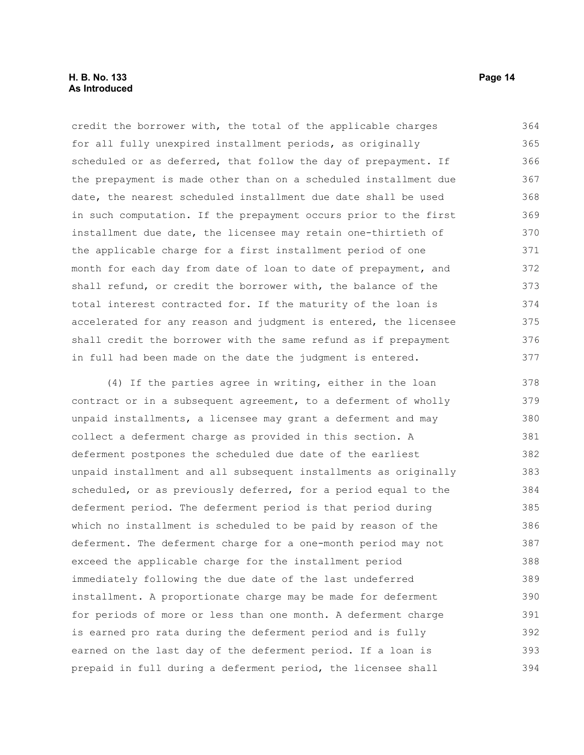credit the borrower with, the total of the applicable charges for all fully unexpired installment periods, as originally scheduled or as deferred, that follow the day of prepayment. If the prepayment is made other than on a scheduled installment due date, the nearest scheduled installment due date shall be used in such computation. If the prepayment occurs prior to the first installment due date, the licensee may retain one-thirtieth of the applicable charge for a first installment period of one month for each day from date of loan to date of prepayment, and shall refund, or credit the borrower with, the balance of the total interest contracted for. If the maturity of the loan is accelerated for any reason and judgment is entered, the licensee shall credit the borrower with the same refund as if prepayment in full had been made on the date the judgment is entered.

(4) If the parties agree in writing, either in the loan contract or in a subsequent agreement, to a deferment of wholly unpaid installments, a licensee may grant a deferment and may collect a deferment charge as provided in this section. A deferment postpones the scheduled due date of the earliest unpaid installment and all subsequent installments as originally scheduled, or as previously deferred, for a period equal to the deferment period. The deferment period is that period during which no installment is scheduled to be paid by reason of the deferment. The deferment charge for a one-month period may not exceed the applicable charge for the installment period immediately following the due date of the last undeferred installment. A proportionate charge may be made for deferment for periods of more or less than one month. A deferment charge is earned pro rata during the deferment period and is fully earned on the last day of the deferment period. If a loan is prepaid in full during a deferment period, the licensee shall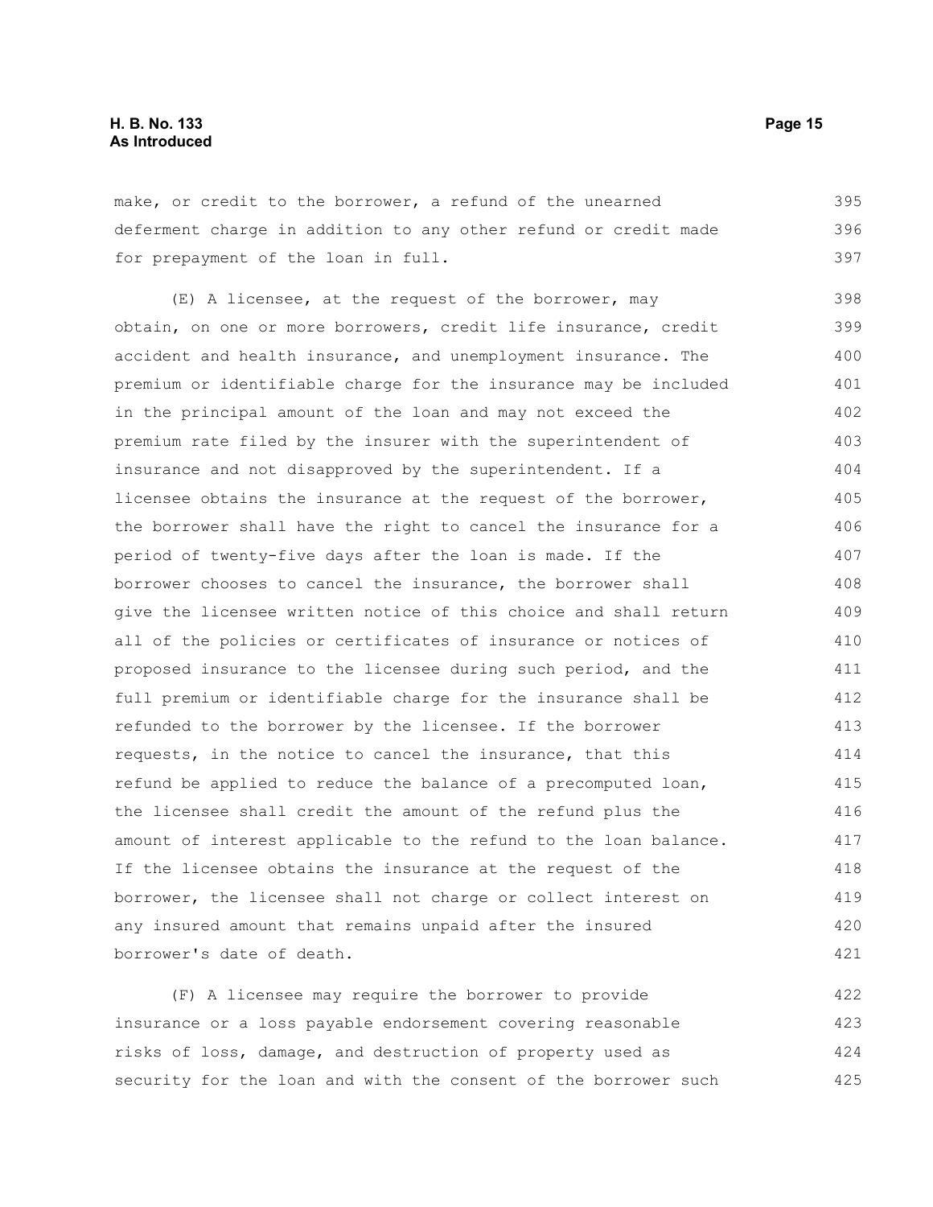make, or credit to the borrower, a refund of the unearned deferment charge in addition to any other refund or credit made for prepayment of the loan in full.

(E) A licensee, at the request of the borrower, may obtain, on one or more borrowers, credit life insurance, credit accident and health insurance, and unemployment insurance. The premium or identifiable charge for the insurance may be included in the principal amount of the loan and may not exceed the premium rate filed by the insurer with the superintendent of insurance and not disapproved by the superintendent. If a licensee obtains the insurance at the request of the borrower, the borrower shall have the right to cancel the insurance for a period of twenty-five days after the loan is made. If the borrower chooses to cancel the insurance, the borrower shall give the licensee written notice of this choice and shall return all of the policies or certificates of insurance or notices of proposed insurance to the licensee during such period, and the full premium or identifiable charge for the insurance shall be refunded to the borrower by the licensee. If the borrower requests, in the notice to cancel the insurance, that this refund be applied to reduce the balance of a precomputed loan, the licensee shall credit the amount of the refund plus the amount of interest applicable to the refund to the loan balance. If the licensee obtains the insurance at the request of the borrower, the licensee shall not charge or collect interest on any insured amount that remains unpaid after the insured borrower's date of death.

(F) A licensee may require the borrower to provide insurance or a loss payable endorsement covering reasonable risks of loss, damage, and destruction of property used as security for the loan and with the consent of the borrower such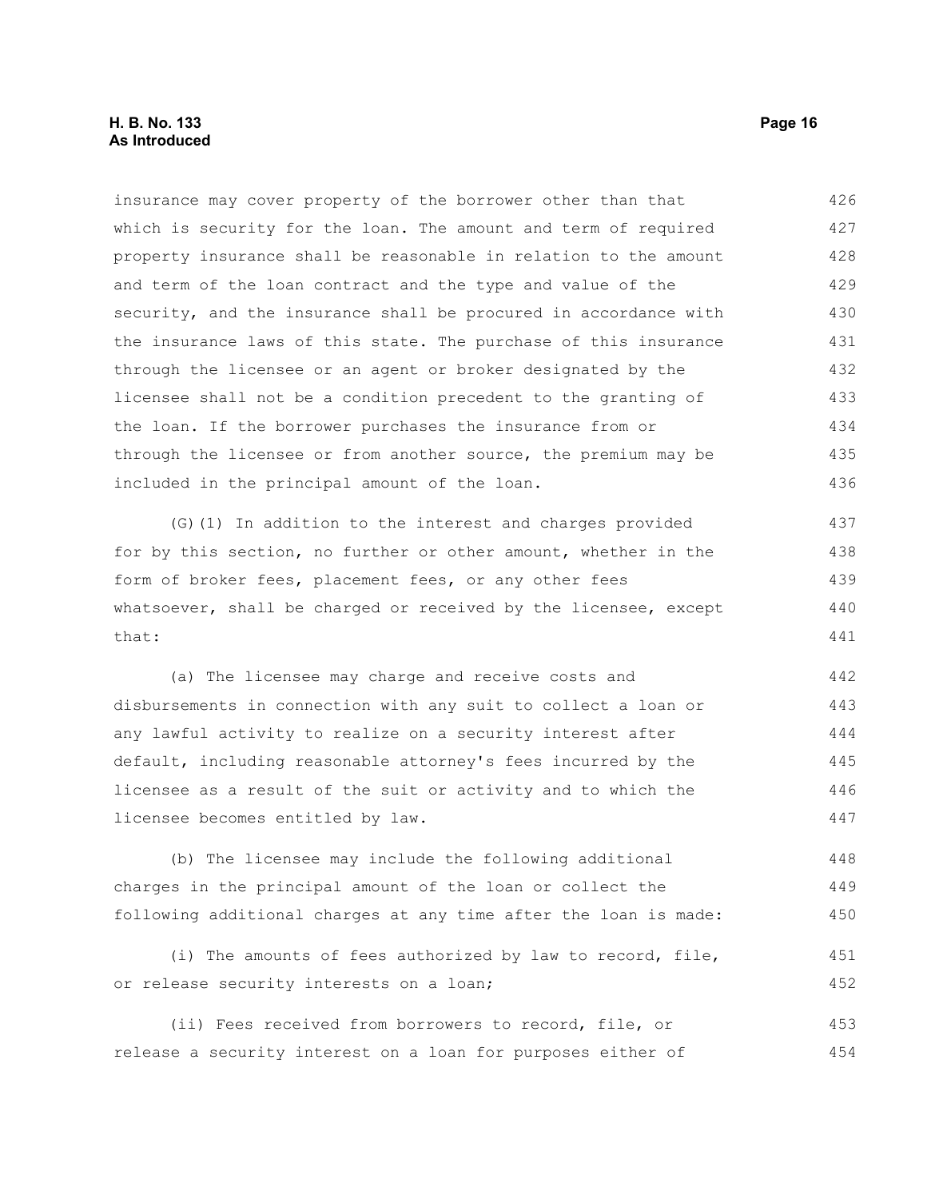insurance may cover property of the borrower other than that which is security for the loan. The amount and term of required property insurance shall be reasonable in relation to the amount and term of the loan contract and the type and value of the security, and the insurance shall be procured in accordance with the insurance laws of this state. The purchase of this insurance through the licensee or an agent or broker designated by the licensee shall not be a condition precedent to the granting of the loan. If the borrower purchases the insurance from or through the licensee or from another source, the premium may be included in the principal amount of the loan.

(G)(1) In addition to the interest and charges provided for by this section, no further or other amount, whether in the form of broker fees, placement fees, or any other fees whatsoever, shall be charged or received by the licensee, except that:

(a) The licensee may charge and receive costs and disbursements in connection with any suit to collect a loan or any lawful activity to realize on a security interest after default, including reasonable attorney's fees incurred by the licensee as a result of the suit or activity and to which the licensee becomes entitled by law.

(b) The licensee may include the following additional charges in the principal amount of the loan or collect the following additional charges at any time after the loan is made:

(i) The amounts of fees authorized by law to record, file, or release security interests on a loan;

(ii) Fees received from borrowers to record, file, or release a security interest on a loan for purposes either of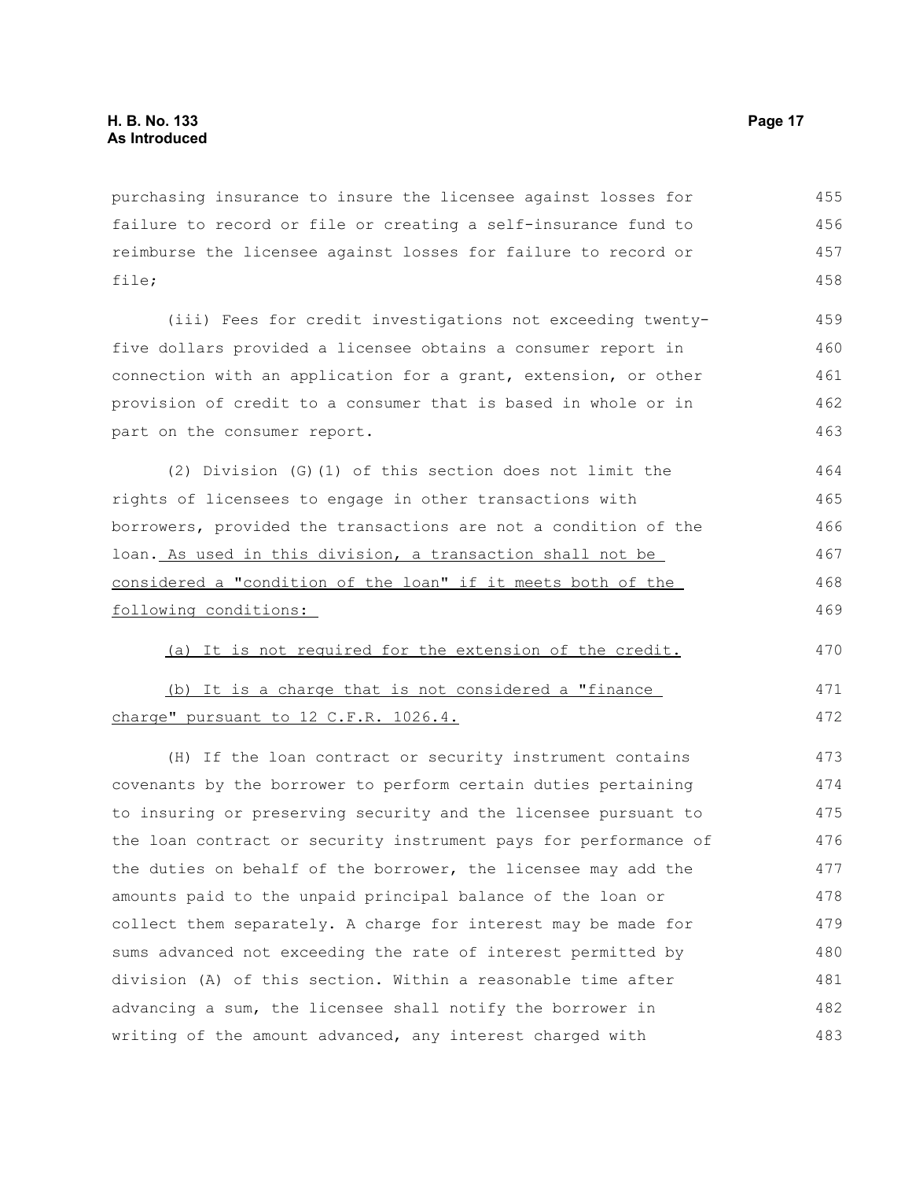purchasing insurance to insure the licensee against losses for failure to record or file or creating a self-insurance fund to reimburse the licensee against losses for failure to record or file;

(iii) Fees for credit investigations not exceeding twenty-five dollars provided a licensee obtains a consumer report in connection with an application for a grant, extension, or other provision of credit to a consumer that is based in whole or in part on the consumer report.

(2) Division (G)(1) of this section does not limit the rights of licensees to engage in other transactions with borrowers, provided the transactions are not a condition of the loan. <u>As used in this division, a transaction shall not be considered a "condition of the loan" if it meets both of the following conditions:</u>

<u>(a) It is not required for the extension of the credit.</u>

<u>(b) It is a charge that is not considered a "finance charge" pursuant to 12 C.F.R. 1026.4.</u>

(H) If the loan contract or security instrument contains covenants by the borrower to perform certain duties pertaining to insuring or preserving security and the licensee pursuant to the loan contract or security instrument pays for performance of the duties on behalf of the borrower, the licensee may add the amounts paid to the unpaid principal balance of the loan or collect them separately. A charge for interest may be made for sums advanced not exceeding the rate of interest permitted by division (A) of this section. Within a reasonable time after advancing a sum, the licensee shall notify the borrower in writing of the amount advanced, any interest charged with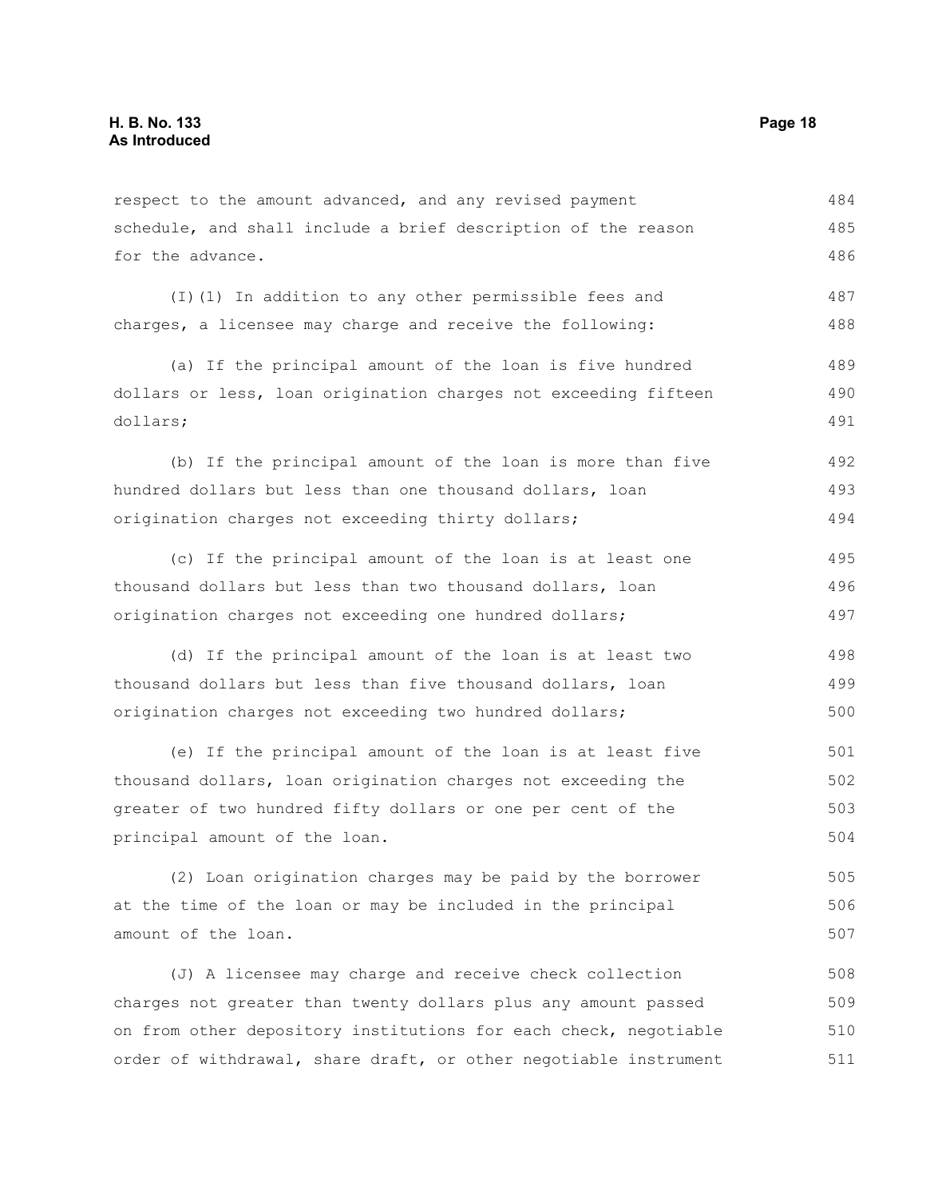respect to the amount advanced, and any revised payment schedule, and shall include a brief description of the reason for the advance.

(I)(1) In addition to any other permissible fees and charges, a licensee may charge and receive the following:

(a) If the principal amount of the loan is five hundred dollars or less, loan origination charges not exceeding fifteen dollars;

(b) If the principal amount of the loan is more than five hundred dollars but less than one thousand dollars, loan origination charges not exceeding thirty dollars;

(c) If the principal amount of the loan is at least one thousand dollars but less than two thousand dollars, loan origination charges not exceeding one hundred dollars;

(d) If the principal amount of the loan is at least two thousand dollars but less than five thousand dollars, loan origination charges not exceeding two hundred dollars;

(e) If the principal amount of the loan is at least five thousand dollars, loan origination charges not exceeding the greater of two hundred fifty dollars or one per cent of the principal amount of the loan.

(2) Loan origination charges may be paid by the borrower at the time of the loan or may be included in the principal amount of the loan.

(J) A licensee may charge and receive check collection charges not greater than twenty dollars plus any amount passed on from other depository institutions for each check, negotiable order of withdrawal, share draft, or other negotiable instrument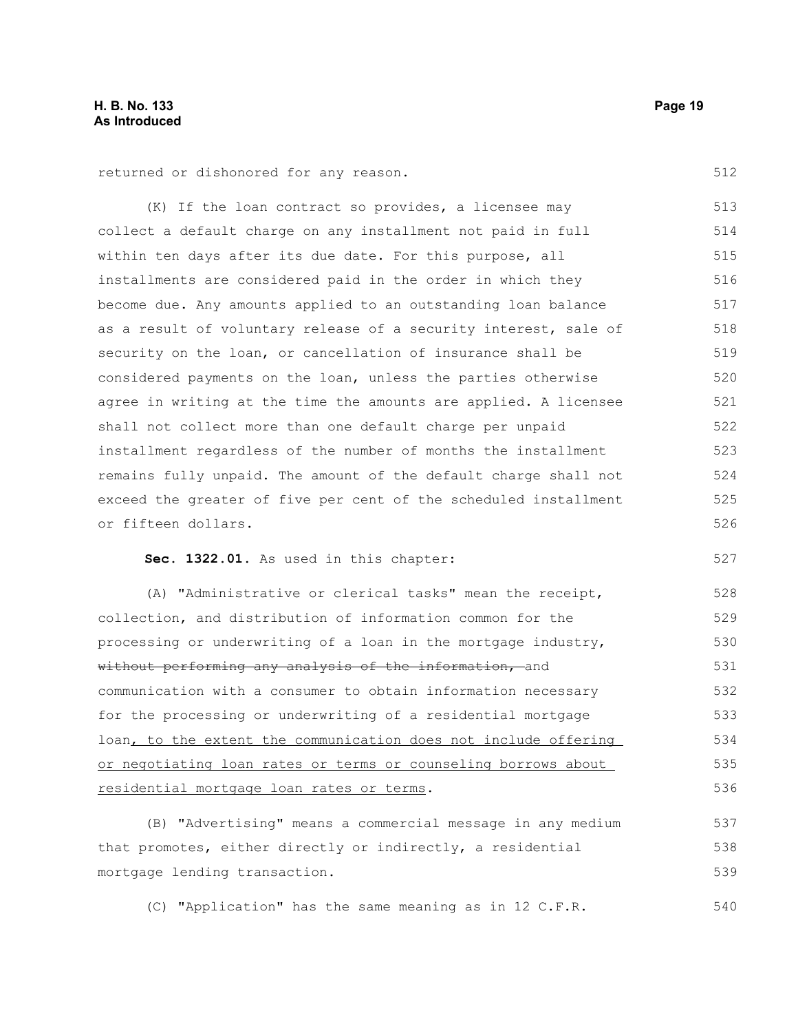returned or dishonored for any reason.

(K) If the loan contract so provides, a licensee may collect a default charge on any installment not paid in full within ten days after its due date. For this purpose, all installments are considered paid in the order in which they become due. Any amounts applied to an outstanding loan balance as a result of voluntary release of a security interest, sale of security on the loan, or cancellation of insurance shall be considered payments on the loan, unless the parties otherwise agree in writing at the time the amounts are applied. A licensee shall not collect more than one default charge per unpaid installment regardless of the number of months the installment remains fully unpaid. The amount of the default charge shall not exceed the greater of five per cent of the scheduled installment or fifteen dollars.

**Sec. 1322.01.** As used in this chapter:

(A) "Administrative or clerical tasks" mean the receipt, collection, and distribution of information common for the processing or underwriting of a loan in the mortgage industry, ~~without performing any analysis of the information,~~ and communication with a consumer to obtain information necessary for the processing or underwriting of a residential mortgage loan<u>, to the extent the communication does not include offering or negotiating loan rates or terms or counseling borrows about residential mortgage loan rates or terms</u>.

(B) "Advertising" means a commercial message in any medium that promotes, either directly or indirectly, a residential mortgage lending transaction.

(C) "Application" has the same meaning as in 12 C.F.R.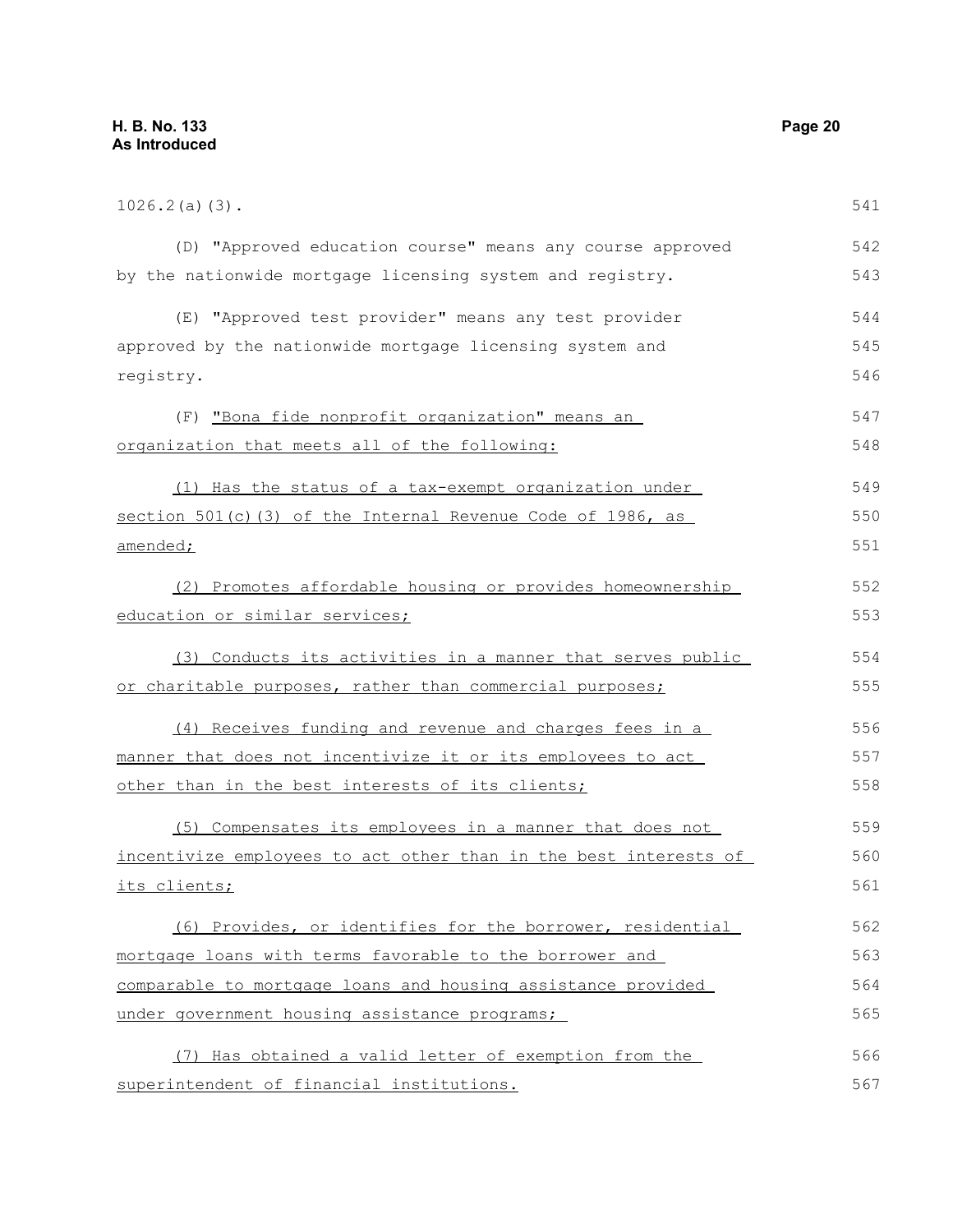1026.2(a)(3).

(D) "Approved education course" means any course approved by the nationwide mortgage licensing system and registry.

(E) "Approved test provider" means any test provider approved by the nationwide mortgage licensing system and registry.

(F) <u>"Bona fide nonprofit organization" means an organization that meets all of the following:</u>

<u>(1) Has the status of a tax-exempt organization under section 501(c)(3) of the Internal Revenue Code of 1986, as amended;</u>

<u>(2) Promotes affordable housing or provides homeownership education or similar services;</u>

<u>(3) Conducts its activities in a manner that serves public or charitable purposes, rather than commercial purposes;</u>

<u>(4) Receives funding and revenue and charges fees in a manner that does not incentivize it or its employees to act other than in the best interests of its clients;</u>

<u>(5) Compensates its employees in a manner that does not incentivize employees to act other than in the best interests of its clients;</u>

<u>(6) Provides, or identifies for the borrower, residential mortgage loans with terms favorable to the borrower and comparable to mortgage loans and housing assistance provided under government housing assistance programs;</u>

<u>(7) Has obtained a valid letter of exemption from the superintendent of financial institutions.</u>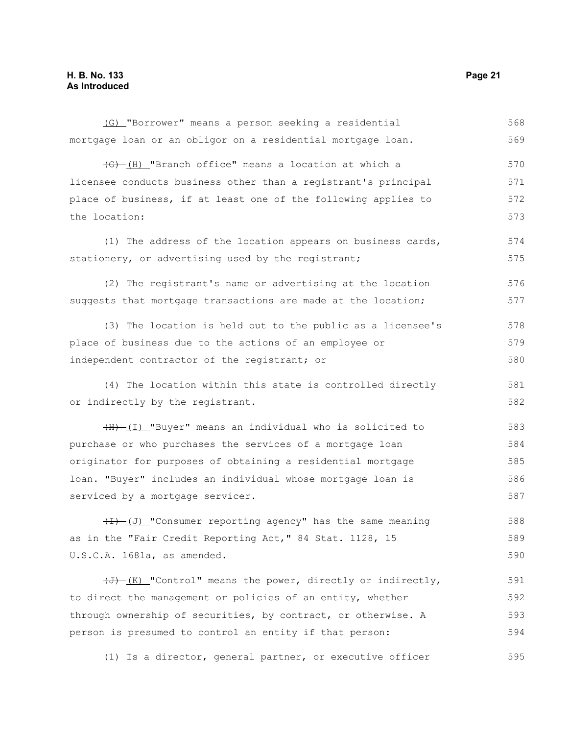(G) "Borrower" means a person seeking a residential mortgage loan or an obligor on a residential mortgage loan.

~~(G)~~ (H) "Branch office" means a location at which a licensee conducts business other than a registrant's principal place of business, if at least one of the following applies to the location:

(1) The address of the location appears on business cards, stationery, or advertising used by the registrant;

(2) The registrant's name or advertising at the location suggests that mortgage transactions are made at the location;

(3) The location is held out to the public as a licensee's place of business due to the actions of an employee or independent contractor of the registrant; or

(4) The location within this state is controlled directly or indirectly by the registrant.

~~(H)~~ (I) "Buyer" means an individual who is solicited to purchase or who purchases the services of a mortgage loan originator for purposes of obtaining a residential mortgage loan. "Buyer" includes an individual whose mortgage loan is serviced by a mortgage servicer.

~~(I)~~ (J) "Consumer reporting agency" has the same meaning as in the "Fair Credit Reporting Act," 84 Stat. 1128, 15 U.S.C.A. 1681a, as amended.

~~(J)~~ (K) "Control" means the power, directly or indirectly, to direct the management or policies of an entity, whether through ownership of securities, by contract, or otherwise. A person is presumed to control an entity if that person:

(1) Is a director, general partner, or executive officer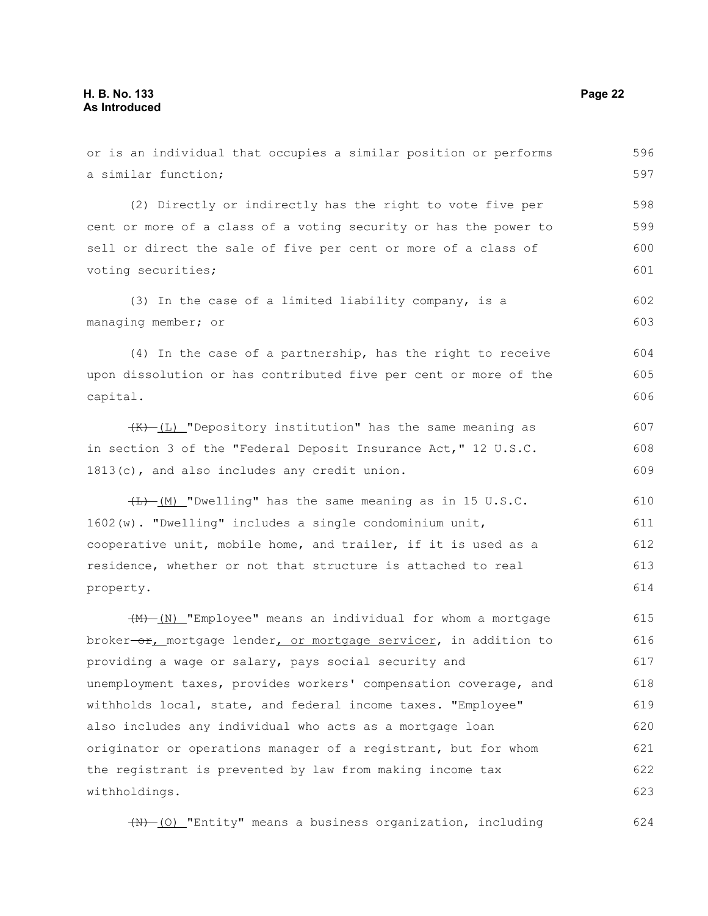or is an individual that occupies a similar position or performs a similar function;

(2) Directly or indirectly has the right to vote five per cent or more of a class of a voting security or has the power to sell or direct the sale of five per cent or more of a class of voting securities;

(3) In the case of a limited liability company, is a managing member; or

(4) In the case of a partnership, has the right to receive upon dissolution or has contributed five per cent or more of the capital.

~~(K)~~ (L) "Depository institution" has the same meaning as in section 3 of the "Federal Deposit Insurance Act," 12 U.S.C. 1813(c), and also includes any credit union.

~~(L)~~ (M) "Dwelling" has the same meaning as in 15 U.S.C. 1602(w). "Dwelling" includes a single condominium unit, cooperative unit, mobile home, and trailer, if it is used as a residence, whether or not that structure is attached to real property.

~~(M)~~ (N) "Employee" means an individual for whom a mortgage broker ~~or~~, mortgage lender, or mortgage servicer, in addition to providing a wage or salary, pays social security and unemployment taxes, provides workers' compensation coverage, and withholds local, state, and federal income taxes. "Employee" also includes any individual who acts as a mortgage loan originator or operations manager of a registrant, but for whom the registrant is prevented by law from making income tax withholdings.

~~(N)~~ (O) "Entity" means a business organization, including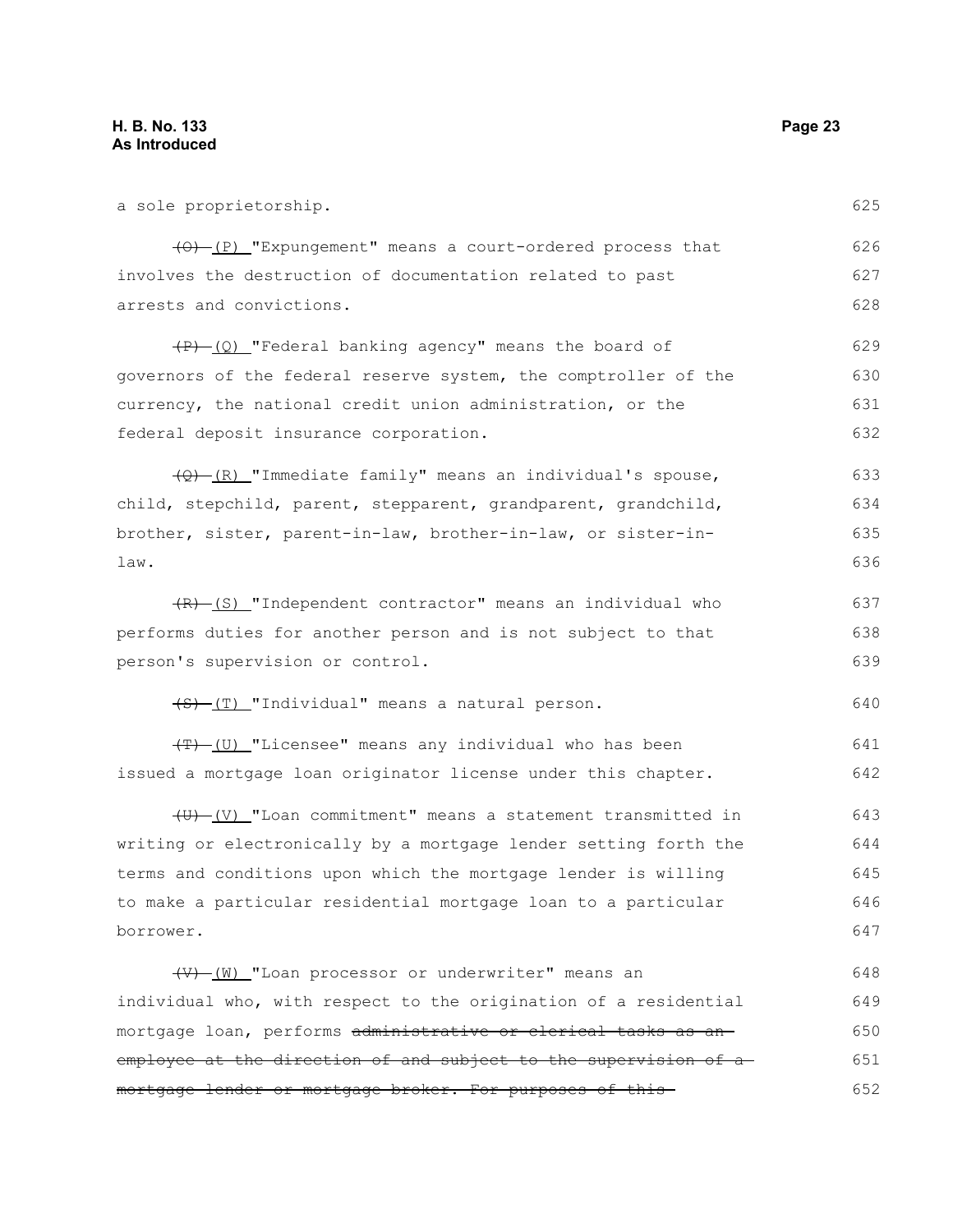a sole proprietorship.

~~(O)~~ (P) "Expungement" means a court-ordered process that involves the destruction of documentation related to past arrests and convictions.

~~(P)~~ (Q) "Federal banking agency" means the board of governors of the federal reserve system, the comptroller of the currency, the national credit union administration, or the federal deposit insurance corporation.

~~(Q)~~ (R) "Immediate family" means an individual's spouse, child, stepchild, parent, stepparent, grandparent, grandchild, brother, sister, parent-in-law, brother-in-law, or sister-in-law.

~~(R)~~ (S) "Independent contractor" means an individual who performs duties for another person and is not subject to that person's supervision or control.

~~(S)~~ (T) "Individual" means a natural person.

~~(T)~~ (U) "Licensee" means any individual who has been issued a mortgage loan originator license under this chapter.

~~(U)~~ (V) "Loan commitment" means a statement transmitted in writing or electronically by a mortgage lender setting forth the terms and conditions upon which the mortgage lender is willing to make a particular residential mortgage loan to a particular borrower.

~~(V)~~ (W) "Loan processor or underwriter" means an individual who, with respect to the origination of a residential mortgage loan, performs ~~administrative or clerical tasks as an employee at the direction of and subject to the supervision of a mortgage lender or mortgage broker. For purposes of this~~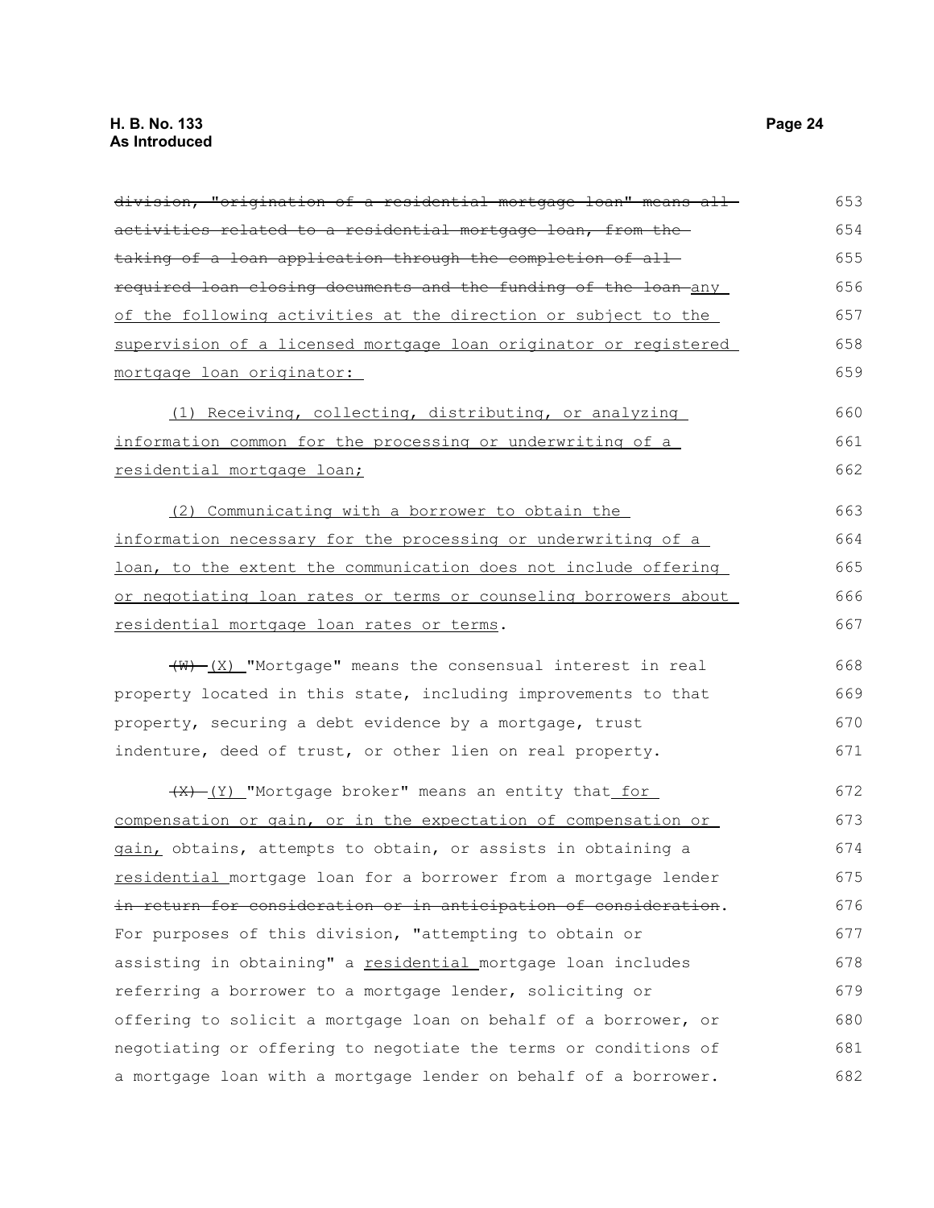~~division, "origination of a residential mortgage loan" means all activities related to a residential mortgage loan, from the taking of a loan application through the completion of all required loan closing documents and the funding of the loan~~ any of the following activities at the direction or subject to the supervision of a licensed mortgage loan originator or registered mortgage loan originator:

(1) Receiving, collecting, distributing, or analyzing information common for the processing or underwriting of a residential mortgage loan;

(2) Communicating with a borrower to obtain the information necessary for the processing or underwriting of a loan, to the extent the communication does not include offering or negotiating loan rates or terms or counseling borrowers about residential mortgage loan rates or terms.

~~(W)~~ (X) "Mortgage" means the consensual interest in real property located in this state, including improvements to that property, securing a debt evidence by a mortgage, trust indenture, deed of trust, or other lien on real property.

~~(X)~~ (Y) "Mortgage broker" means an entity that for compensation or gain, or in the expectation of compensation or gain, obtains, attempts to obtain, or assists in obtaining a residential mortgage loan for a borrower from a mortgage lender ~~in return for consideration or in anticipation of consideration~~. For purposes of this division, "attempting to obtain or assisting in obtaining" a residential mortgage loan includes referring a borrower to a mortgage lender, soliciting or offering to solicit a mortgage loan on behalf of a borrower, or negotiating or offering to negotiate the terms or conditions of a mortgage loan with a mortgage lender on behalf of a borrower.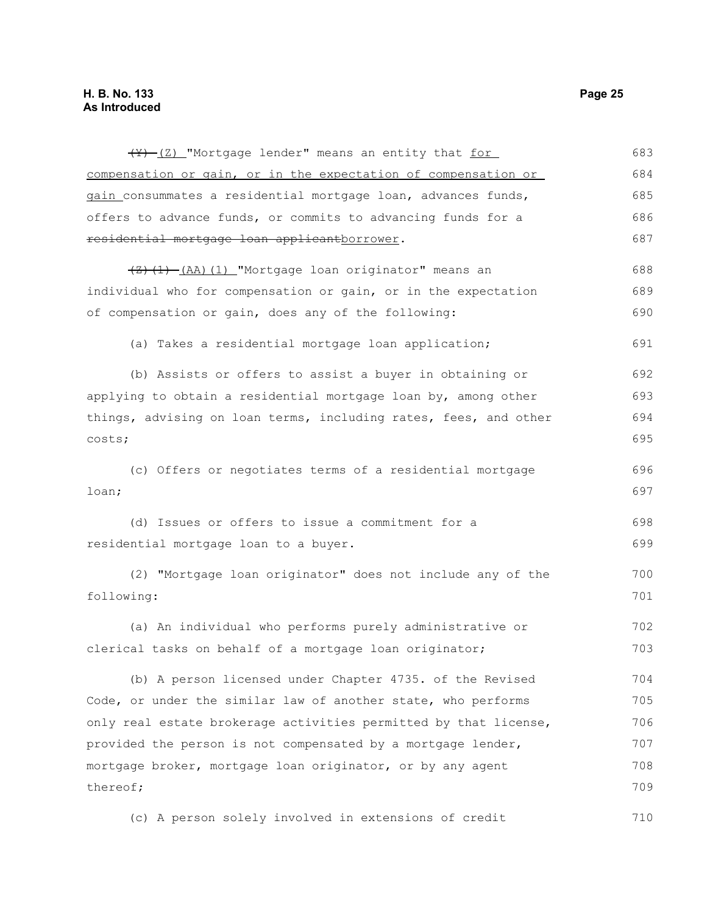~~(Y)~~ (Z) "Mortgage lender" means an entity that for compensation or gain, or in the expectation of compensation or gain consummates a residential mortgage loan, advances funds, offers to advance funds, or commits to advancing funds for a ~~residential mortgage loan applicant~~borrower.

~~(Z)(1)~~ (AA)(1) "Mortgage loan originator" means an individual who for compensation or gain, or in the expectation of compensation or gain, does any of the following:

(a) Takes a residential mortgage loan application;

(b) Assists or offers to assist a buyer in obtaining or applying to obtain a residential mortgage loan by, among other things, advising on loan terms, including rates, fees, and other costs;

(c) Offers or negotiates terms of a residential mortgage loan;

(d) Issues or offers to issue a commitment for a residential mortgage loan to a buyer.

(2) "Mortgage loan originator" does not include any of the following:

(a) An individual who performs purely administrative or clerical tasks on behalf of a mortgage loan originator;

(b) A person licensed under Chapter 4735. of the Revised Code, or under the similar law of another state, who performs only real estate brokerage activities permitted by that license, provided the person is not compensated by a mortgage lender, mortgage broker, mortgage loan originator, or by any agent thereof;

(c) A person solely involved in extensions of credit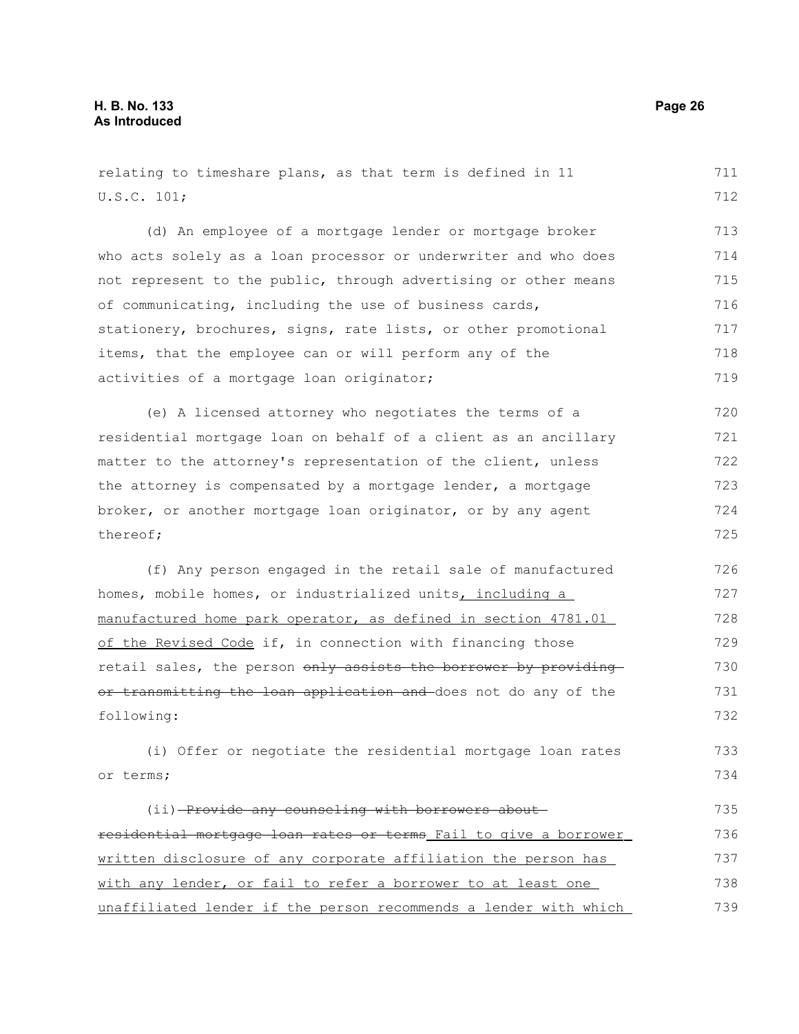relating to timeshare plans, as that term is defined in 11 U.S.C. 101;

(d) An employee of a mortgage lender or mortgage broker who acts solely as a loan processor or underwriter and who does not represent to the public, through advertising or other means of communicating, including the use of business cards, stationery, brochures, signs, rate lists, or other promotional items, that the employee can or will perform any of the activities of a mortgage loan originator;

(e) A licensed attorney who negotiates the terms of a residential mortgage loan on behalf of a client as an ancillary matter to the attorney's representation of the client, unless the attorney is compensated by a mortgage lender, a mortgage broker, or another mortgage loan originator, or by any agent thereof;

(f) Any person engaged in the retail sale of manufactured homes, mobile homes, or industrialized units, including a manufactured home park operator, as defined in section 4781.01 of the Revised Code if, in connection with financing those retail sales, the person ~~only assists the borrower by providing or transmitting the loan application and~~ does not do any of the following:

(i) Offer or negotiate the residential mortgage loan rates or terms;

(ii) ~~Provide any counseling with borrowers about residential mortgage loan rates or terms~~ Fail to give a borrower written disclosure of any corporate affiliation the person has with any lender, or fail to refer a borrower to at least one unaffiliated lender if the person recommends a lender with which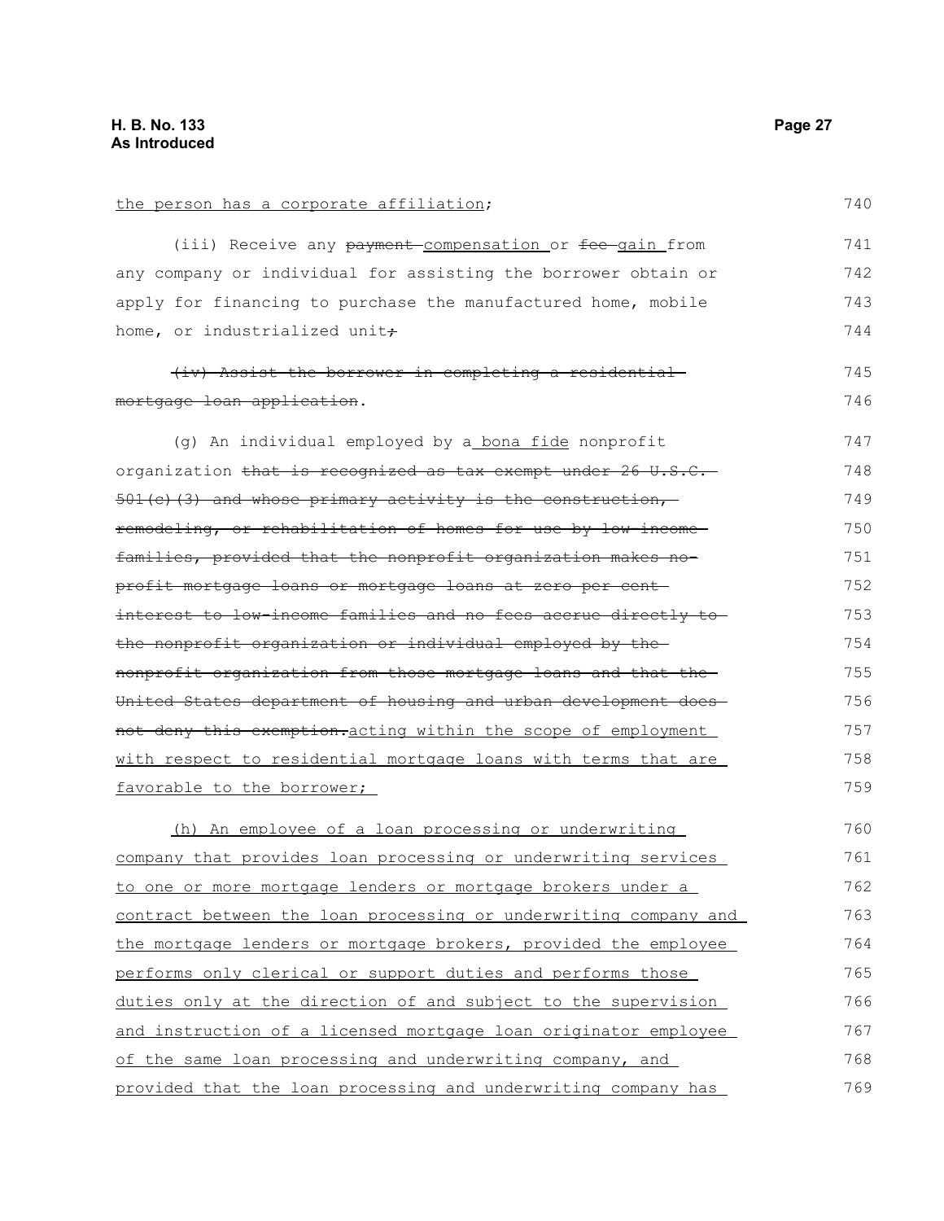the person has a corporate affiliation;

(iii) Receive any ~~payment~~ compensation or ~~fee~~ gain from any company or individual for assisting the borrower obtain or apply for financing to purchase the manufactured home, mobile home, or industrialized unit~~;~~

~~(iv) Assist the borrower in completing a residential mortgage loan application~~.

(g) An individual employed by a bona fide nonprofit organization ~~that is recognized as tax exempt under 26 U.S.C. 501(c)(3) and whose primary activity is the construction, remodeling, or rehabilitation of homes for use by low-income families, provided that the nonprofit organization makes no-profit mortgage loans or mortgage loans at zero per cent interest to low-income families and no fees accrue directly to the nonprofit organization or individual employed by the nonprofit organization from those mortgage loans and that the United States department of housing and urban development does not deny this exemption.~~acting within the scope of employment with respect to residential mortgage loans with terms that are favorable to the borrower;

(h) An employee of a loan processing or underwriting company that provides loan processing or underwriting services to one or more mortgage lenders or mortgage brokers under a contract between the loan processing or underwriting company and the mortgage lenders or mortgage brokers, provided the employee performs only clerical or support duties and performs those duties only at the direction of and subject to the supervision and instruction of a licensed mortgage loan originator employee of the same loan processing and underwriting company, and provided that the loan processing and underwriting company has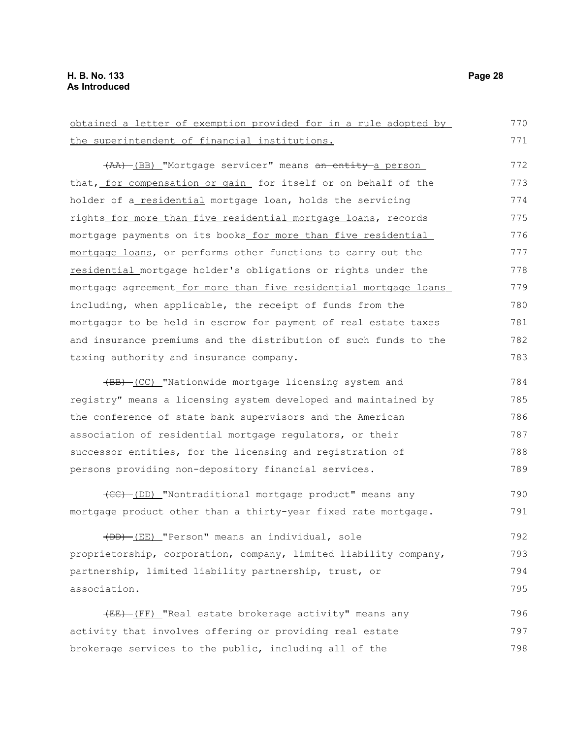obtained a letter of exemption provided for in a rule adopted by the superintendent of financial institutions.

~~(AA)~~ (BB) "Mortgage servicer" means ~~an entity~~ a person that, for compensation or gain for itself or on behalf of the holder of a residential mortgage loan, holds the servicing rights for more than five residential mortgage loans, records mortgage payments on its books for more than five residential mortgage loans, or performs other functions to carry out the residential mortgage holder's obligations or rights under the mortgage agreement for more than five residential mortgage loans including, when applicable, the receipt of funds from the mortgagor to be held in escrow for payment of real estate taxes and insurance premiums and the distribution of such funds to the taxing authority and insurance company.

~~(BB)~~ (CC) "Nationwide mortgage licensing system and registry" means a licensing system developed and maintained by the conference of state bank supervisors and the American association of residential mortgage regulators, or their successor entities, for the licensing and registration of persons providing non-depository financial services.

~~(CC)~~ (DD) "Nontraditional mortgage product" means any mortgage product other than a thirty-year fixed rate mortgage.

~~(DD)~~ (EE) "Person" means an individual, sole proprietorship, corporation, company, limited liability company, partnership, limited liability partnership, trust, or association.

~~(EE)~~ (FF) "Real estate brokerage activity" means any activity that involves offering or providing real estate brokerage services to the public, including all of the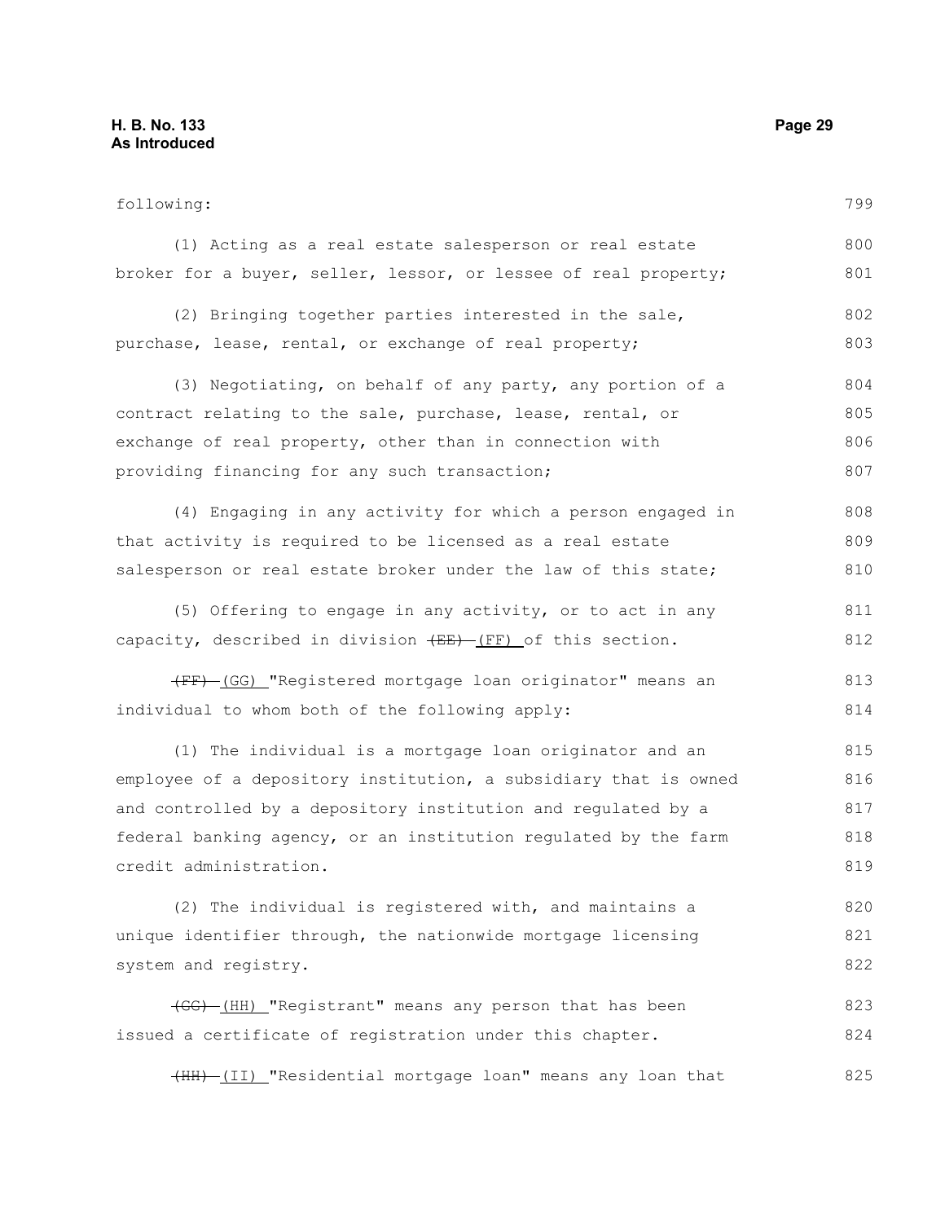following:

(1) Acting as a real estate salesperson or real estate broker for a buyer, seller, lessor, or lessee of real property;

(2) Bringing together parties interested in the sale, purchase, lease, rental, or exchange of real property;

(3) Negotiating, on behalf of any party, any portion of a contract relating to the sale, purchase, lease, rental, or exchange of real property, other than in connection with providing financing for any such transaction;

(4) Engaging in any activity for which a person engaged in that activity is required to be licensed as a real estate salesperson or real estate broker under the law of this state;

(5) Offering to engage in any activity, or to act in any capacity, described in division ~~(EE)~~ (FF) of this section.

~~(FF)~~ (GG) "Registered mortgage loan originator" means an individual to whom both of the following apply:

(1) The individual is a mortgage loan originator and an employee of a depository institution, a subsidiary that is owned and controlled by a depository institution and regulated by a federal banking agency, or an institution regulated by the farm credit administration.

(2) The individual is registered with, and maintains a unique identifier through, the nationwide mortgage licensing system and registry.

~~(GG)~~ (HH) "Registrant" means any person that has been issued a certificate of registration under this chapter.

~~(HH)~~ (II) "Residential mortgage loan" means any loan that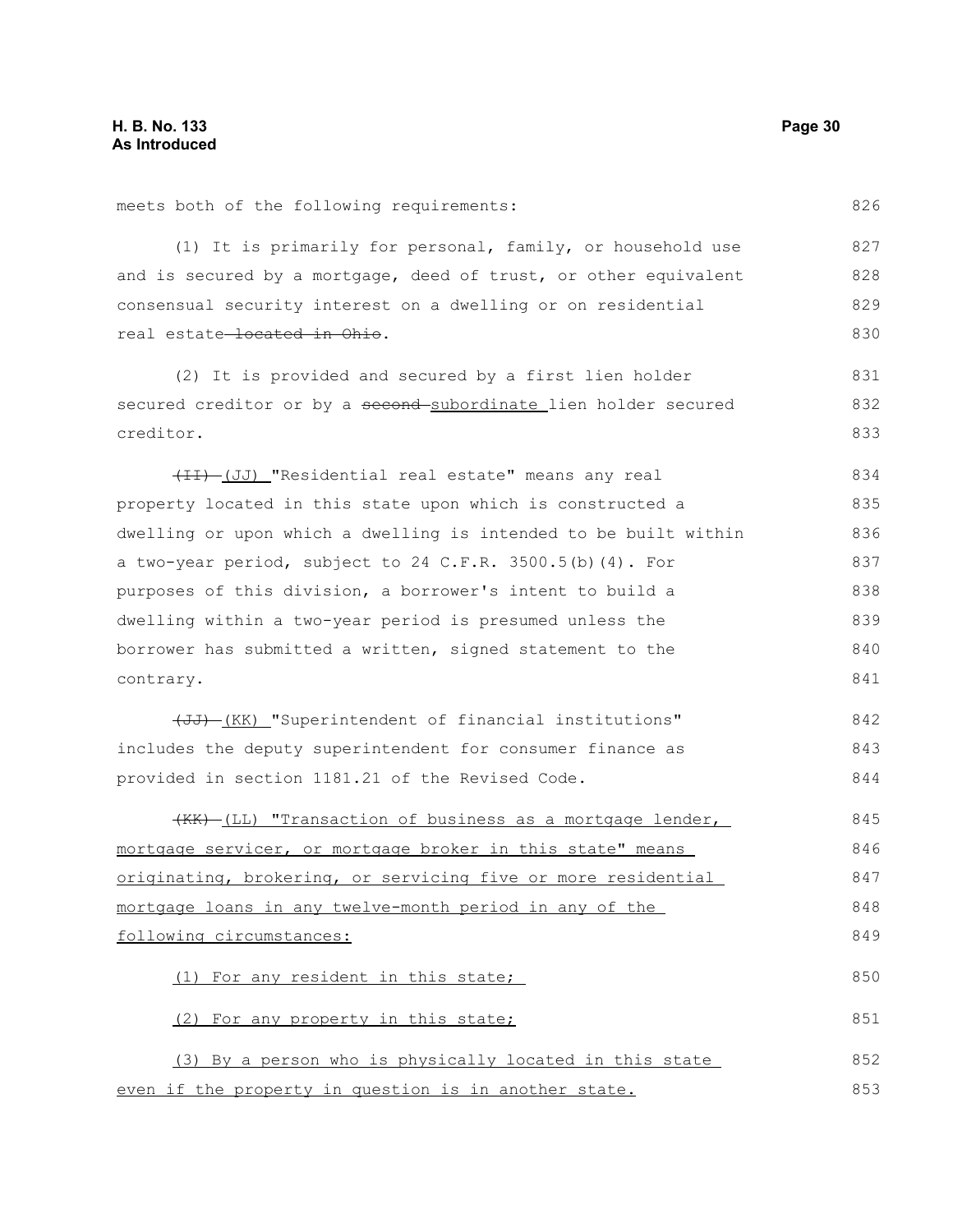meets both of the following requirements:

(1) It is primarily for personal, family, or household use and is secured by a mortgage, deed of trust, or other equivalent consensual security interest on a dwelling or on residential real estate ~~located in Ohio~~.

(2) It is provided and secured by a first lien holder secured creditor or by a ~~second~~ subordinate lien holder secured creditor.

~~(II)~~ (JJ) "Residential real estate" means any real property located in this state upon which is constructed a dwelling or upon which a dwelling is intended to be built within a two-year period, subject to 24 C.F.R. 3500.5(b)(4). For purposes of this division, a borrower's intent to build a dwelling within a two-year period is presumed unless the borrower has submitted a written, signed statement to the contrary.

~~(JJ)~~ (KK) "Superintendent of financial institutions" includes the deputy superintendent for consumer finance as provided in section 1181.21 of the Revised Code.

~~(KK)~~ (LL) "Transaction of business as a mortgage lender, mortgage servicer, or mortgage broker in this state" means originating, brokering, or servicing five or more residential mortgage loans in any twelve-month period in any of the following circumstances:

(1) For any resident in this state;

(2) For any property in this state;

(3) By a person who is physically located in this state even if the property in question is in another state.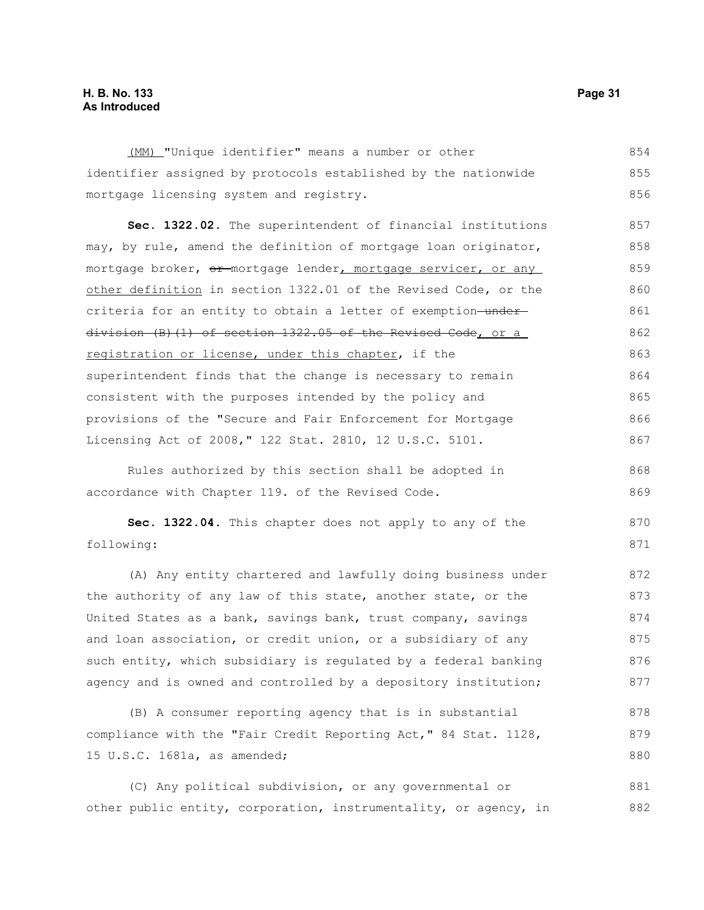(MM) "Unique identifier" means a number or other identifier assigned by protocols established by the nationwide mortgage licensing system and registry.

**Sec. 1322.02.** The superintendent of financial institutions may, by rule, amend the definition of mortgage loan originator, mortgage broker, ~~or~~ mortgage lender, mortgage servicer, or any other definition in section 1322.01 of the Revised Code, or the criteria for an entity to obtain a letter of exemption ~~under division (B)(1) of section 1322.05 of the Revised Code~~, or a registration or license, under this chapter, if the superintendent finds that the change is necessary to remain consistent with the purposes intended by the policy and provisions of the "Secure and Fair Enforcement for Mortgage Licensing Act of 2008," 122 Stat. 2810, 12 U.S.C. 5101.

Rules authorized by this section shall be adopted in accordance with Chapter 119. of the Revised Code.

**Sec. 1322.04.** This chapter does not apply to any of the following:

(A) Any entity chartered and lawfully doing business under the authority of any law of this state, another state, or the United States as a bank, savings bank, trust company, savings and loan association, or credit union, or a subsidiary of any such entity, which subsidiary is regulated by a federal banking agency and is owned and controlled by a depository institution;

(B) A consumer reporting agency that is in substantial compliance with the "Fair Credit Reporting Act," 84 Stat. 1128, 15 U.S.C. 1681a, as amended;

(C) Any political subdivision, or any governmental or other public entity, corporation, instrumentality, or agency, in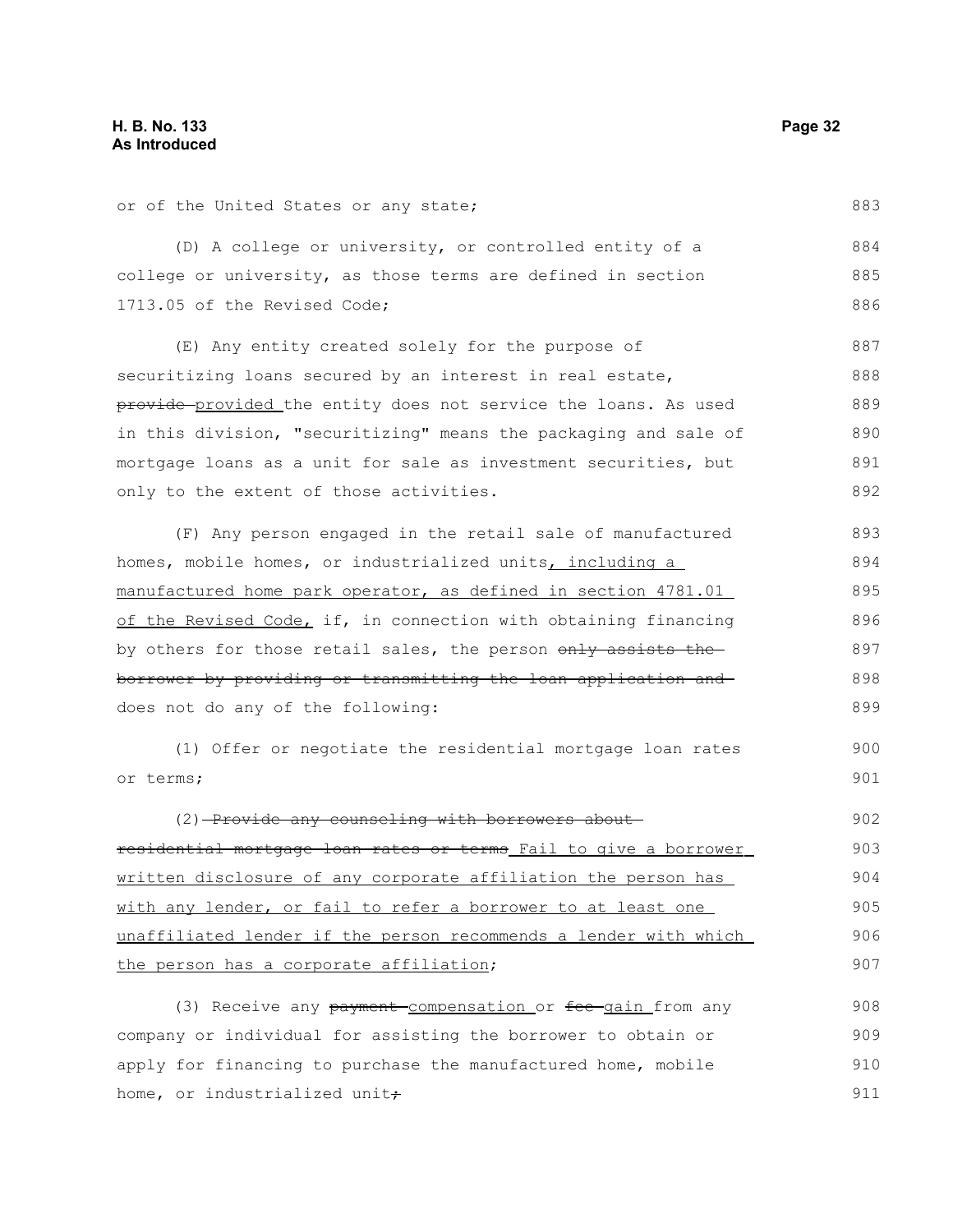or of the United States or any state;

(D) A college or university, or controlled entity of a college or university, as those terms are defined in section 1713.05 of the Revised Code;

(E) Any entity created solely for the purpose of securitizing loans secured by an interest in real estate, ~~provide~~ provided the entity does not service the loans. As used in this division, "securitizing" means the packaging and sale of mortgage loans as a unit for sale as investment securities, but only to the extent of those activities.

(F) Any person engaged in the retail sale of manufactured homes, mobile homes, or industrialized units, including a manufactured home park operator, as defined in section 4781.01 of the Revised Code, if, in connection with obtaining financing by others for those retail sales, the person ~~only assists the borrower by providing or transmitting the loan application and~~ does not do any of the following:

(1) Offer or negotiate the residential mortgage loan rates or terms;

(2) ~~Provide any counseling with borrowers about residential mortgage loan rates or terms~~ Fail to give a borrower written disclosure of any corporate affiliation the person has with any lender, or fail to refer a borrower to at least one unaffiliated lender if the person recommends a lender with which the person has a corporate affiliation;

(3) Receive any ~~payment~~ compensation or ~~fee~~ gain from any company or individual for assisting the borrower to obtain or apply for financing to purchase the manufactured home, mobile home, or industrialized unit~~;~~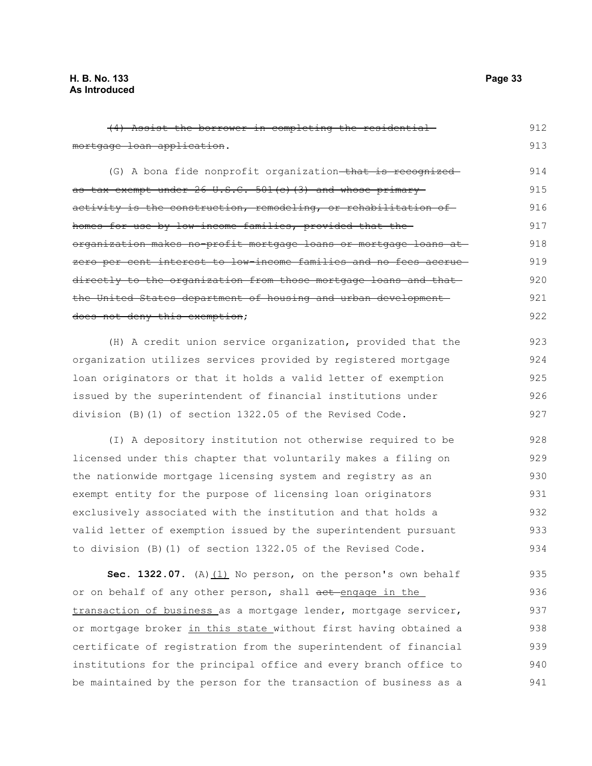~~(4) Assist the borrower in completing the residential mortgage loan application~~.

(G) A bona fide nonprofit organization ~~that is recognized as tax exempt under 26 U.S.C. 501(c)(3) and whose primary activity is the construction, remodeling, or rehabilitation of homes for use by low-income families, provided that the organization makes no-profit mortgage loans or mortgage loans at zero per cent interest to low-income families and no fees accrue directly to the organization from those mortgage loans and that the United States department of housing and urban development does not deny this exemption~~;

(H) A credit union service organization, provided that the organization utilizes services provided by registered mortgage loan originators or that it holds a valid letter of exemption issued by the superintendent of financial institutions under division (B)(1) of section 1322.05 of the Revised Code.

(I) A depository institution not otherwise required to be licensed under this chapter that voluntarily makes a filing on the nationwide mortgage licensing system and registry as an exempt entity for the purpose of licensing loan originators exclusively associated with the institution and that holds a valid letter of exemption issued by the superintendent pursuant to division (B)(1) of section 1322.05 of the Revised Code.

**Sec. 1322.07.** (A)<u>(1)</u> No person, on the person's own behalf or on behalf of any other person, shall ~~act~~ <u>engage in the transaction of business</u> as a mortgage lender, mortgage servicer, or mortgage broker <u>in this state</u> without first having obtained a certificate of registration from the superintendent of financial institutions for the principal office and every branch office to be maintained by the person for the transaction of business as a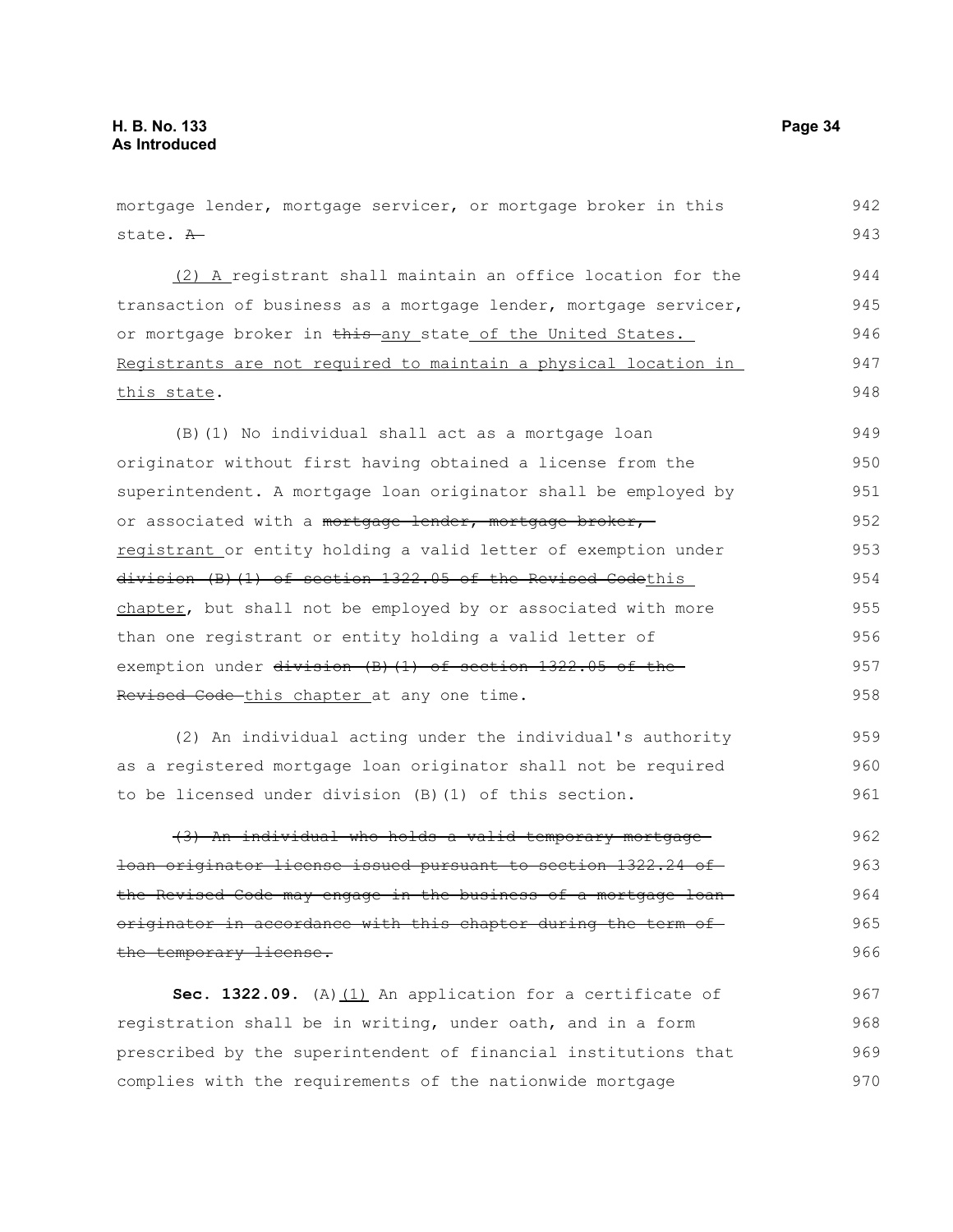mortgage lender, mortgage servicer, or mortgage broker in this state. ~~A~~

(2) A registrant shall maintain an office location for the transaction of business as a mortgage lender, mortgage servicer, or mortgage broker in ~~this~~ any state of the United States. Registrants are not required to maintain a physical location in this state.

(B)(1) No individual shall act as a mortgage loan originator without first having obtained a license from the superintendent. A mortgage loan originator shall be employed by or associated with a ~~mortgage lender, mortgage broker,~~ registrant or entity holding a valid letter of exemption under ~~division (B)(1) of section 1322.05 of the Revised Code~~this chapter, but shall not be employed by or associated with more than one registrant or entity holding a valid letter of exemption under ~~division (B)(1) of section 1322.05 of the Revised Code~~ this chapter at any one time.

(2) An individual acting under the individual's authority as a registered mortgage loan originator shall not be required to be licensed under division (B)(1) of this section.

~~(3) An individual who holds a valid temporary mortgage loan originator license issued pursuant to section 1322.24 of the Revised Code may engage in the business of a mortgage loan originator in accordance with this chapter during the term of the temporary license.~~

**Sec. 1322.09.** (A)(1) An application for a certificate of registration shall be in writing, under oath, and in a form prescribed by the superintendent of financial institutions that complies with the requirements of the nationwide mortgage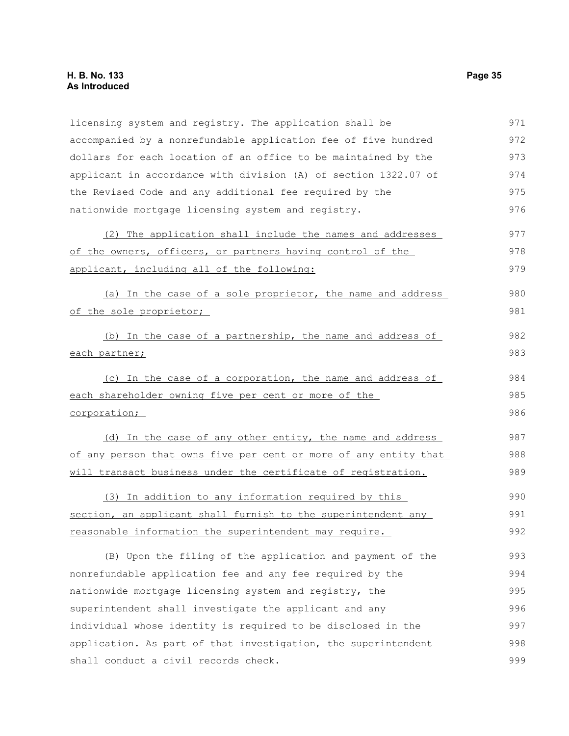licensing system and registry. The application shall be accompanied by a nonrefundable application fee of five hundred dollars for each location of an office to be maintained by the applicant in accordance with division (A) of section 1322.07 of the Revised Code and any additional fee required by the nationwide mortgage licensing system and registry.

(2) The application shall include the names and addresses of the owners, officers, or partners having control of the applicant, including all of the following:

(a) In the case of a sole proprietor, the name and address of the sole proprietor;

(b) In the case of a partnership, the name and address of each partner;

(c) In the case of a corporation, the name and address of each shareholder owning five per cent or more of the corporation;

(d) In the case of any other entity, the name and address of any person that owns five per cent or more of any entity that will transact business under the certificate of registration.

(3) In addition to any information required by this section, an applicant shall furnish to the superintendent any reasonable information the superintendent may require.

(B) Upon the filing of the application and payment of the nonrefundable application fee and any fee required by the nationwide mortgage licensing system and registry, the superintendent shall investigate the applicant and any individual whose identity is required to be disclosed in the application. As part of that investigation, the superintendent shall conduct a civil records check.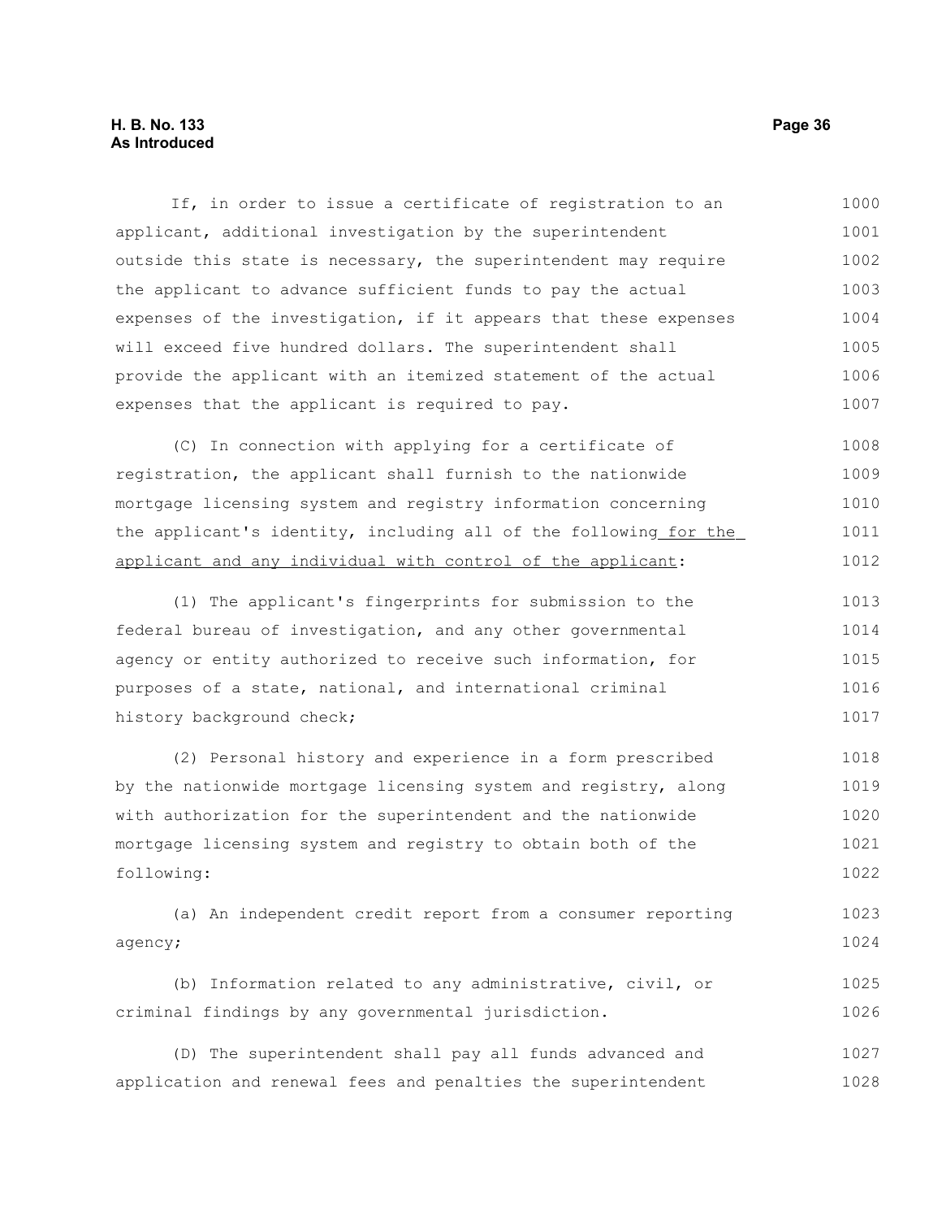If, in order to issue a certificate of registration to an applicant, additional investigation by the superintendent outside this state is necessary, the superintendent may require the applicant to advance sufficient funds to pay the actual expenses of the investigation, if it appears that these expenses will exceed five hundred dollars. The superintendent shall provide the applicant with an itemized statement of the actual expenses that the applicant is required to pay.

(C) In connection with applying for a certificate of registration, the applicant shall furnish to the nationwide mortgage licensing system and registry information concerning the applicant's identity, including all of the following <u>for the applicant and any individual with control of the applicant</u>:

(1) The applicant's fingerprints for submission to the federal bureau of investigation, and any other governmental agency or entity authorized to receive such information, for purposes of a state, national, and international criminal history background check;

(2) Personal history and experience in a form prescribed by the nationwide mortgage licensing system and registry, along with authorization for the superintendent and the nationwide mortgage licensing system and registry to obtain both of the following:

(a) An independent credit report from a consumer reporting agency;

(b) Information related to any administrative, civil, or criminal findings by any governmental jurisdiction.

(D) The superintendent shall pay all funds advanced and application and renewal fees and penalties the superintendent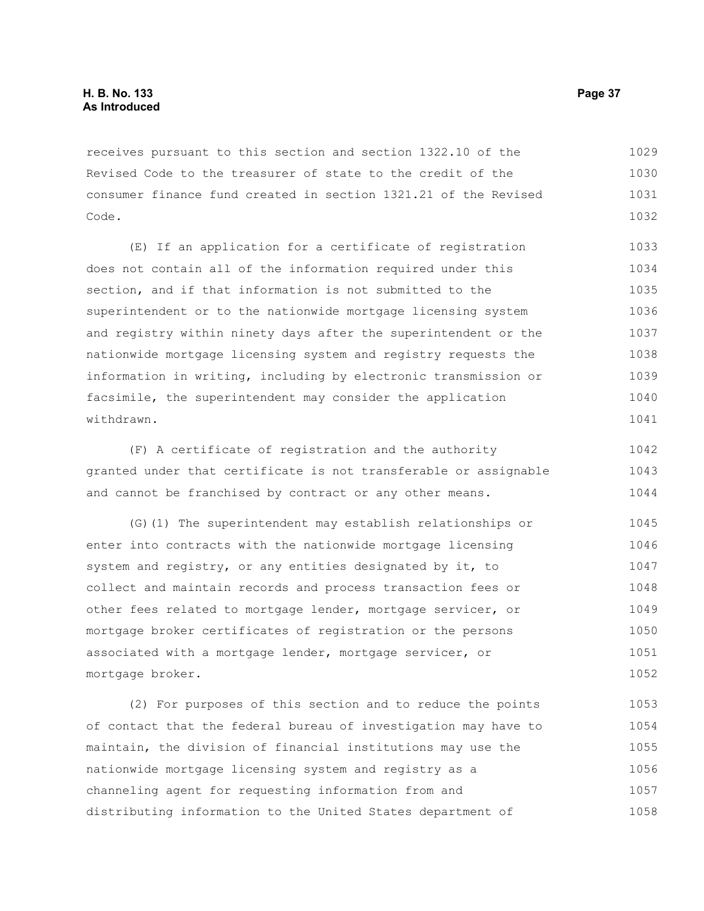receives pursuant to this section and section 1322.10 of the Revised Code to the treasurer of state to the credit of the consumer finance fund created in section 1321.21 of the Revised Code.

(E) If an application for a certificate of registration does not contain all of the information required under this section, and if that information is not submitted to the superintendent or to the nationwide mortgage licensing system and registry within ninety days after the superintendent or the nationwide mortgage licensing system and registry requests the information in writing, including by electronic transmission or facsimile, the superintendent may consider the application withdrawn.

(F) A certificate of registration and the authority granted under that certificate is not transferable or assignable and cannot be franchised by contract or any other means.

(G)(1) The superintendent may establish relationships or enter into contracts with the nationwide mortgage licensing system and registry, or any entities designated by it, to collect and maintain records and process transaction fees or other fees related to mortgage lender, mortgage servicer, or mortgage broker certificates of registration or the persons associated with a mortgage lender, mortgage servicer, or mortgage broker.

(2) For purposes of this section and to reduce the points of contact that the federal bureau of investigation may have to maintain, the division of financial institutions may use the nationwide mortgage licensing system and registry as a channeling agent for requesting information from and distributing information to the United States department of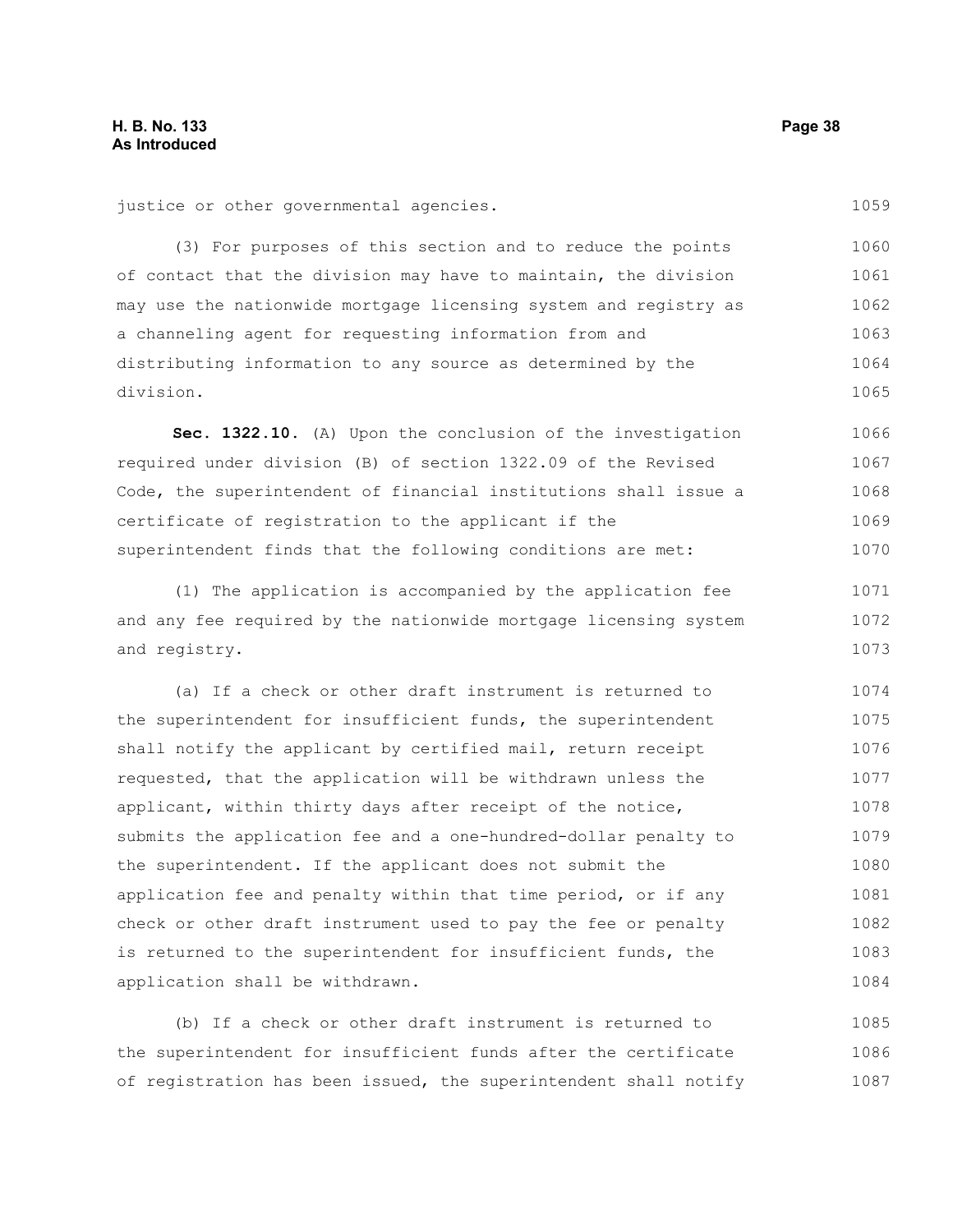justice or other governmental agencies.

(3) For purposes of this section and to reduce the points of contact that the division may have to maintain, the division may use the nationwide mortgage licensing system and registry as a channeling agent for requesting information from and distributing information to any source as determined by the division.

**Sec. 1322.10.** (A) Upon the conclusion of the investigation required under division (B) of section 1322.09 of the Revised Code, the superintendent of financial institutions shall issue a certificate of registration to the applicant if the superintendent finds that the following conditions are met:

(1) The application is accompanied by the application fee and any fee required by the nationwide mortgage licensing system and registry.

(a) If a check or other draft instrument is returned to the superintendent for insufficient funds, the superintendent shall notify the applicant by certified mail, return receipt requested, that the application will be withdrawn unless the applicant, within thirty days after receipt of the notice, submits the application fee and a one-hundred-dollar penalty to the superintendent. If the applicant does not submit the application fee and penalty within that time period, or if any check or other draft instrument used to pay the fee or penalty is returned to the superintendent for insufficient funds, the application shall be withdrawn.

(b) If a check or other draft instrument is returned to the superintendent for insufficient funds after the certificate of registration has been issued, the superintendent shall notify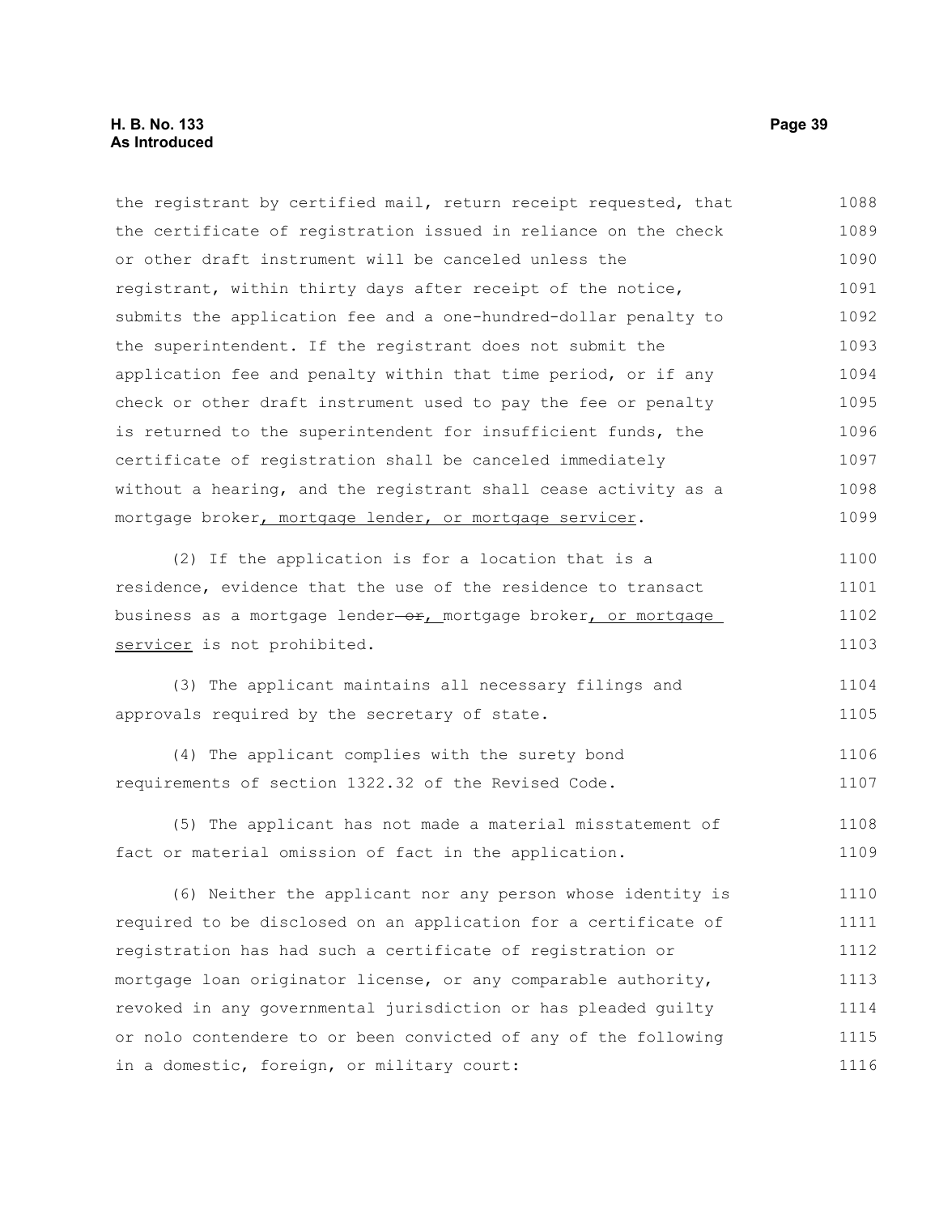the registrant by certified mail, return receipt requested, that the certificate of registration issued in reliance on the check or other draft instrument will be canceled unless the registrant, within thirty days after receipt of the notice, submits the application fee and a one-hundred-dollar penalty to the superintendent. If the registrant does not submit the application fee and penalty within that time period, or if any check or other draft instrument used to pay the fee or penalty is returned to the superintendent for insufficient funds, the certificate of registration shall be canceled immediately without a hearing, and the registrant shall cease activity as a mortgage broker, mortgage lender, or mortgage servicer.

(2) If the application is for a location that is a residence, evidence that the use of the residence to transact business as a mortgage lender ~~or~~, mortgage broker, or mortgage servicer is not prohibited.

(3) The applicant maintains all necessary filings and approvals required by the secretary of state.

(4) The applicant complies with the surety bond requirements of section 1322.32 of the Revised Code.

(5) The applicant has not made a material misstatement of fact or material omission of fact in the application.

(6) Neither the applicant nor any person whose identity is required to be disclosed on an application for a certificate of registration has had such a certificate of registration or mortgage loan originator license, or any comparable authority, revoked in any governmental jurisdiction or has pleaded guilty or nolo contendere to or been convicted of any of the following in a domestic, foreign, or military court: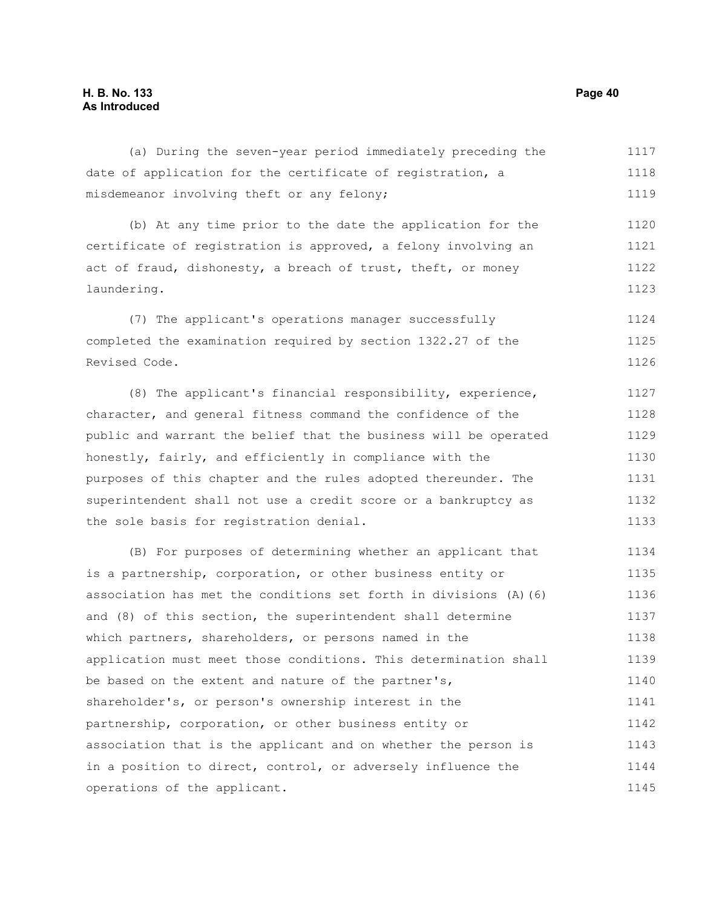(a) During the seven-year period immediately preceding the date of application for the certificate of registration, a misdemeanor involving theft or any felony;

(b) At any time prior to the date the application for the certificate of registration is approved, a felony involving an act of fraud, dishonesty, a breach of trust, theft, or money laundering.

(7) The applicant's operations manager successfully completed the examination required by section 1322.27 of the Revised Code.

(8) The applicant's financial responsibility, experience, character, and general fitness command the confidence of the public and warrant the belief that the business will be operated honestly, fairly, and efficiently in compliance with the purposes of this chapter and the rules adopted thereunder. The superintendent shall not use a credit score or a bankruptcy as the sole basis for registration denial.

(B) For purposes of determining whether an applicant that is a partnership, corporation, or other business entity or association has met the conditions set forth in divisions (A)(6) and (8) of this section, the superintendent shall determine which partners, shareholders, or persons named in the application must meet those conditions. This determination shall be based on the extent and nature of the partner's, shareholder's, or person's ownership interest in the partnership, corporation, or other business entity or association that is the applicant and on whether the person is in a position to direct, control, or adversely influence the operations of the applicant.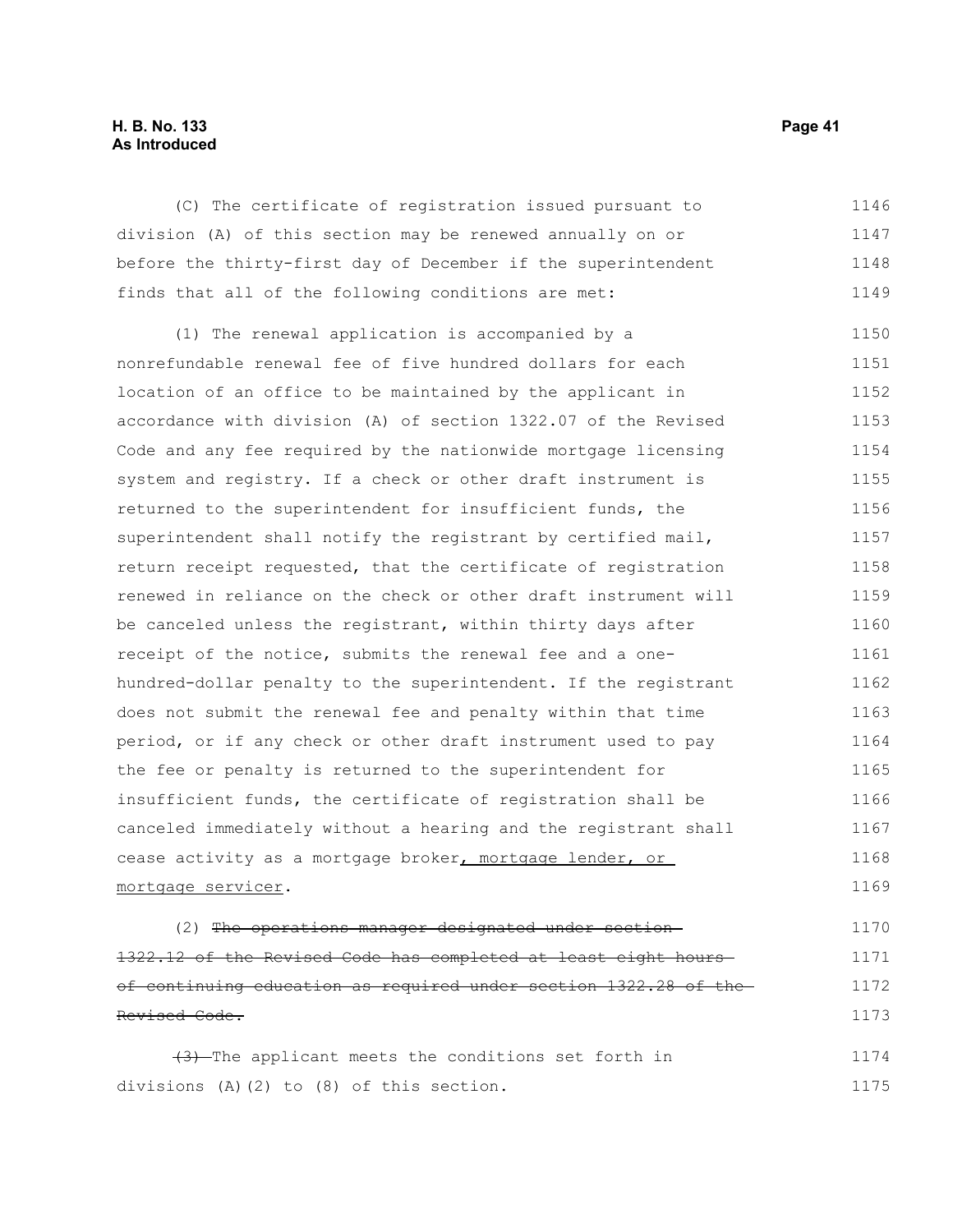(C) The certificate of registration issued pursuant to division (A) of this section may be renewed annually on or before the thirty-first day of December if the superintendent finds that all of the following conditions are met:

(1) The renewal application is accompanied by a nonrefundable renewal fee of five hundred dollars for each location of an office to be maintained by the applicant in accordance with division (A) of section 1322.07 of the Revised Code and any fee required by the nationwide mortgage licensing system and registry. If a check or other draft instrument is returned to the superintendent for insufficient funds, the superintendent shall notify the registrant by certified mail, return receipt requested, that the certificate of registration renewed in reliance on the check or other draft instrument will be canceled unless the registrant, within thirty days after receipt of the notice, submits the renewal fee and a one-hundred-dollar penalty to the superintendent. If the registrant does not submit the renewal fee and penalty within that time period, or if any check or other draft instrument used to pay the fee or penalty is returned to the superintendent for insufficient funds, the certificate of registration shall be canceled immediately without a hearing and the registrant shall cease activity as a mortgage broker, mortgage lender, or mortgage servicer.

(2) ~~The operations manager designated under section 1322.12 of the Revised Code has completed at least eight hours of continuing education as required under section 1322.28 of the Revised Code.~~

~~(3)~~ The applicant meets the conditions set forth in divisions (A)(2) to (8) of this section.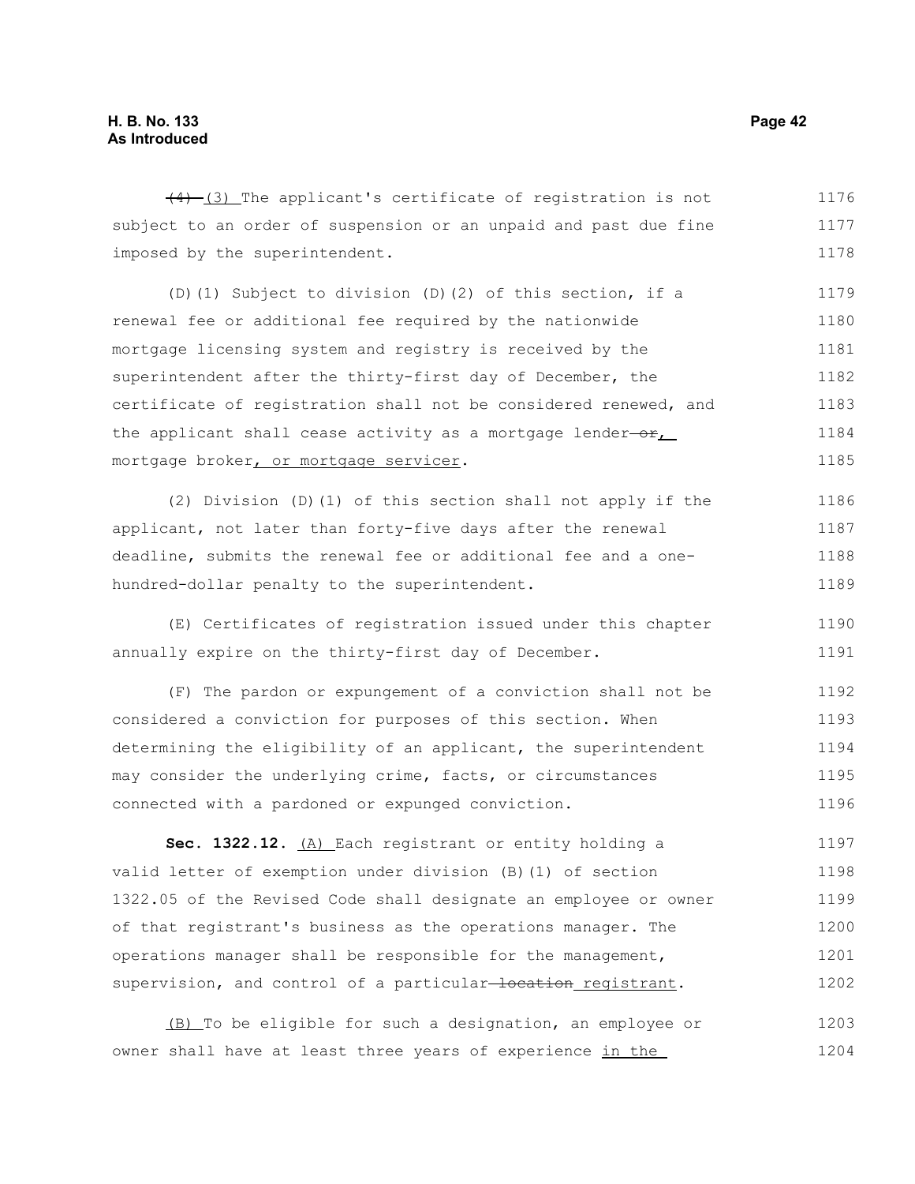~~(4)~~ (3) The applicant's certificate of registration is not subject to an order of suspension or an unpaid and past due fine imposed by the superintendent.

(D)(1) Subject to division (D)(2) of this section, if a renewal fee or additional fee required by the nationwide mortgage licensing system and registry is received by the superintendent after the thirty-first day of December, the certificate of registration shall not be considered renewed, and the applicant shall cease activity as a mortgage lender ~~or~~, mortgage broker, or mortgage servicer.

(2) Division (D)(1) of this section shall not apply if the applicant, not later than forty-five days after the renewal deadline, submits the renewal fee or additional fee and a one-hundred-dollar penalty to the superintendent.

(E) Certificates of registration issued under this chapter annually expire on the thirty-first day of December.

(F) The pardon or expungement of a conviction shall not be considered a conviction for purposes of this section. When determining the eligibility of an applicant, the superintendent may consider the underlying crime, facts, or circumstances connected with a pardoned or expunged conviction.

**Sec. 1322.12.** (A) Each registrant or entity holding a valid letter of exemption under division (B)(1) of section 1322.05 of the Revised Code shall designate an employee or owner of that registrant's business as the operations manager. The operations manager shall be responsible for the management, supervision, and control of a particular ~~location~~ registrant.

(B) To be eligible for such a designation, an employee or owner shall have at least three years of experience in the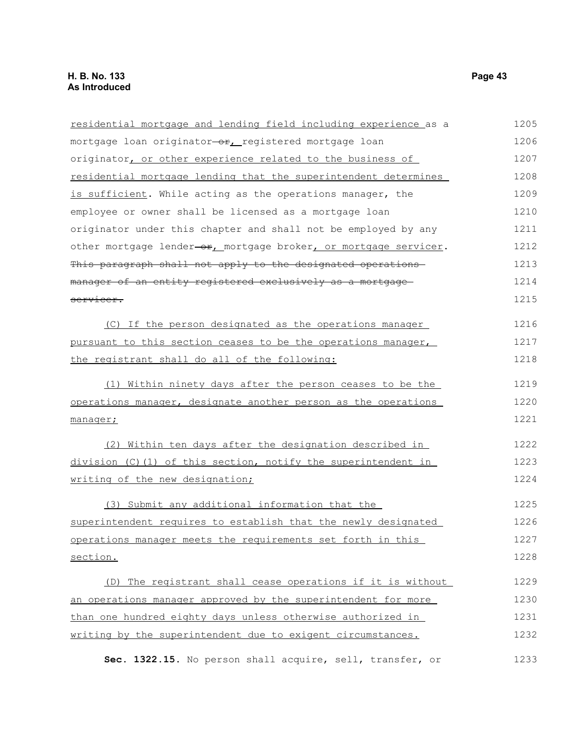residential mortgage and lending field including experience as a mortgage loan originator ~~or~~, registered mortgage loan originator, or other experience related to the business of residential mortgage lending that the superintendent determines is sufficient. While acting as the operations manager, the employee or owner shall be licensed as a mortgage loan originator under this chapter and shall not be employed by any other mortgage lender ~~or~~, mortgage broker, or mortgage servicer. ~~This paragraph shall not apply to the designated operations manager of an entity registered exclusively as a mortgage servicer.~~

(C) If the person designated as the operations manager pursuant to this section ceases to be the operations manager, the registrant shall do all of the following:

(1) Within ninety days after the person ceases to be the operations manager, designate another person as the operations manager;

(2) Within ten days after the designation described in division (C)(1) of this section, notify the superintendent in writing of the new designation;

(3) Submit any additional information that the superintendent requires to establish that the newly designated operations manager meets the requirements set forth in this section.

(D) The registrant shall cease operations if it is without an operations manager approved by the superintendent for more than one hundred eighty days unless otherwise authorized in writing by the superintendent due to exigent circumstances.

**Sec. 1322.15.** No person shall acquire, sell, transfer, or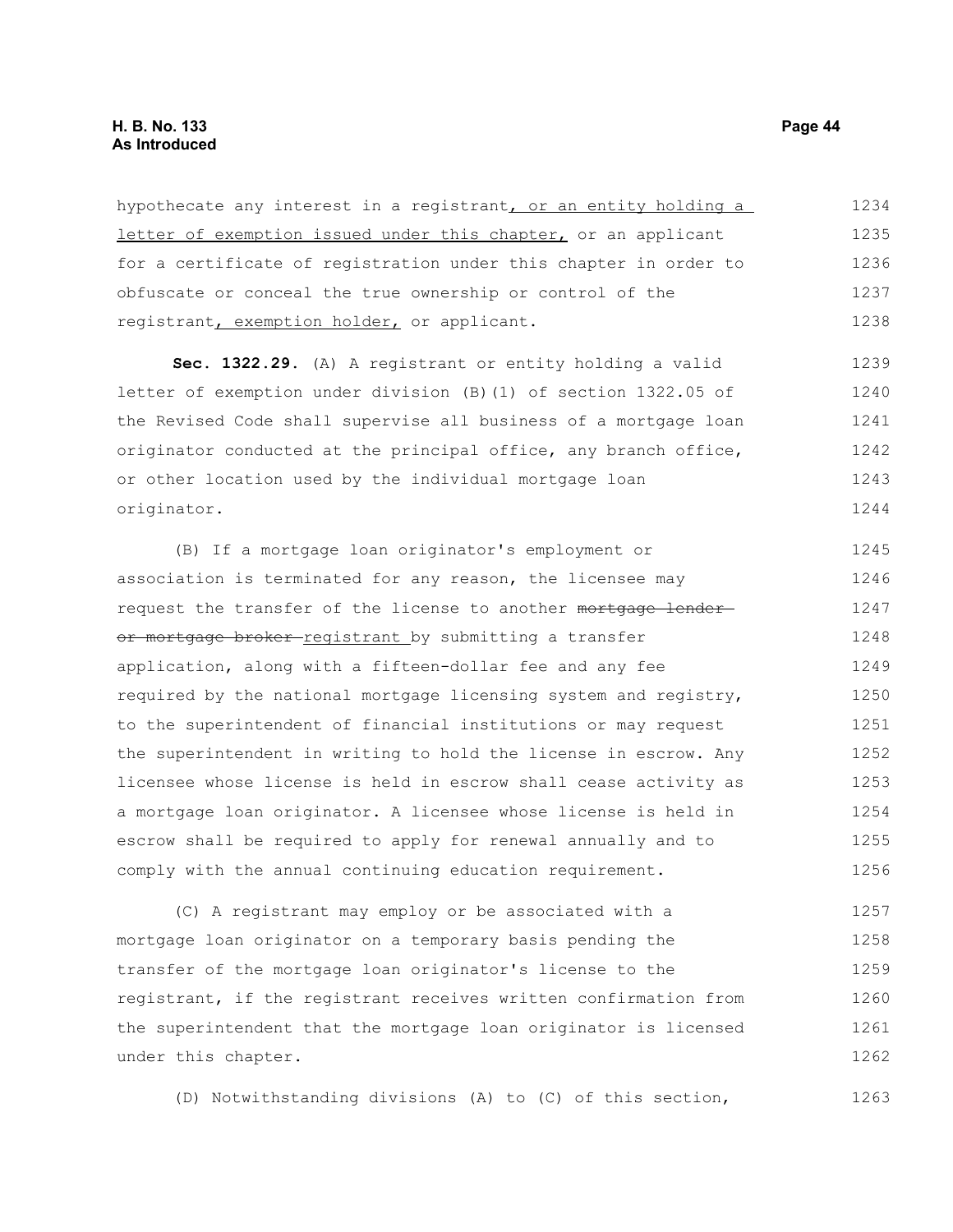hypothecate any interest in a registrant, or an entity holding a letter of exemption issued under this chapter, or an applicant for a certificate of registration under this chapter in order to obfuscate or conceal the true ownership or control of the registrant, exemption holder, or applicant.

**Sec. 1322.29.** (A) A registrant or entity holding a valid letter of exemption under division (B)(1) of section 1322.05 of the Revised Code shall supervise all business of a mortgage loan originator conducted at the principal office, any branch office, or other location used by the individual mortgage loan originator.

(B) If a mortgage loan originator's employment or association is terminated for any reason, the licensee may request the transfer of the license to another ~~mortgage lender or mortgage broker~~ registrant by submitting a transfer application, along with a fifteen-dollar fee and any fee required by the national mortgage licensing system and registry, to the superintendent of financial institutions or may request the superintendent in writing to hold the license in escrow. Any licensee whose license is held in escrow shall cease activity as a mortgage loan originator. A licensee whose license is held in escrow shall be required to apply for renewal annually and to comply with the annual continuing education requirement.

(C) A registrant may employ or be associated with a mortgage loan originator on a temporary basis pending the transfer of the mortgage loan originator's license to the registrant, if the registrant receives written confirmation from the superintendent that the mortgage loan originator is licensed under this chapter.

(D) Notwithstanding divisions (A) to (C) of this section,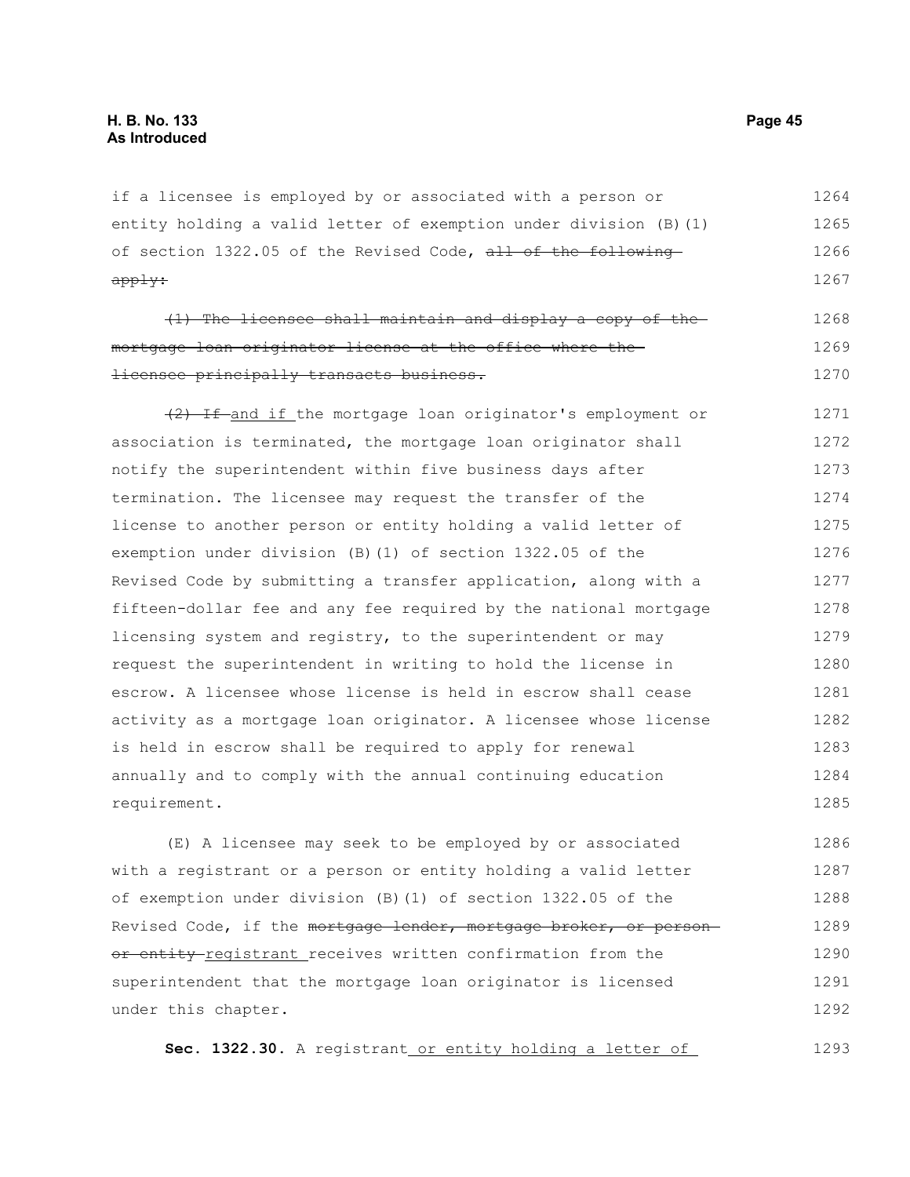if a licensee is employed by or associated with a person or entity holding a valid letter of exemption under division (B)(1) of section 1322.05 of the Revised Code, ~~all of the following apply:~~

~~(1) The licensee shall maintain and display a copy of the mortgage loan originator license at the office where the licensee principally transacts business.~~

~~(2) If~~ and if the mortgage loan originator's employment or association is terminated, the mortgage loan originator shall notify the superintendent within five business days after termination. The licensee may request the transfer of the license to another person or entity holding a valid letter of exemption under division (B)(1) of section 1322.05 of the Revised Code by submitting a transfer application, along with a fifteen-dollar fee and any fee required by the national mortgage licensing system and registry, to the superintendent or may request the superintendent in writing to hold the license in escrow. A licensee whose license is held in escrow shall cease activity as a mortgage loan originator. A licensee whose license is held in escrow shall be required to apply for renewal annually and to comply with the annual continuing education requirement.

(E) A licensee may seek to be employed by or associated with a registrant or a person or entity holding a valid letter of exemption under division (B)(1) of section 1322.05 of the Revised Code, if the ~~mortgage lender, mortgage broker, or person or entity~~ registrant receives written confirmation from the superintendent that the mortgage loan originator is licensed under this chapter.

**Sec. 1322.30.** A registrant or entity holding a letter of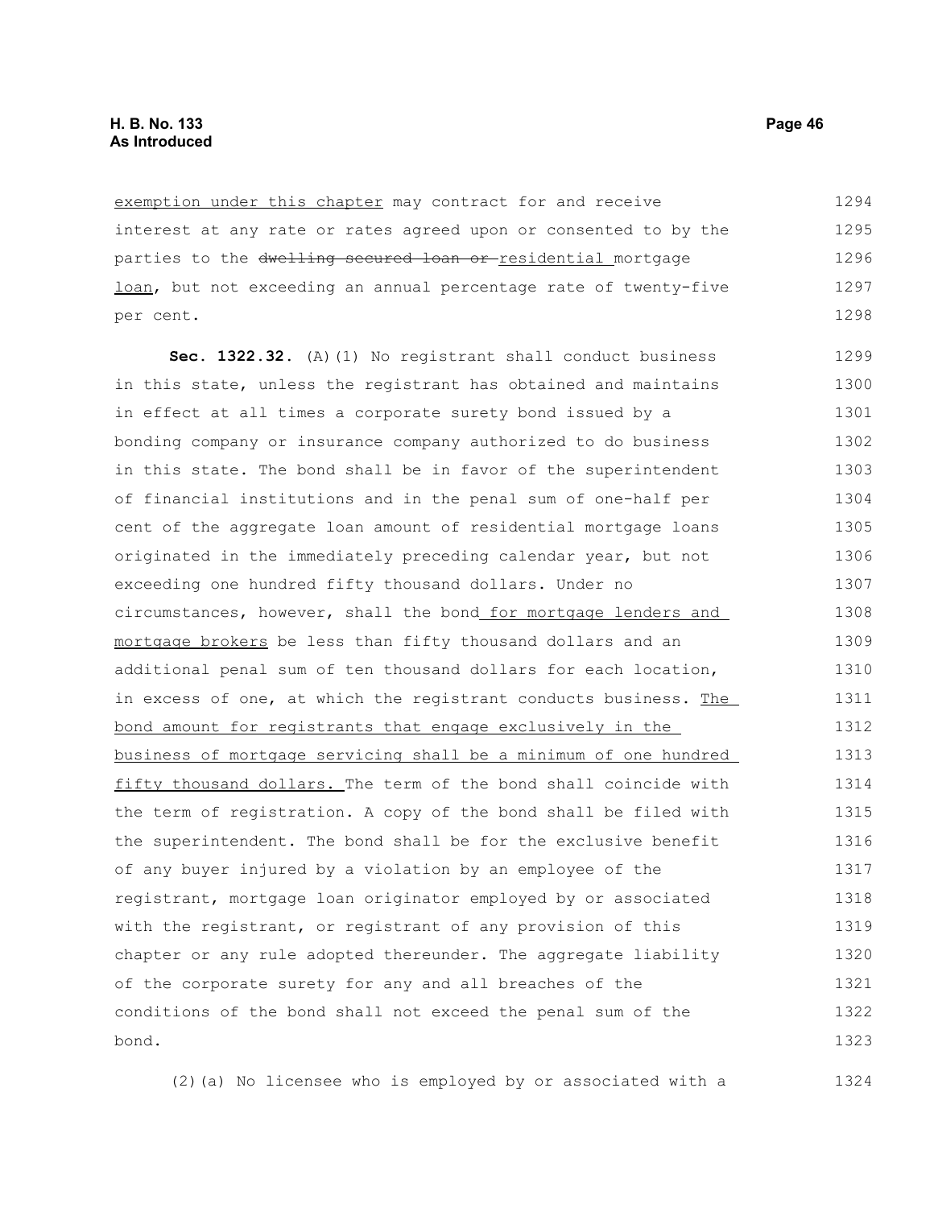exemption under this chapter may contract for and receive interest at any rate or rates agreed upon or consented to by the parties to the ~~dwelling secured loan or~~ residential mortgage loan, but not exceeding an annual percentage rate of twenty-five per cent.

**Sec. 1322.32.** (A)(1) No registrant shall conduct business in this state, unless the registrant has obtained and maintains in effect at all times a corporate surety bond issued by a bonding company or insurance company authorized to do business in this state. The bond shall be in favor of the superintendent of financial institutions and in the penal sum of one-half per cent of the aggregate loan amount of residential mortgage loans originated in the immediately preceding calendar year, but not exceeding one hundred fifty thousand dollars. Under no circumstances, however, shall the bond for mortgage lenders and mortgage brokers be less than fifty thousand dollars and an additional penal sum of ten thousand dollars for each location, in excess of one, at which the registrant conducts business. The bond amount for registrants that engage exclusively in the business of mortgage servicing shall be a minimum of one hundred fifty thousand dollars. The term of the bond shall coincide with the term of registration. A copy of the bond shall be filed with the superintendent. The bond shall be for the exclusive benefit of any buyer injured by a violation by an employee of the registrant, mortgage loan originator employed by or associated with the registrant, or registrant of any provision of this chapter or any rule adopted thereunder. The aggregate liability of the corporate surety for any and all breaches of the conditions of the bond shall not exceed the penal sum of the bond.

(2)(a) No licensee who is employed by or associated with a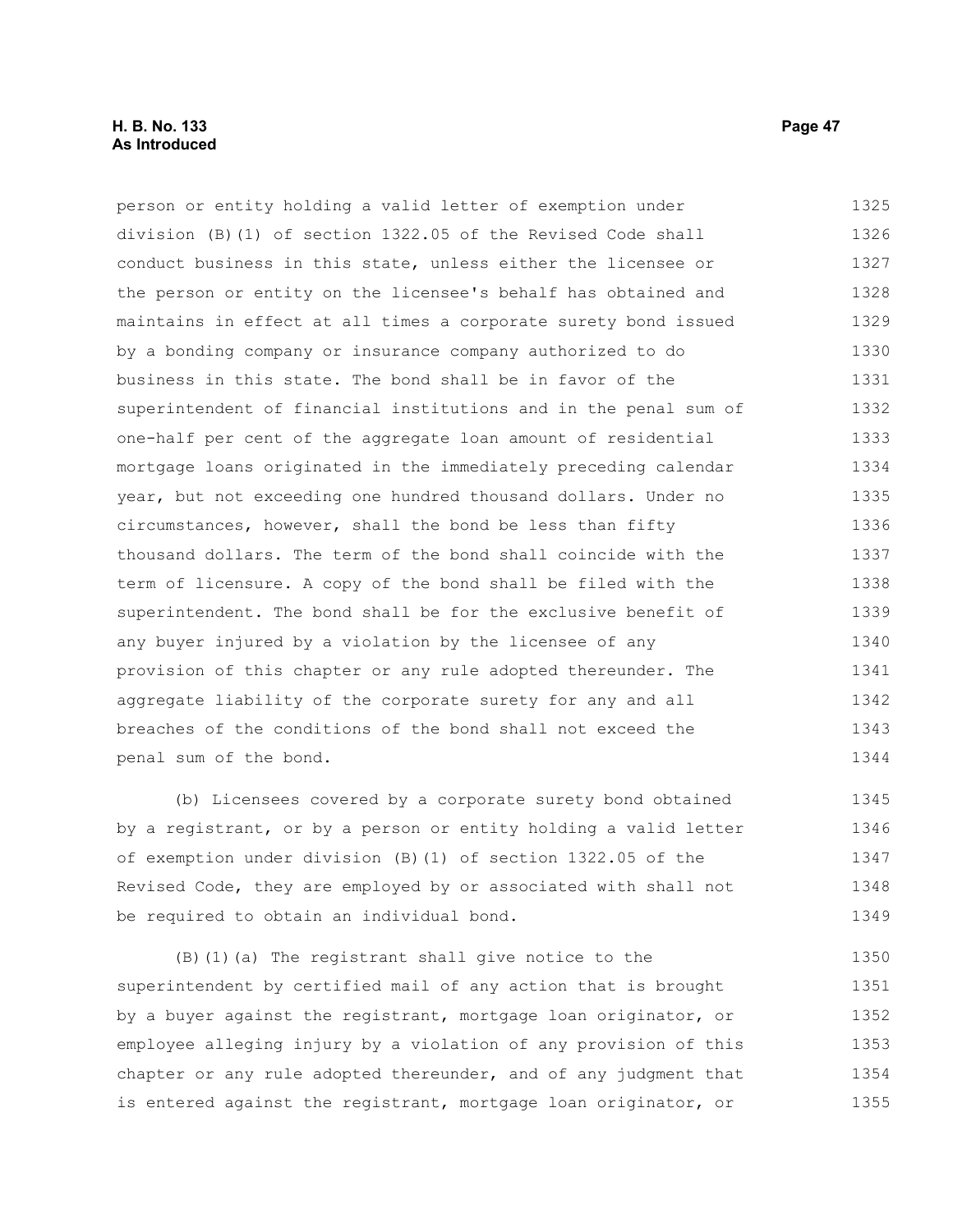person or entity holding a valid letter of exemption under division (B)(1) of section 1322.05 of the Revised Code shall conduct business in this state, unless either the licensee or the person or entity on the licensee's behalf has obtained and maintains in effect at all times a corporate surety bond issued by a bonding company or insurance company authorized to do business in this state. The bond shall be in favor of the superintendent of financial institutions and in the penal sum of one-half per cent of the aggregate loan amount of residential mortgage loans originated in the immediately preceding calendar year, but not exceeding one hundred thousand dollars. Under no circumstances, however, shall the bond be less than fifty thousand dollars. The term of the bond shall coincide with the term of licensure. A copy of the bond shall be filed with the superintendent. The bond shall be for the exclusive benefit of any buyer injured by a violation by the licensee of any provision of this chapter or any rule adopted thereunder. The aggregate liability of the corporate surety for any and all breaches of the conditions of the bond shall not exceed the penal sum of the bond.

(b) Licensees covered by a corporate surety bond obtained by a registrant, or by a person or entity holding a valid letter of exemption under division (B)(1) of section 1322.05 of the Revised Code, they are employed by or associated with shall not be required to obtain an individual bond.

(B)(1)(a) The registrant shall give notice to the superintendent by certified mail of any action that is brought by a buyer against the registrant, mortgage loan originator, or employee alleging injury by a violation of any provision of this chapter or any rule adopted thereunder, and of any judgment that is entered against the registrant, mortgage loan originator, or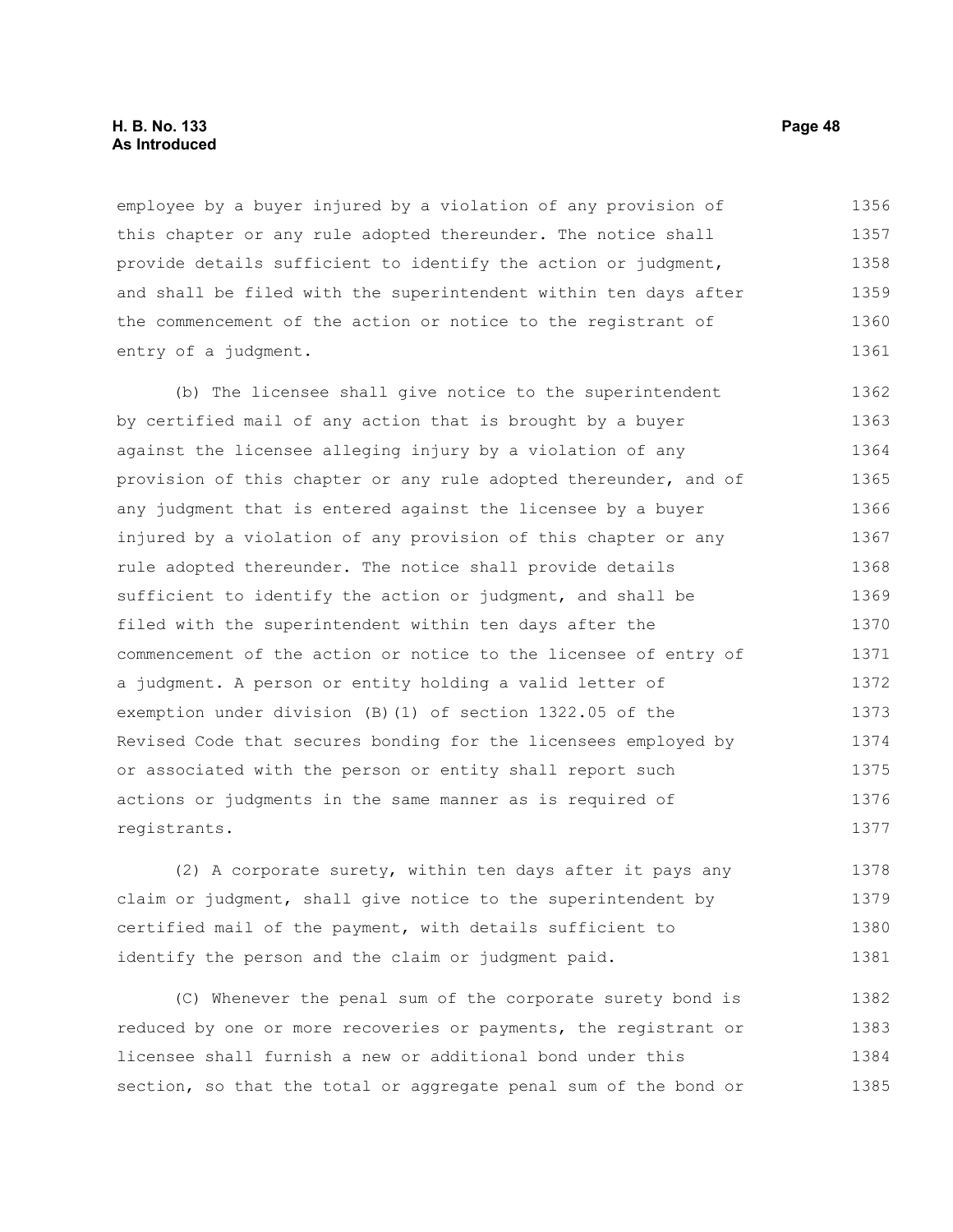employee by a buyer injured by a violation of any provision of this chapter or any rule adopted thereunder. The notice shall provide details sufficient to identify the action or judgment, and shall be filed with the superintendent within ten days after the commencement of the action or notice to the registrant of entry of a judgment.

(b) The licensee shall give notice to the superintendent by certified mail of any action that is brought by a buyer against the licensee alleging injury by a violation of any provision of this chapter or any rule adopted thereunder, and of any judgment that is entered against the licensee by a buyer injured by a violation of any provision of this chapter or any rule adopted thereunder. The notice shall provide details sufficient to identify the action or judgment, and shall be filed with the superintendent within ten days after the commencement of the action or notice to the licensee of entry of a judgment. A person or entity holding a valid letter of exemption under division (B)(1) of section 1322.05 of the Revised Code that secures bonding for the licensees employed by or associated with the person or entity shall report such actions or judgments in the same manner as is required of registrants.

(2) A corporate surety, within ten days after it pays any claim or judgment, shall give notice to the superintendent by certified mail of the payment, with details sufficient to identify the person and the claim or judgment paid.

(C) Whenever the penal sum of the corporate surety bond is reduced by one or more recoveries or payments, the registrant or licensee shall furnish a new or additional bond under this section, so that the total or aggregate penal sum of the bond or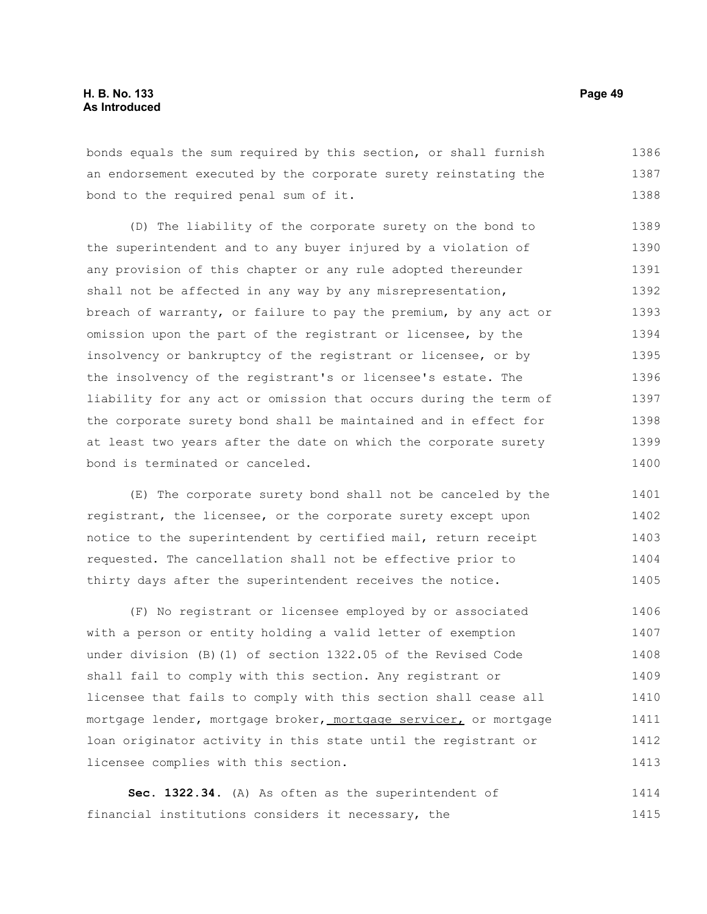bonds equals the sum required by this section, or shall furnish an endorsement executed by the corporate surety reinstating the bond to the required penal sum of it.

(D) The liability of the corporate surety on the bond to the superintendent and to any buyer injured by a violation of any provision of this chapter or any rule adopted thereunder shall not be affected in any way by any misrepresentation, breach of warranty, or failure to pay the premium, by any act or omission upon the part of the registrant or licensee, by the insolvency or bankruptcy of the registrant or licensee, or by the insolvency of the registrant's or licensee's estate. The liability for any act or omission that occurs during the term of the corporate surety bond shall be maintained and in effect for at least two years after the date on which the corporate surety bond is terminated or canceled.

(E) The corporate surety bond shall not be canceled by the registrant, the licensee, or the corporate surety except upon notice to the superintendent by certified mail, return receipt requested. The cancellation shall not be effective prior to thirty days after the superintendent receives the notice.

(F) No registrant or licensee employed by or associated with a person or entity holding a valid letter of exemption under division (B)(1) of section 1322.05 of the Revised Code shall fail to comply with this section. Any registrant or licensee that fails to comply with this section shall cease all mortgage lender, mortgage broker, mortgage servicer, or mortgage loan originator activity in this state until the registrant or licensee complies with this section.

**Sec. 1322.34.** (A) As often as the superintendent of financial institutions considers it necessary, the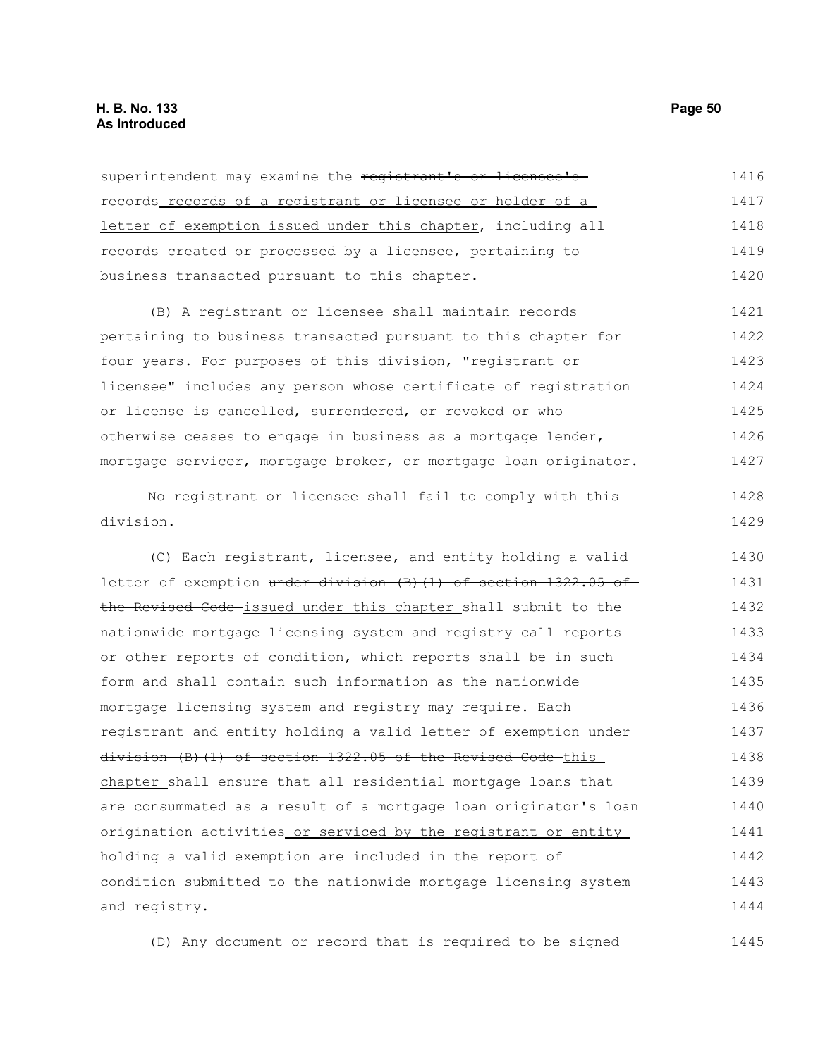superintendent may examine the ~~registrant's or licensee's records~~ records of a registrant or licensee or holder of a letter of exemption issued under this chapter, including all records created or processed by a licensee, pertaining to business transacted pursuant to this chapter.

(B) A registrant or licensee shall maintain records pertaining to business transacted pursuant to this chapter for four years. For purposes of this division, "registrant or licensee" includes any person whose certificate of registration or license is cancelled, surrendered, or revoked or who otherwise ceases to engage in business as a mortgage lender, mortgage servicer, mortgage broker, or mortgage loan originator.

No registrant or licensee shall fail to comply with this division.

(C) Each registrant, licensee, and entity holding a valid letter of exemption ~~under division (B)(1) of section 1322.05 of the Revised Code~~ issued under this chapter shall submit to the nationwide mortgage licensing system and registry call reports or other reports of condition, which reports shall be in such form and shall contain such information as the nationwide mortgage licensing system and registry may require. Each registrant and entity holding a valid letter of exemption under ~~division (B)(1) of section 1322.05 of the Revised Code~~ this chapter shall ensure that all residential mortgage loans that are consummated as a result of a mortgage loan originator's loan origination activities or serviced by the registrant or entity holding a valid exemption are included in the report of condition submitted to the nationwide mortgage licensing system and registry.

(D) Any document or record that is required to be signed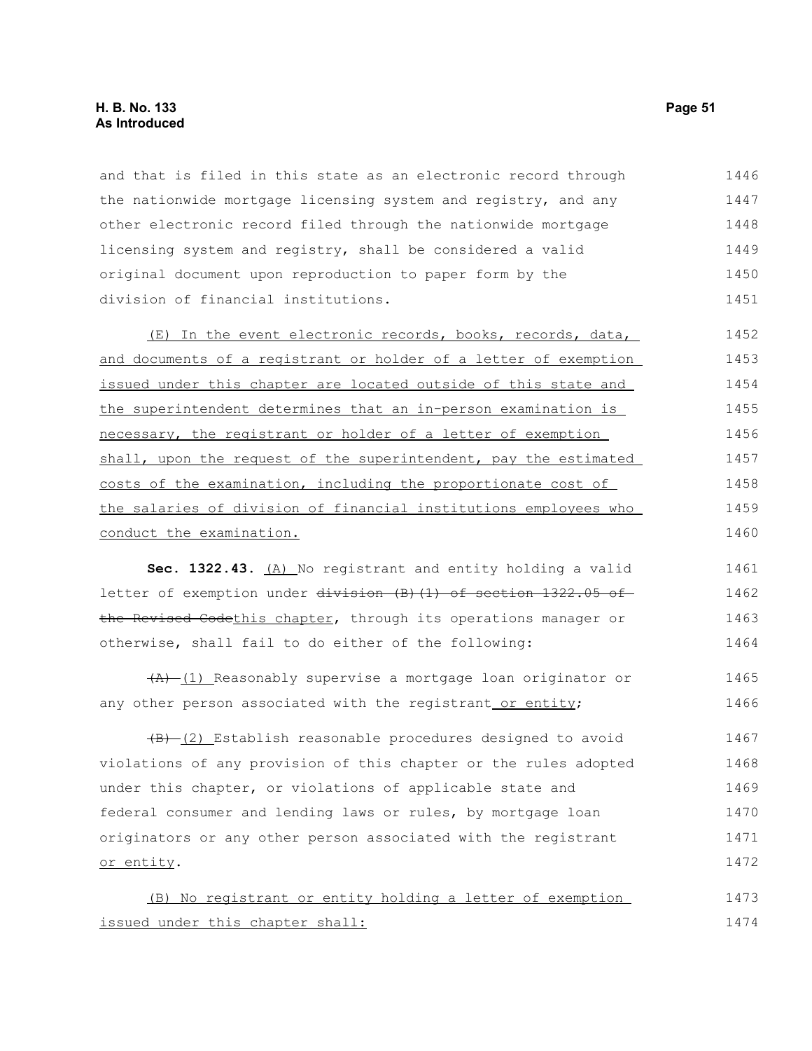and that is filed in this state as an electronic record through the nationwide mortgage licensing system and registry, and any other electronic record filed through the nationwide mortgage licensing system and registry, shall be considered a valid original document upon reproduction to paper form by the division of financial institutions.

(E) In the event electronic records, books, records, data, and documents of a registrant or holder of a letter of exemption issued under this chapter are located outside of this state and the superintendent determines that an in-person examination is necessary, the registrant or holder of a letter of exemption shall, upon the request of the superintendent, pay the estimated costs of the examination, including the proportionate cost of the salaries of division of financial institutions employees who conduct the examination.

**Sec. 1322.43.** (A) No registrant and entity holding a valid letter of exemption under ~~division (B)(1) of section 1322.05 of the Revised Code~~this chapter, through its operations manager or otherwise, shall fail to do either of the following:

~~(A)~~ (1) Reasonably supervise a mortgage loan originator or any other person associated with the registrant or entity;

~~(B)~~ (2) Establish reasonable procedures designed to avoid violations of any provision of this chapter or the rules adopted under this chapter, or violations of applicable state and federal consumer and lending laws or rules, by mortgage loan originators or any other person associated with the registrant or entity.

(B) No registrant or entity holding a letter of exemption issued under this chapter shall: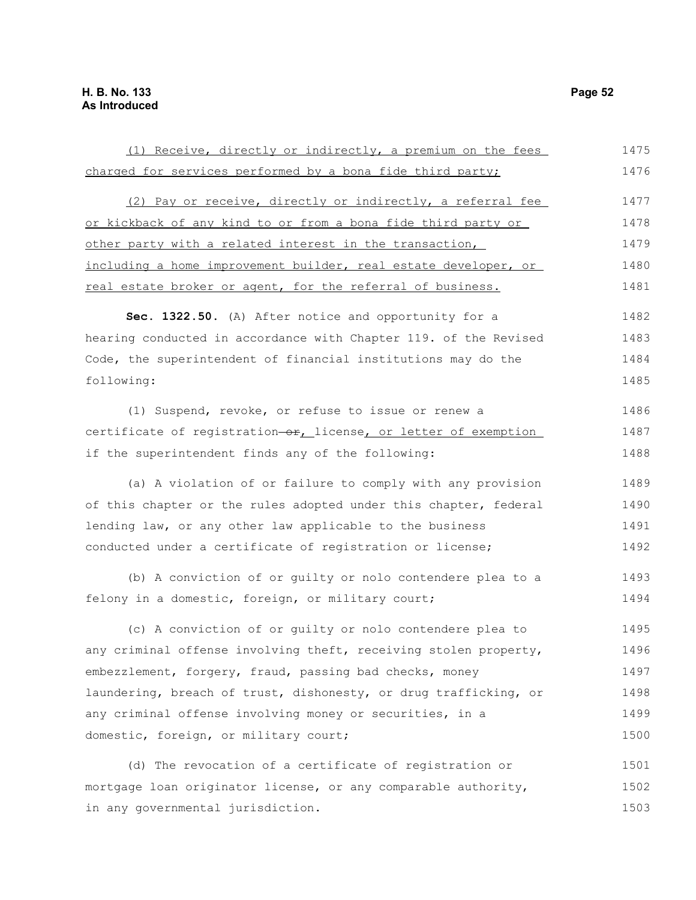(1) Receive, directly or indirectly, a premium on the fees charged for services performed by a bona fide third party;

(2) Pay or receive, directly or indirectly, a referral fee or kickback of any kind to or from a bona fide third party or other party with a related interest in the transaction, including a home improvement builder, real estate developer, or real estate broker or agent, for the referral of business.

**Sec. 1322.50.** (A) After notice and opportunity for a hearing conducted in accordance with Chapter 119. of the Revised Code, the superintendent of financial institutions may do the following:

(1) Suspend, revoke, or refuse to issue or renew a certificate of registration ~~or~~, license, or letter of exemption if the superintendent finds any of the following:

(a) A violation of or failure to comply with any provision of this chapter or the rules adopted under this chapter, federal lending law, or any other law applicable to the business conducted under a certificate of registration or license;

(b) A conviction of or guilty or nolo contendere plea to a felony in a domestic, foreign, or military court;

(c) A conviction of or guilty or nolo contendere plea to any criminal offense involving theft, receiving stolen property, embezzlement, forgery, fraud, passing bad checks, money laundering, breach of trust, dishonesty, or drug trafficking, or any criminal offense involving money or securities, in a domestic, foreign, or military court;

(d) The revocation of a certificate of registration or mortgage loan originator license, or any comparable authority, in any governmental jurisdiction.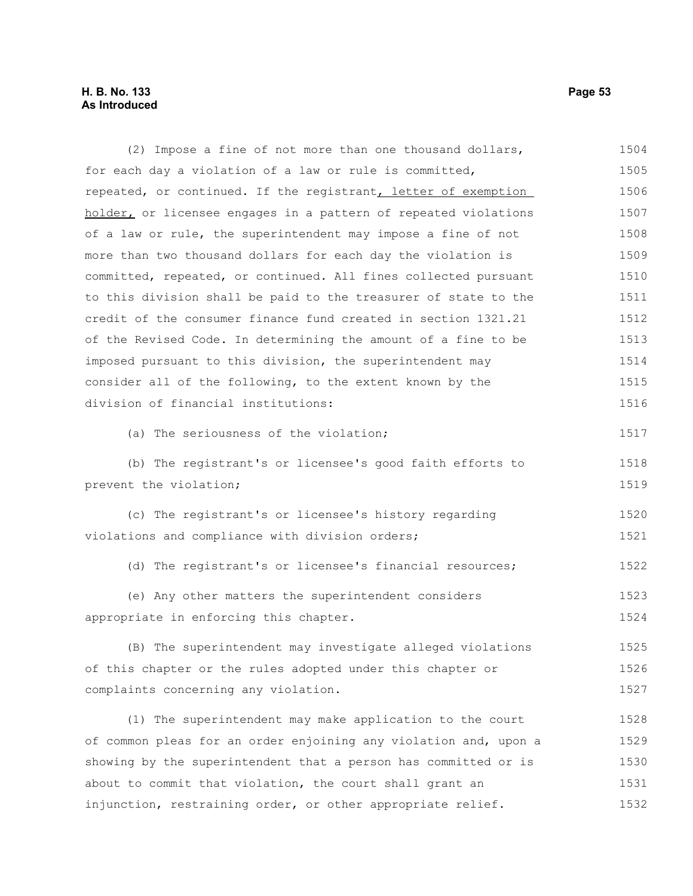(2) Impose a fine of not more than one thousand dollars, for each day a violation of a law or rule is committed, repeated, or continued. If the registrant<u>, letter of exemption holder,</u> or licensee engages in a pattern of repeated violations of a law or rule, the superintendent may impose a fine of not more than two thousand dollars for each day the violation is committed, repeated, or continued. All fines collected pursuant to this division shall be paid to the treasurer of state to the credit of the consumer finance fund created in section 1321.21 of the Revised Code. In determining the amount of a fine to be imposed pursuant to this division, the superintendent may consider all of the following, to the extent known by the division of financial institutions:

(a) The seriousness of the violation;

(b) The registrant's or licensee's good faith efforts to prevent the violation;

(c) The registrant's or licensee's history regarding violations and compliance with division orders;

(d) The registrant's or licensee's financial resources;

(e) Any other matters the superintendent considers appropriate in enforcing this chapter.

(B) The superintendent may investigate alleged violations of this chapter or the rules adopted under this chapter or complaints concerning any violation.

(1) The superintendent may make application to the court of common pleas for an order enjoining any violation and, upon a showing by the superintendent that a person has committed or is about to commit that violation, the court shall grant an injunction, restraining order, or other appropriate relief.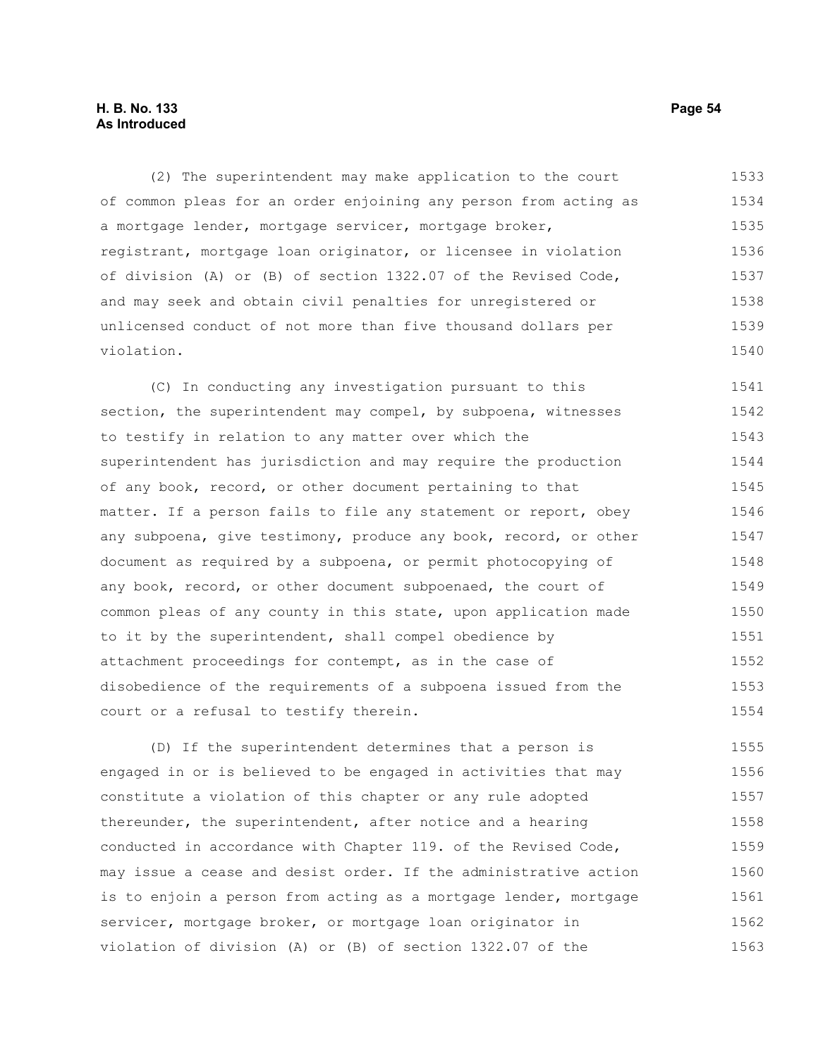(2) The superintendent may make application to the court of common pleas for an order enjoining any person from acting as a mortgage lender, mortgage servicer, mortgage broker, registrant, mortgage loan originator, or licensee in violation of division (A) or (B) of section 1322.07 of the Revised Code, and may seek and obtain civil penalties for unregistered or unlicensed conduct of not more than five thousand dollars per violation.

(C) In conducting any investigation pursuant to this section, the superintendent may compel, by subpoena, witnesses to testify in relation to any matter over which the superintendent has jurisdiction and may require the production of any book, record, or other document pertaining to that matter. If a person fails to file any statement or report, obey any subpoena, give testimony, produce any book, record, or other document as required by a subpoena, or permit photocopying of any book, record, or other document subpoenaed, the court of common pleas of any county in this state, upon application made to it by the superintendent, shall compel obedience by attachment proceedings for contempt, as in the case of disobedience of the requirements of a subpoena issued from the court or a refusal to testify therein.

(D) If the superintendent determines that a person is engaged in or is believed to be engaged in activities that may constitute a violation of this chapter or any rule adopted thereunder, the superintendent, after notice and a hearing conducted in accordance with Chapter 119. of the Revised Code, may issue a cease and desist order. If the administrative action is to enjoin a person from acting as a mortgage lender, mortgage servicer, mortgage broker, or mortgage loan originator in violation of division (A) or (B) of section 1322.07 of the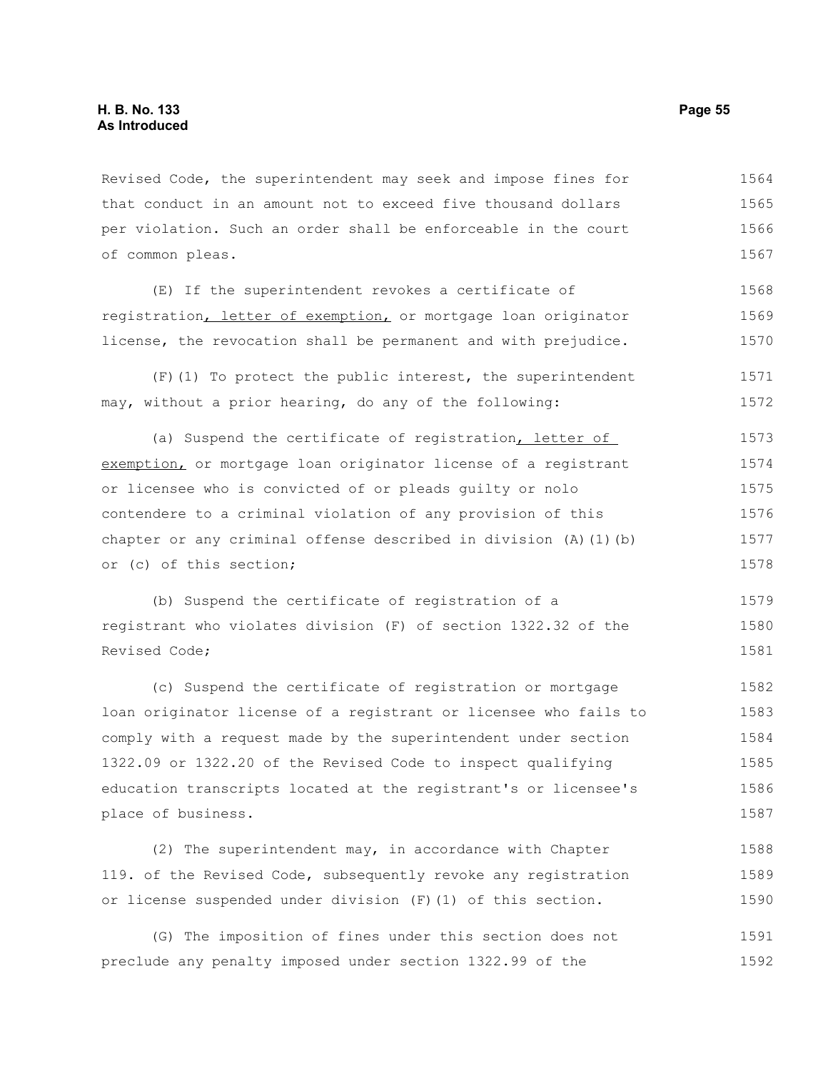Revised Code, the superintendent may seek and impose fines for that conduct in an amount not to exceed five thousand dollars per violation. Such an order shall be enforceable in the court of common pleas.

(E) If the superintendent revokes a certificate of registration, letter of exemption, or mortgage loan originator license, the revocation shall be permanent and with prejudice.

(F)(1) To protect the public interest, the superintendent may, without a prior hearing, do any of the following:

(a) Suspend the certificate of registration, letter of exemption, or mortgage loan originator license of a registrant or licensee who is convicted of or pleads guilty or nolo contendere to a criminal violation of any provision of this chapter or any criminal offense described in division (A)(1)(b) or (c) of this section;

(b) Suspend the certificate of registration of a registrant who violates division (F) of section 1322.32 of the Revised Code;

(c) Suspend the certificate of registration or mortgage loan originator license of a registrant or licensee who fails to comply with a request made by the superintendent under section 1322.09 or 1322.20 of the Revised Code to inspect qualifying education transcripts located at the registrant's or licensee's place of business.

(2) The superintendent may, in accordance with Chapter 119. of the Revised Code, subsequently revoke any registration or license suspended under division (F)(1) of this section.

(G) The imposition of fines under this section does not preclude any penalty imposed under section 1322.99 of the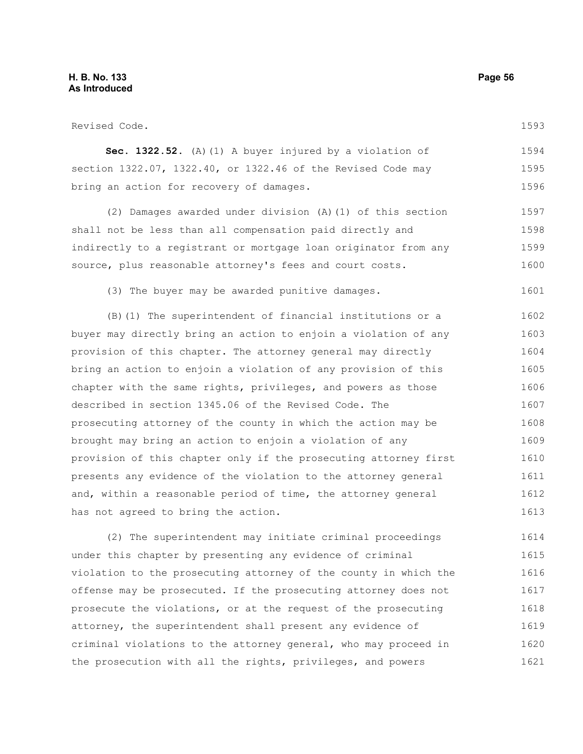Revised Code.

**Sec. 1322.52.** (A)(1) A buyer injured by a violation of section 1322.07, 1322.40, or 1322.46 of the Revised Code may bring an action for recovery of damages.

(2) Damages awarded under division (A)(1) of this section shall not be less than all compensation paid directly and indirectly to a registrant or mortgage loan originator from any source, plus reasonable attorney's fees and court costs.

(3) The buyer may be awarded punitive damages.

(B)(1) The superintendent of financial institutions or a buyer may directly bring an action to enjoin a violation of any provision of this chapter. The attorney general may directly bring an action to enjoin a violation of any provision of this chapter with the same rights, privileges, and powers as those described in section 1345.06 of the Revised Code. The prosecuting attorney of the county in which the action may be brought may bring an action to enjoin a violation of any provision of this chapter only if the prosecuting attorney first presents any evidence of the violation to the attorney general and, within a reasonable period of time, the attorney general has not agreed to bring the action.

(2) The superintendent may initiate criminal proceedings under this chapter by presenting any evidence of criminal violation to the prosecuting attorney of the county in which the offense may be prosecuted. If the prosecuting attorney does not prosecute the violations, or at the request of the prosecuting attorney, the superintendent shall present any evidence of criminal violations to the attorney general, who may proceed in the prosecution with all the rights, privileges, and powers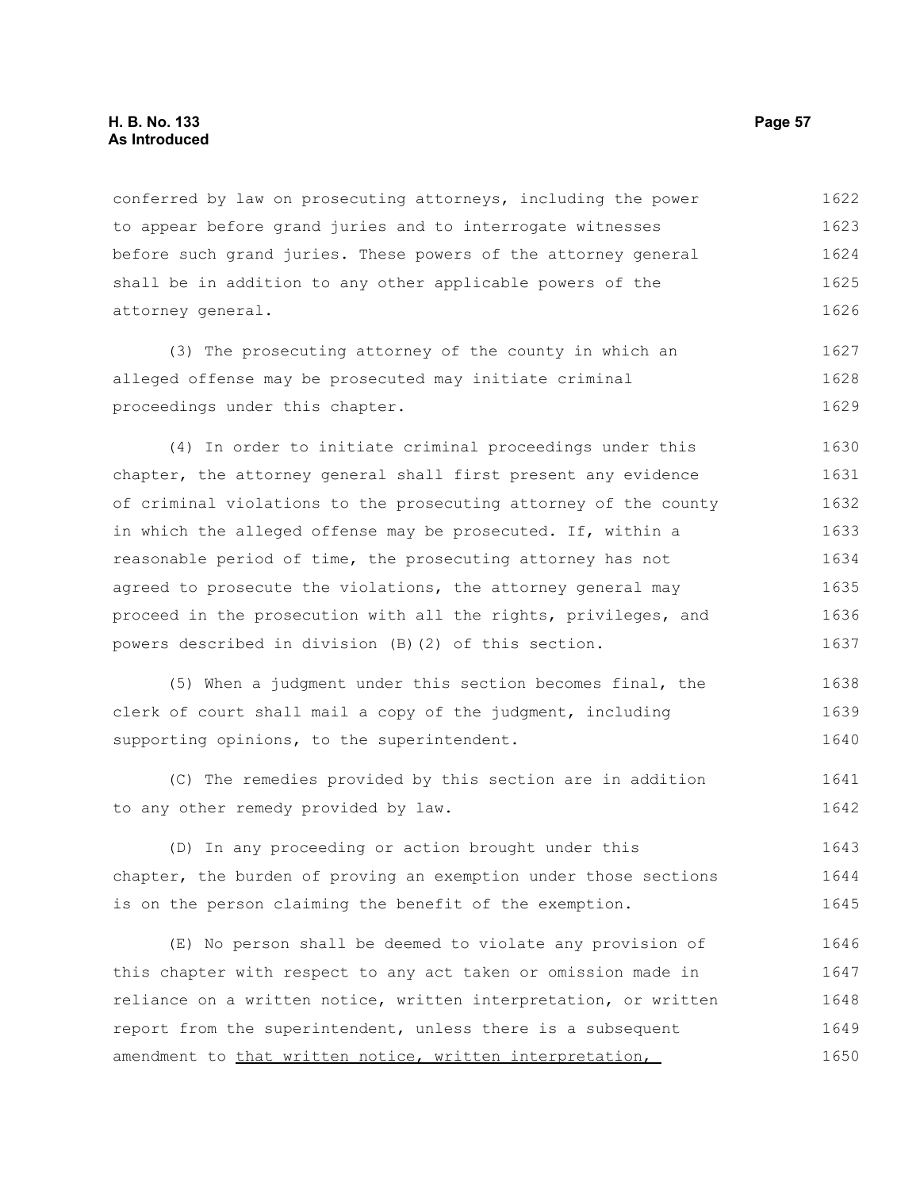conferred by law on prosecuting attorneys, including the power to appear before grand juries and to interrogate witnesses before such grand juries. These powers of the attorney general shall be in addition to any other applicable powers of the attorney general.

(3) The prosecuting attorney of the county in which an alleged offense may be prosecuted may initiate criminal proceedings under this chapter.

(4) In order to initiate criminal proceedings under this chapter, the attorney general shall first present any evidence of criminal violations to the prosecuting attorney of the county in which the alleged offense may be prosecuted. If, within a reasonable period of time, the prosecuting attorney has not agreed to prosecute the violations, the attorney general may proceed in the prosecution with all the rights, privileges, and powers described in division (B)(2) of this section.

(5) When a judgment under this section becomes final, the clerk of court shall mail a copy of the judgment, including supporting opinions, to the superintendent.

(C) The remedies provided by this section are in addition to any other remedy provided by law.

(D) In any proceeding or action brought under this chapter, the burden of proving an exemption under those sections is on the person claiming the benefit of the exemption.

(E) No person shall be deemed to violate any provision of this chapter with respect to any act taken or omission made in reliance on a written notice, written interpretation, or written report from the superintendent, unless there is a subsequent amendment to <u>that written notice, written interpretation,</u>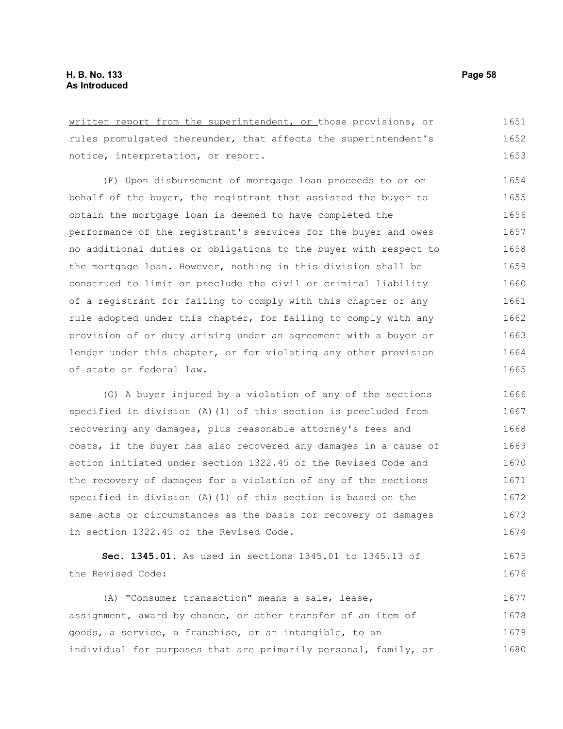written report from the superintendent, or those provisions, or rules promulgated thereunder, that affects the superintendent's notice, interpretation, or report.

(F) Upon disbursement of mortgage loan proceeds to or on behalf of the buyer, the registrant that assisted the buyer to obtain the mortgage loan is deemed to have completed the performance of the registrant's services for the buyer and owes no additional duties or obligations to the buyer with respect to the mortgage loan. However, nothing in this division shall be construed to limit or preclude the civil or criminal liability of a registrant for failing to comply with this chapter or any rule adopted under this chapter, for failing to comply with any provision of or duty arising under an agreement with a buyer or lender under this chapter, or for violating any other provision of state or federal law.

(G) A buyer injured by a violation of any of the sections specified in division (A)(1) of this section is precluded from recovering any damages, plus reasonable attorney's fees and costs, if the buyer has also recovered any damages in a cause of action initiated under section 1322.45 of the Revised Code and the recovery of damages for a violation of any of the sections specified in division (A)(1) of this section is based on the same acts or circumstances as the basis for recovery of damages in section 1322.45 of the Revised Code.

**Sec. 1345.01.** As used in sections 1345.01 to 1345.13 of the Revised Code:

(A) "Consumer transaction" means a sale, lease, assignment, award by chance, or other transfer of an item of goods, a service, a franchise, or an intangible, to an individual for purposes that are primarily personal, family, or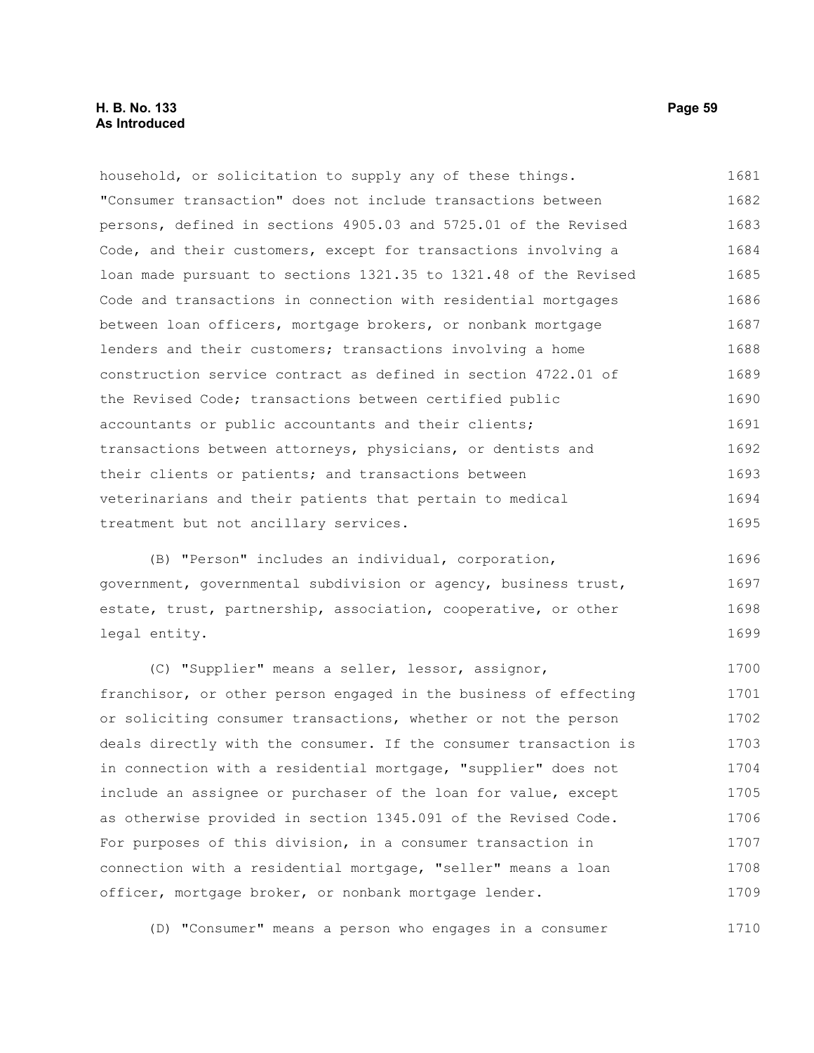household, or solicitation to supply any of these things. "Consumer transaction" does not include transactions between persons, defined in sections 4905.03 and 5725.01 of the Revised Code, and their customers, except for transactions involving a loan made pursuant to sections 1321.35 to 1321.48 of the Revised Code and transactions in connection with residential mortgages between loan officers, mortgage brokers, or nonbank mortgage lenders and their customers; transactions involving a home construction service contract as defined in section 4722.01 of the Revised Code; transactions between certified public accountants or public accountants and their clients; transactions between attorneys, physicians, or dentists and their clients or patients; and transactions between veterinarians and their patients that pertain to medical treatment but not ancillary services.

(B) "Person" includes an individual, corporation, government, governmental subdivision or agency, business trust, estate, trust, partnership, association, cooperative, or other legal entity.

(C) "Supplier" means a seller, lessor, assignor, franchisor, or other person engaged in the business of effecting or soliciting consumer transactions, whether or not the person deals directly with the consumer. If the consumer transaction is in connection with a residential mortgage, "supplier" does not include an assignee or purchaser of the loan for value, except as otherwise provided in section 1345.091 of the Revised Code. For purposes of this division, in a consumer transaction in connection with a residential mortgage, "seller" means a loan officer, mortgage broker, or nonbank mortgage lender.

(D) "Consumer" means a person who engages in a consumer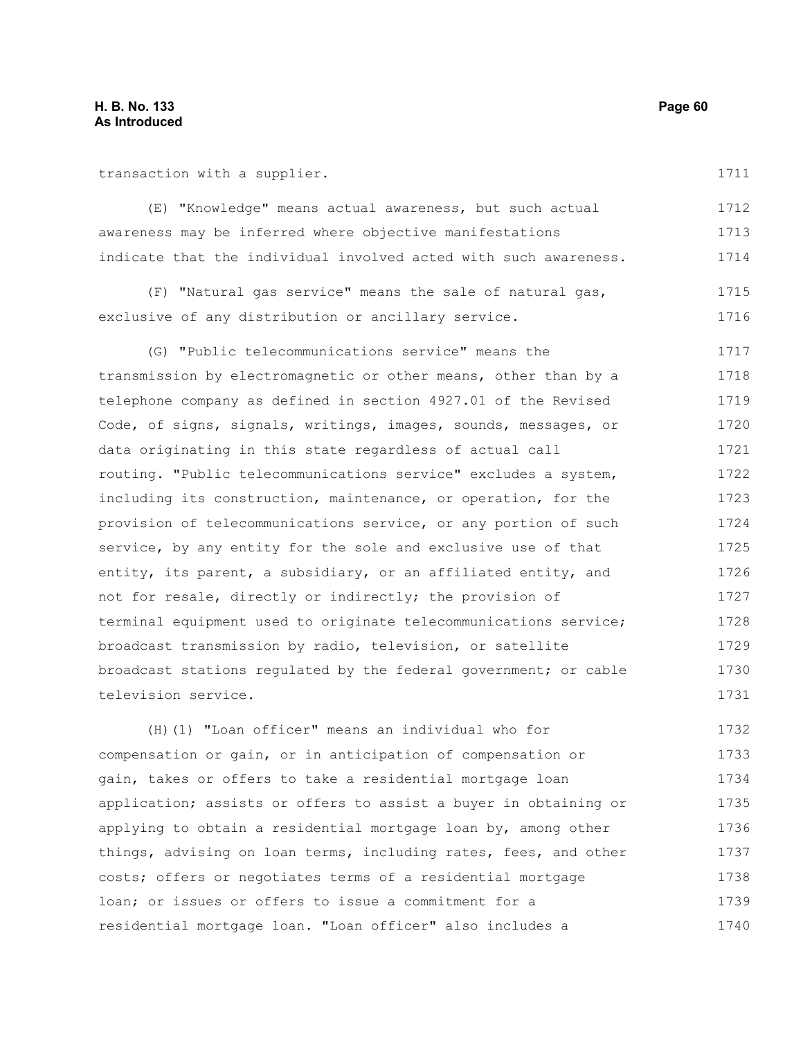transaction with a supplier.

(E) "Knowledge" means actual awareness, but such actual awareness may be inferred where objective manifestations indicate that the individual involved acted with such awareness.

(F) "Natural gas service" means the sale of natural gas, exclusive of any distribution or ancillary service.

(G) "Public telecommunications service" means the transmission by electromagnetic or other means, other than by a telephone company as defined in section 4927.01 of the Revised Code, of signs, signals, writings, images, sounds, messages, or data originating in this state regardless of actual call routing. "Public telecommunications service" excludes a system, including its construction, maintenance, or operation, for the provision of telecommunications service, or any portion of such service, by any entity for the sole and exclusive use of that entity, its parent, a subsidiary, or an affiliated entity, and not for resale, directly or indirectly; the provision of terminal equipment used to originate telecommunications service; broadcast transmission by radio, television, or satellite broadcast stations regulated by the federal government; or cable television service.

(H)(1) "Loan officer" means an individual who for compensation or gain, or in anticipation of compensation or gain, takes or offers to take a residential mortgage loan application; assists or offers to assist a buyer in obtaining or applying to obtain a residential mortgage loan by, among other things, advising on loan terms, including rates, fees, and other costs; offers or negotiates terms of a residential mortgage loan; or issues or offers to issue a commitment for a residential mortgage loan. "Loan officer" also includes a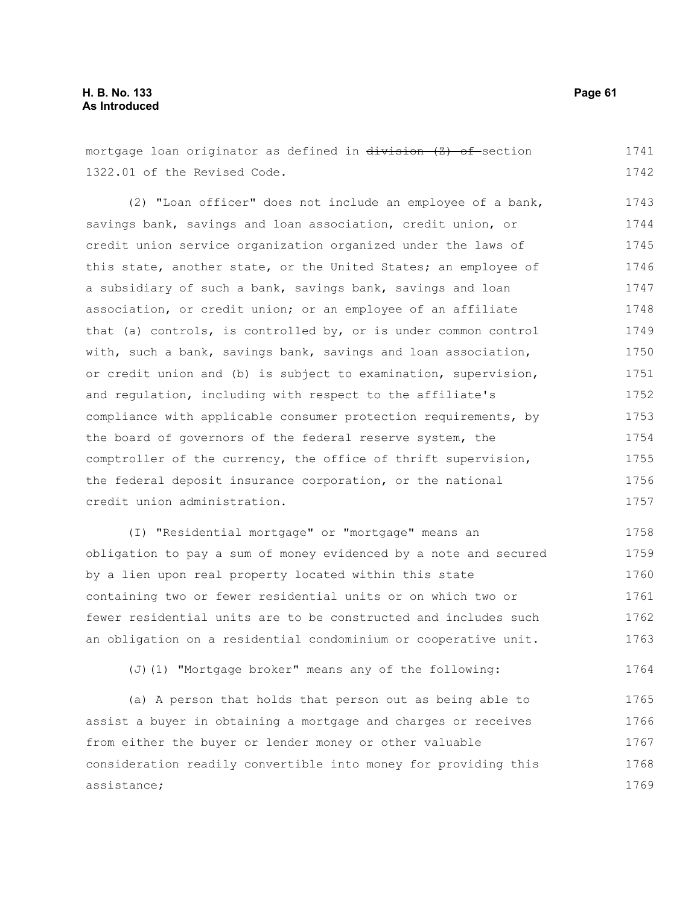mortgage loan originator as defined in ~~division (Z) of~~ section 1322.01 of the Revised Code.

(2) "Loan officer" does not include an employee of a bank, savings bank, savings and loan association, credit union, or credit union service organization organized under the laws of this state, another state, or the United States; an employee of a subsidiary of such a bank, savings bank, savings and loan association, or credit union; or an employee of an affiliate that (a) controls, is controlled by, or is under common control with, such a bank, savings bank, savings and loan association, or credit union and (b) is subject to examination, supervision, and regulation, including with respect to the affiliate's compliance with applicable consumer protection requirements, by the board of governors of the federal reserve system, the comptroller of the currency, the office of thrift supervision, the federal deposit insurance corporation, or the national credit union administration.

(I) "Residential mortgage" or "mortgage" means an obligation to pay a sum of money evidenced by a note and secured by a lien upon real property located within this state containing two or fewer residential units or on which two or fewer residential units are to be constructed and includes such an obligation on a residential condominium or cooperative unit.

(J)(1) "Mortgage broker" means any of the following:

(a) A person that holds that person out as being able to assist a buyer in obtaining a mortgage and charges or receives from either the buyer or lender money or other valuable consideration readily convertible into money for providing this assistance;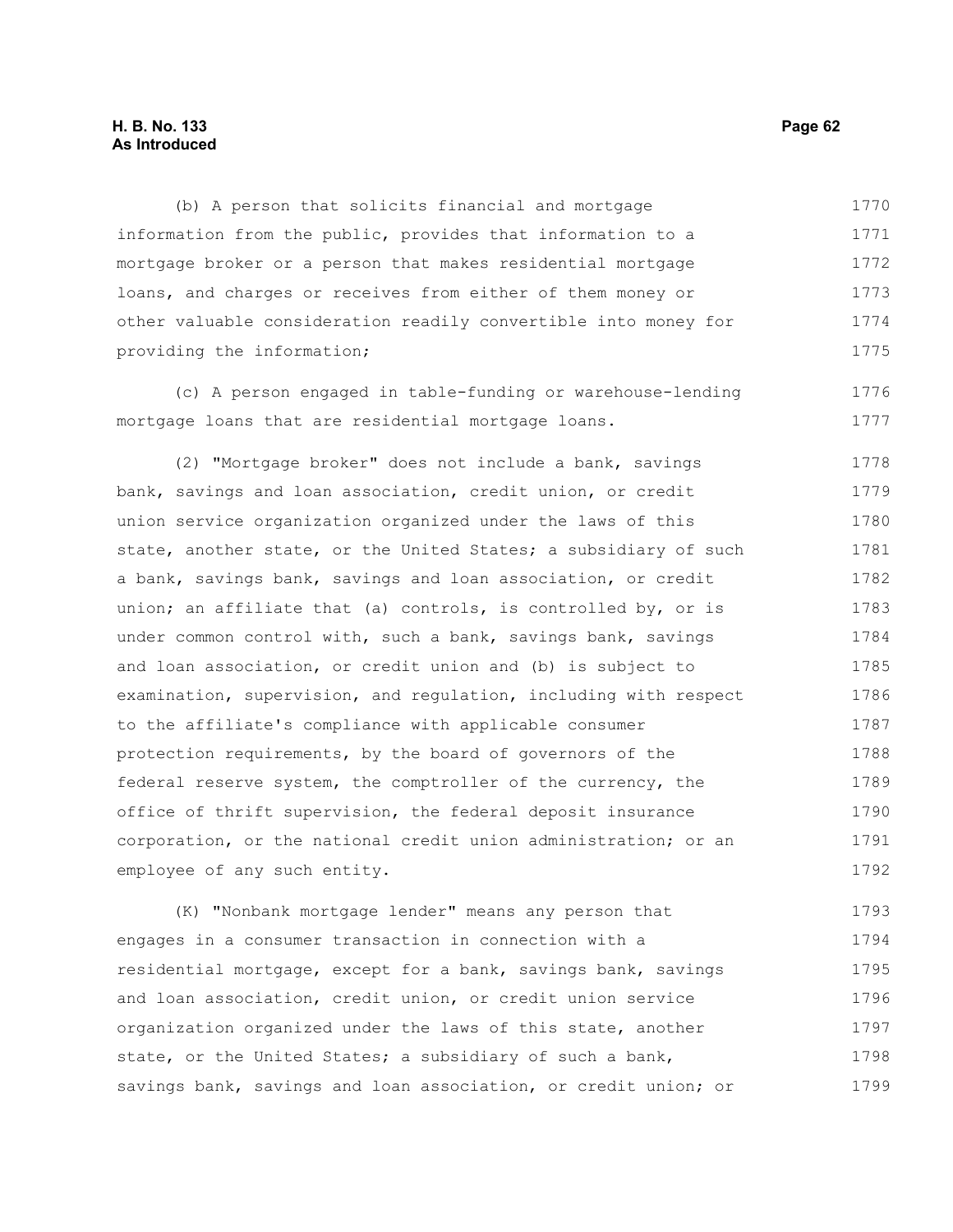(b) A person that solicits financial and mortgage information from the public, provides that information to a mortgage broker or a person that makes residential mortgage loans, and charges or receives from either of them money or other valuable consideration readily convertible into money for providing the information;

(c) A person engaged in table-funding or warehouse-lending mortgage loans that are residential mortgage loans.

(2) "Mortgage broker" does not include a bank, savings bank, savings and loan association, credit union, or credit union service organization organized under the laws of this state, another state, or the United States; a subsidiary of such a bank, savings bank, savings and loan association, or credit union; an affiliate that (a) controls, is controlled by, or is under common control with, such a bank, savings bank, savings and loan association, or credit union and (b) is subject to examination, supervision, and regulation, including with respect to the affiliate's compliance with applicable consumer protection requirements, by the board of governors of the federal reserve system, the comptroller of the currency, the office of thrift supervision, the federal deposit insurance corporation, or the national credit union administration; or an employee of any such entity.

(K) "Nonbank mortgage lender" means any person that engages in a consumer transaction in connection with a residential mortgage, except for a bank, savings bank, savings and loan association, credit union, or credit union service organization organized under the laws of this state, another state, or the United States; a subsidiary of such a bank, savings bank, savings and loan association, or credit union; or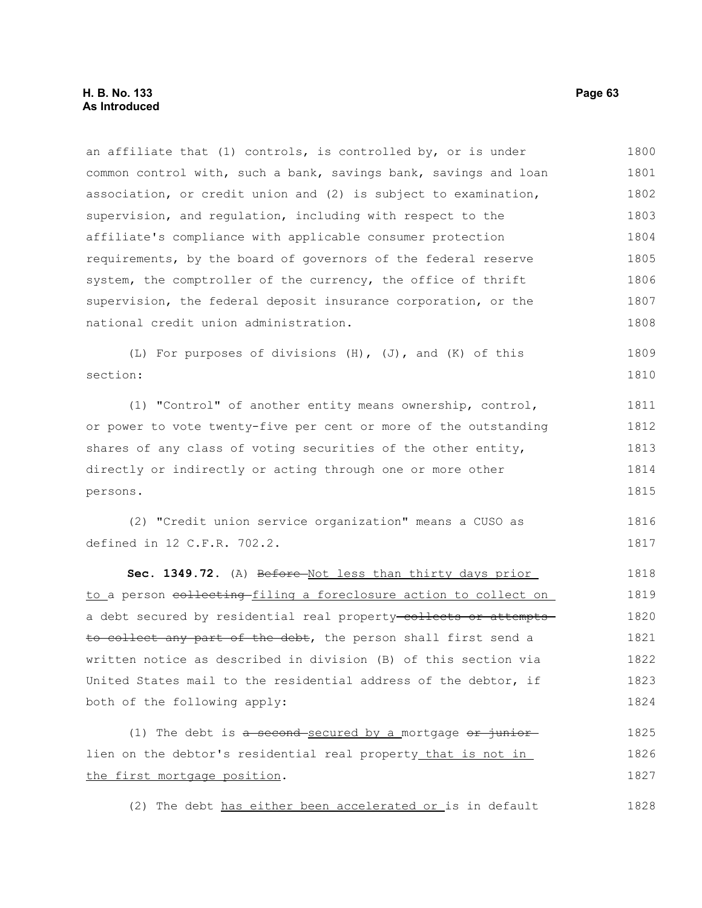an affiliate that (1) controls, is controlled by, or is under common control with, such a bank, savings bank, savings and loan association, or credit union and (2) is subject to examination, supervision, and regulation, including with respect to the affiliate's compliance with applicable consumer protection requirements, by the board of governors of the federal reserve system, the comptroller of the currency, the office of thrift supervision, the federal deposit insurance corporation, or the national credit union administration.

(L) For purposes of divisions (H), (J), and (K) of this section:

(1) "Control" of another entity means ownership, control, or power to vote twenty-five per cent or more of the outstanding shares of any class of voting securities of the other entity, directly or indirectly or acting through one or more other persons.

(2) "Credit union service organization" means a CUSO as defined in 12 C.F.R. 702.2.

**Sec. 1349.72.** (A) ~~Before~~ <u>Not less than thirty days prior to</u> a person ~~collecting~~ <u>filing a foreclosure action to collect on</u> a debt secured by residential real property ~~collects or attempts to collect any part of the debt~~, the person shall first send a written notice as described in division (B) of this section via United States mail to the residential address of the debtor, if both of the following apply:

(1) The debt is ~~a second~~ <u>secured by a</u> mortgage ~~or junior~~ lien on the debtor's residential real property <u>that is not in the first mortgage position</u>.

(2) The debt <u>has either been accelerated or</u> is in default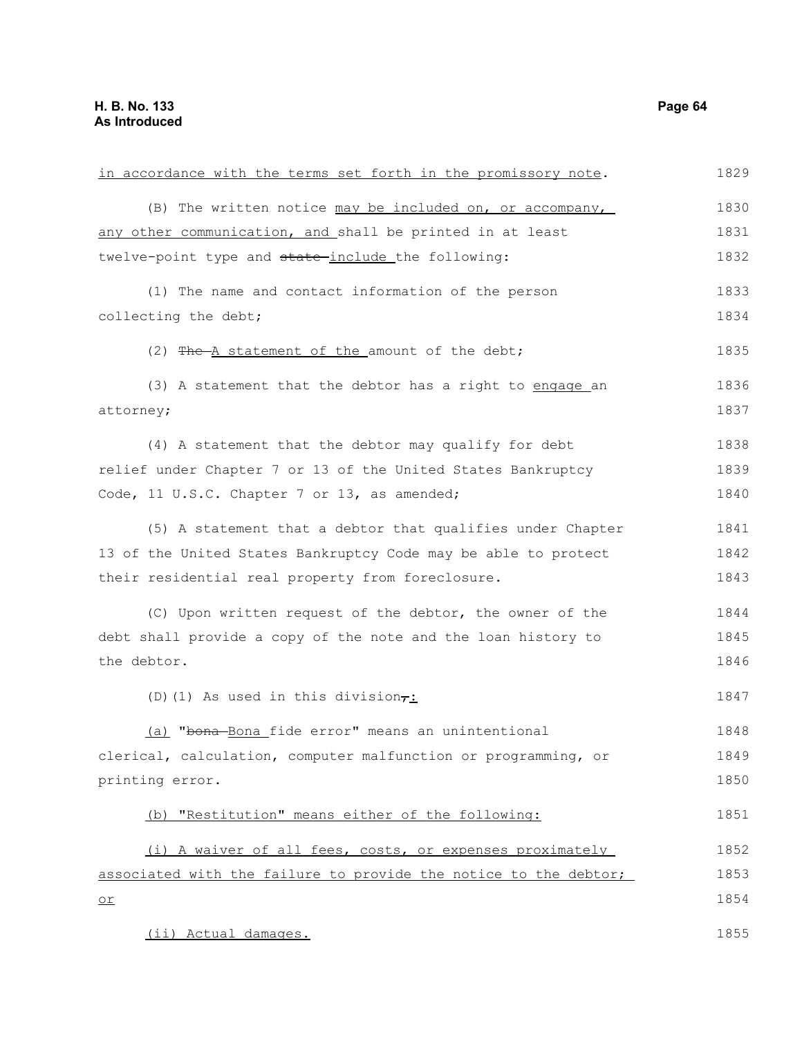in accordance with the terms set forth in the promissory note.

(B) The written notice may be included on, or accompany, any other communication, and shall be printed in at least twelve-point type and ~~state~~ include the following:

(1) The name and contact information of the person collecting the debt;

(2) ~~The~~ A statement of the amount of the debt;

(3) A statement that the debtor has a right to engage an attorney;

(4) A statement that the debtor may qualify for debt relief under Chapter 7 or 13 of the United States Bankruptcy Code, 11 U.S.C. Chapter 7 or 13, as amended;

(5) A statement that a debtor that qualifies under Chapter 13 of the United States Bankruptcy Code may be able to protect their residential real property from foreclosure.

(C) Upon written request of the debtor, the owner of the debt shall provide a copy of the note and the loan history to the debtor.

(D)(1) As used in this division~~,~~:

(a) "~~bona~~ Bona fide error" means an unintentional clerical, calculation, computer malfunction or programming, or printing error.

(b) "Restitution" means either of the following:

(i) A waiver of all fees, costs, or expenses proximately associated with the failure to provide the notice to the debtor; or

(ii) Actual damages.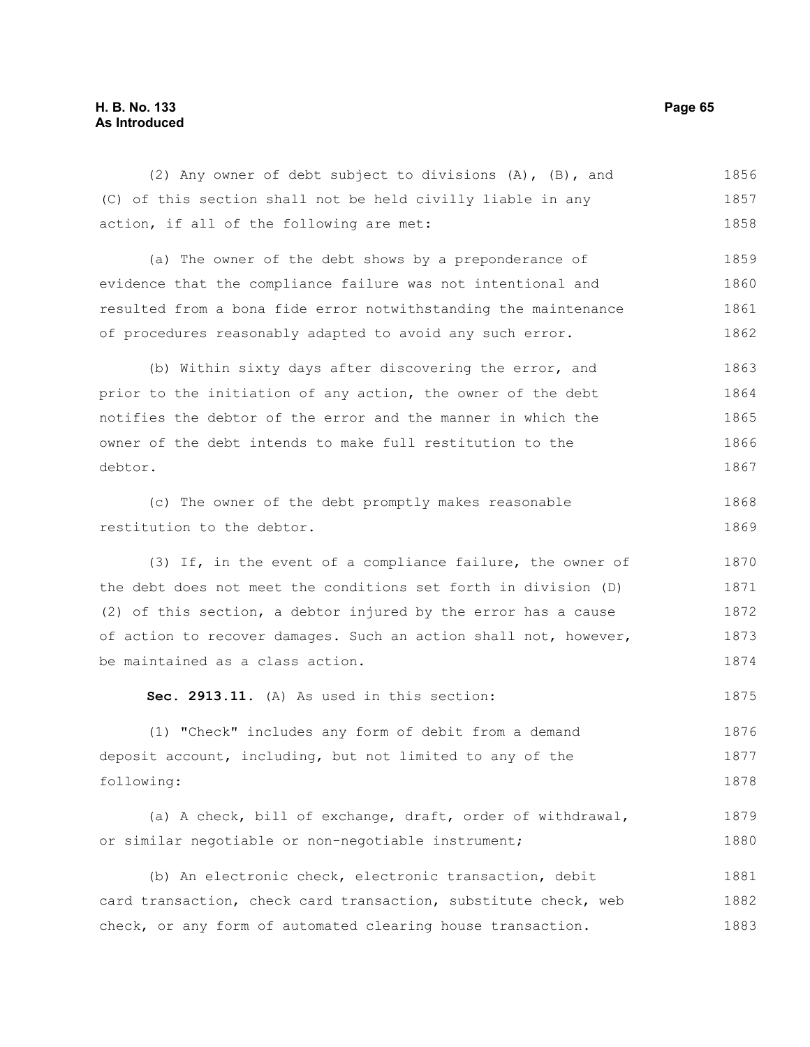(2) Any owner of debt subject to divisions (A), (B), and (C) of this section shall not be held civilly liable in any action, if all of the following are met:

(a) The owner of the debt shows by a preponderance of evidence that the compliance failure was not intentional and resulted from a bona fide error notwithstanding the maintenance of procedures reasonably adapted to avoid any such error.

(b) Within sixty days after discovering the error, and prior to the initiation of any action, the owner of the debt notifies the debtor of the error and the manner in which the owner of the debt intends to make full restitution to the debtor.

(c) The owner of the debt promptly makes reasonable restitution to the debtor.

(3) If, in the event of a compliance failure, the owner of the debt does not meet the conditions set forth in division (D)(2) of this section, a debtor injured by the error has a cause of action to recover damages. Such an action shall not, however, be maintained as a class action.

**Sec. 2913.11.** (A) As used in this section:

(1) "Check" includes any form of debit from a demand deposit account, including, but not limited to any of the following:

(a) A check, bill of exchange, draft, order of withdrawal, or similar negotiable or non-negotiable instrument;

(b) An electronic check, electronic transaction, debit card transaction, check card transaction, substitute check, web check, or any form of automated clearing house transaction.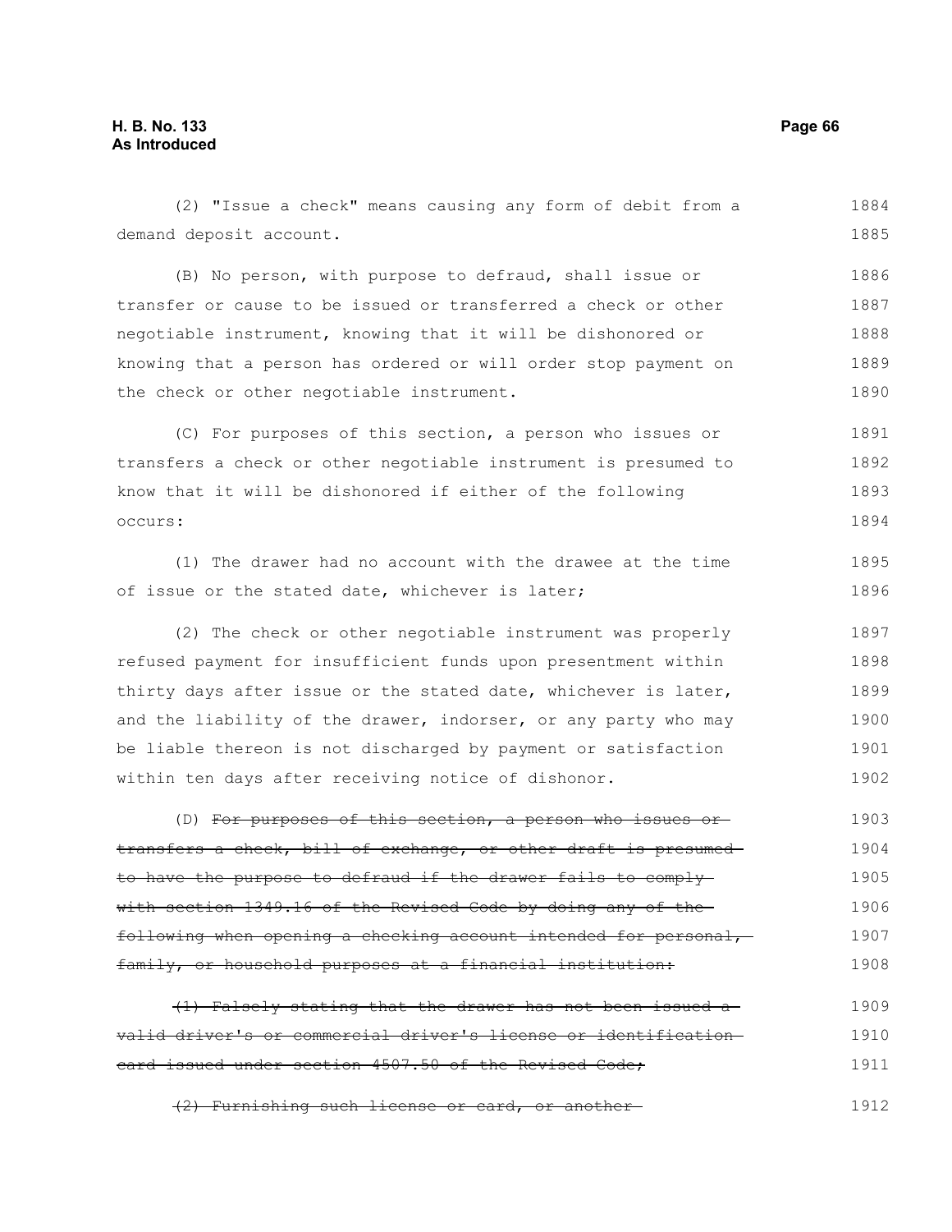(2) "Issue a check" means causing any form of debit from a demand deposit account.

(B) No person, with purpose to defraud, shall issue or transfer or cause to be issued or transferred a check or other negotiable instrument, knowing that it will be dishonored or knowing that a person has ordered or will order stop payment on the check or other negotiable instrument.

(C) For purposes of this section, a person who issues or transfers a check or other negotiable instrument is presumed to know that it will be dishonored if either of the following occurs:

(1) The drawer had no account with the drawee at the time of issue or the stated date, whichever is later;

(2) The check or other negotiable instrument was properly refused payment for insufficient funds upon presentment within thirty days after issue or the stated date, whichever is later, and the liability of the drawer, indorser, or any party who may be liable thereon is not discharged by payment or satisfaction within ten days after receiving notice of dishonor.

(D) ~~For purposes of this section, a person who issues or transfers a check, bill of exchange, or other draft is presumed to have the purpose to defraud if the drawer fails to comply with section 1349.16 of the Revised Code by doing any of the following when opening a checking account intended for personal, family, or household purposes at a financial institution:~~

~~(1) Falsely stating that the drawer has not been issued a valid driver's or commercial driver's license or identification card issued under section 4507.50 of the Revised Code;~~

~~(2) Furnishing such license or card, or another~~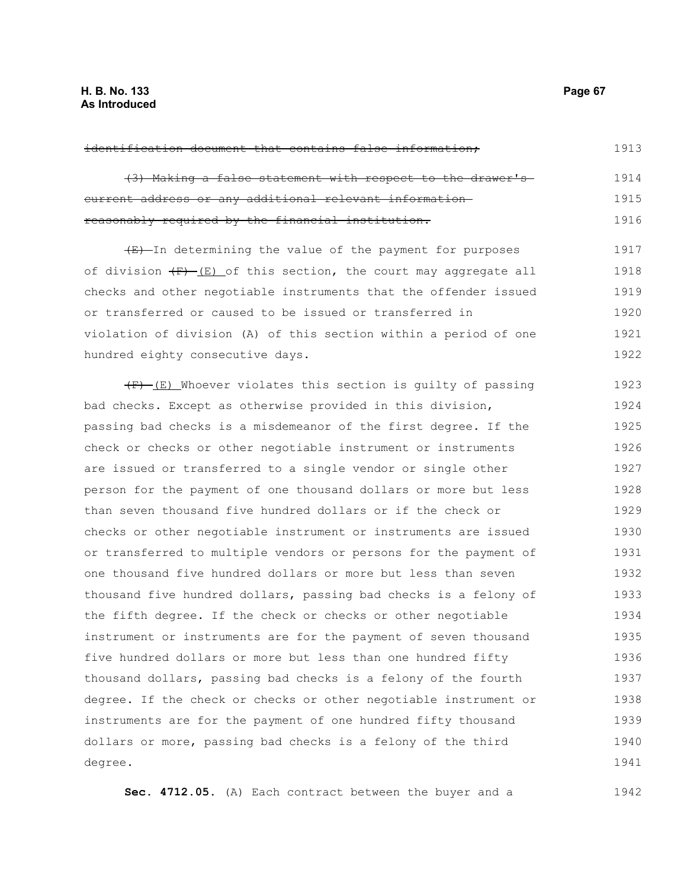~~identification document that contains false information;~~ 1913

~~(3) Making a false statement with respect to the drawer's current address or any additional relevant information reasonably required by the financial institution.~~ 1914 1915 1916

~~(E)~~ In determining the value of the payment for purposes of division ~~(F)~~ (E) of this section, the court may aggregate all checks and other negotiable instruments that the offender issued or transferred or caused to be issued or transferred in violation of division (A) of this section within a period of one hundred eighty consecutive days. 1917 1918 1919 1920 1921 1922

~~(F)~~ (E) Whoever violates this section is guilty of passing bad checks. Except as otherwise provided in this division, passing bad checks is a misdemeanor of the first degree. If the check or checks or other negotiable instrument or instruments are issued or transferred to a single vendor or single other person for the payment of one thousand dollars or more but less than seven thousand five hundred dollars or if the check or checks or other negotiable instrument or instruments are issued or transferred to multiple vendors or persons for the payment of one thousand five hundred dollars or more but less than seven thousand five hundred dollars, passing bad checks is a felony of the fifth degree. If the check or checks or other negotiable instrument or instruments are for the payment of seven thousand five hundred dollars or more but less than one hundred fifty thousand dollars, passing bad checks is a felony of the fourth degree. If the check or checks or other negotiable instrument or instruments are for the payment of one hundred fifty thousand dollars or more, passing bad checks is a felony of the third degree. 1923 1924 1925 1926 1927 1928 1929 1930 1931 1932 1933 1934 1935 1936 1937 1938 1939 1940 1941

**Sec. 4712.05.** (A) Each contract between the buyer and a 1942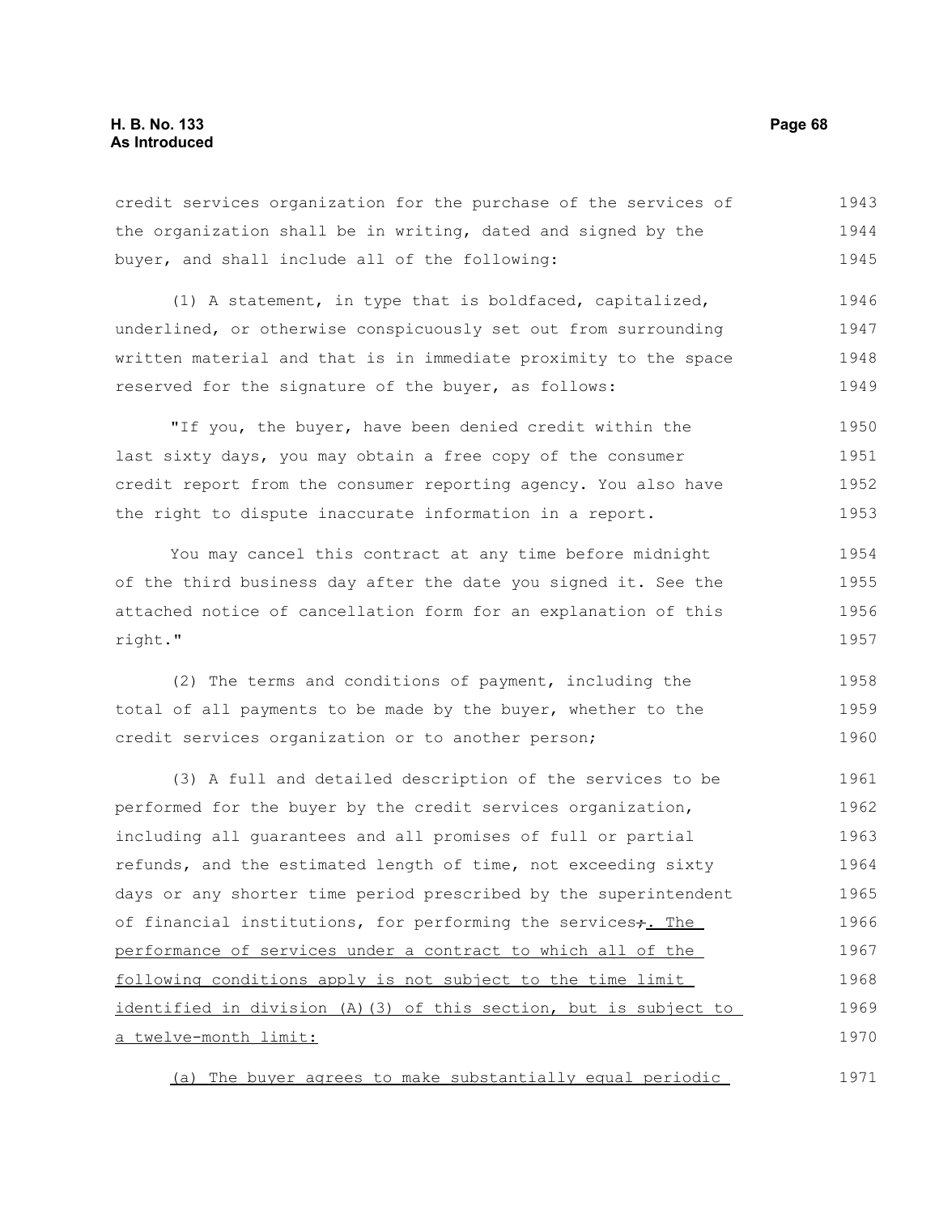credit services organization for the purchase of the services of the organization shall be in writing, dated and signed by the buyer, and shall include all of the following:

(1) A statement, in type that is boldfaced, capitalized, underlined, or otherwise conspicuously set out from surrounding written material and that is in immediate proximity to the space reserved for the signature of the buyer, as follows:

"If you, the buyer, have been denied credit within the last sixty days, you may obtain a free copy of the consumer credit report from the consumer reporting agency. You also have the right to dispute inaccurate information in a report.

You may cancel this contract at any time before midnight of the third business day after the date you signed it. See the attached notice of cancellation form for an explanation of this right."

(2) The terms and conditions of payment, including the total of all payments to be made by the buyer, whether to the credit services organization or to another person;

(3) A full and detailed description of the services to be performed for the buyer by the credit services organization, including all guarantees and all promises of full or partial refunds, and the estimated length of time, not exceeding sixty days or any shorter time period prescribed by the superintendent of financial institutions, for performing the services~~;~~. The performance of services under a contract to which all of the following conditions apply is not subject to the time limit identified in division (A)(3) of this section, but is subject to a twelve-month limit:

(a) The buyer agrees to make substantially equal periodic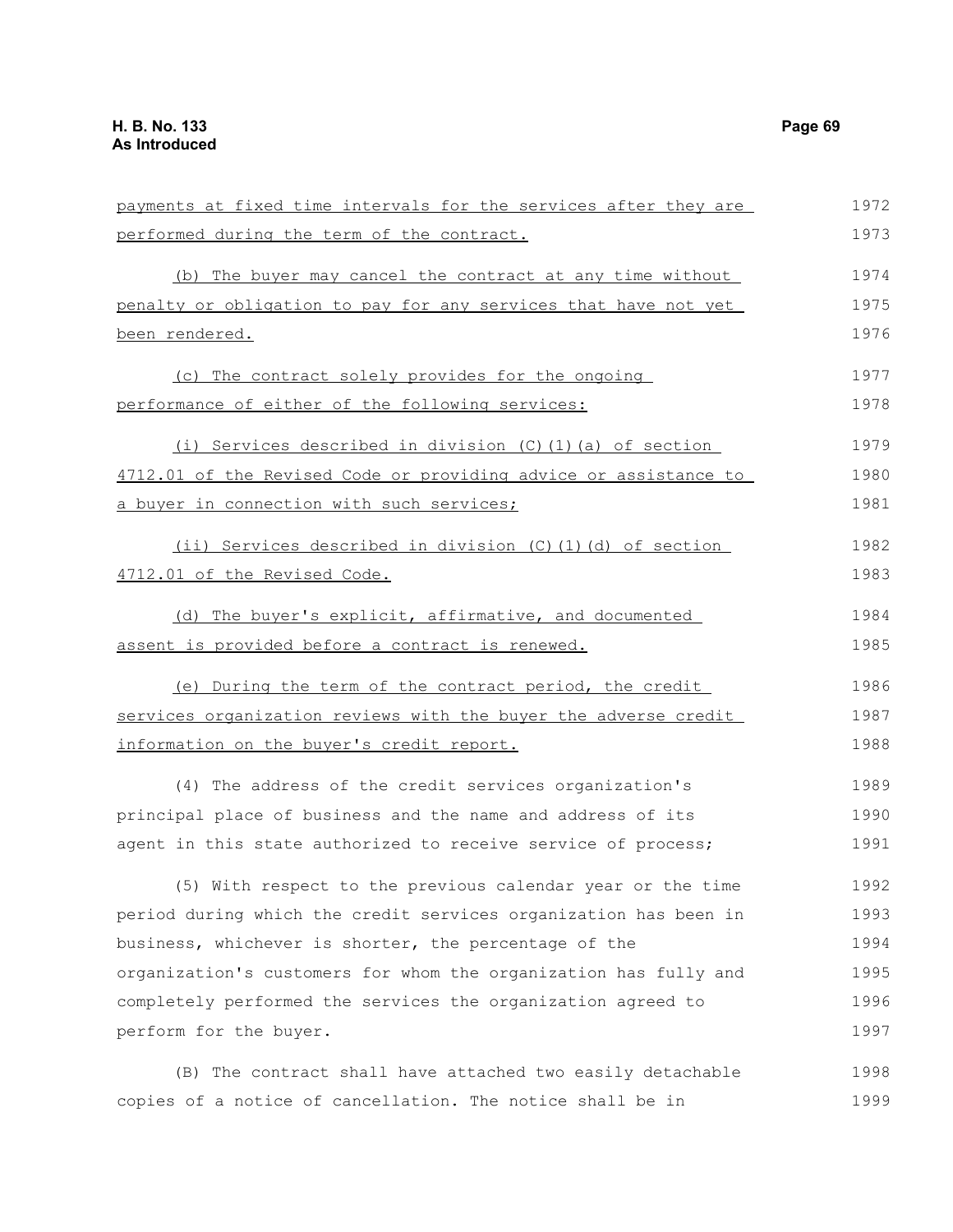payments at fixed time intervals for the services after they are performed during the term of the contract.

(b) The buyer may cancel the contract at any time without penalty or obligation to pay for any services that have not yet been rendered.

(c) The contract solely provides for the ongoing performance of either of the following services:

(i) Services described in division (C)(1)(a) of section 4712.01 of the Revised Code or providing advice or assistance to a buyer in connection with such services;

(ii) Services described in division (C)(1)(d) of section 4712.01 of the Revised Code.

(d) The buyer's explicit, affirmative, and documented assent is provided before a contract is renewed.

(e) During the term of the contract period, the credit services organization reviews with the buyer the adverse credit information on the buyer's credit report.

(4) The address of the credit services organization's principal place of business and the name and address of its agent in this state authorized to receive service of process;

(5) With respect to the previous calendar year or the time period during which the credit services organization has been in business, whichever is shorter, the percentage of the organization's customers for whom the organization has fully and completely performed the services the organization agreed to perform for the buyer.

(B) The contract shall have attached two easily detachable copies of a notice of cancellation. The notice shall be in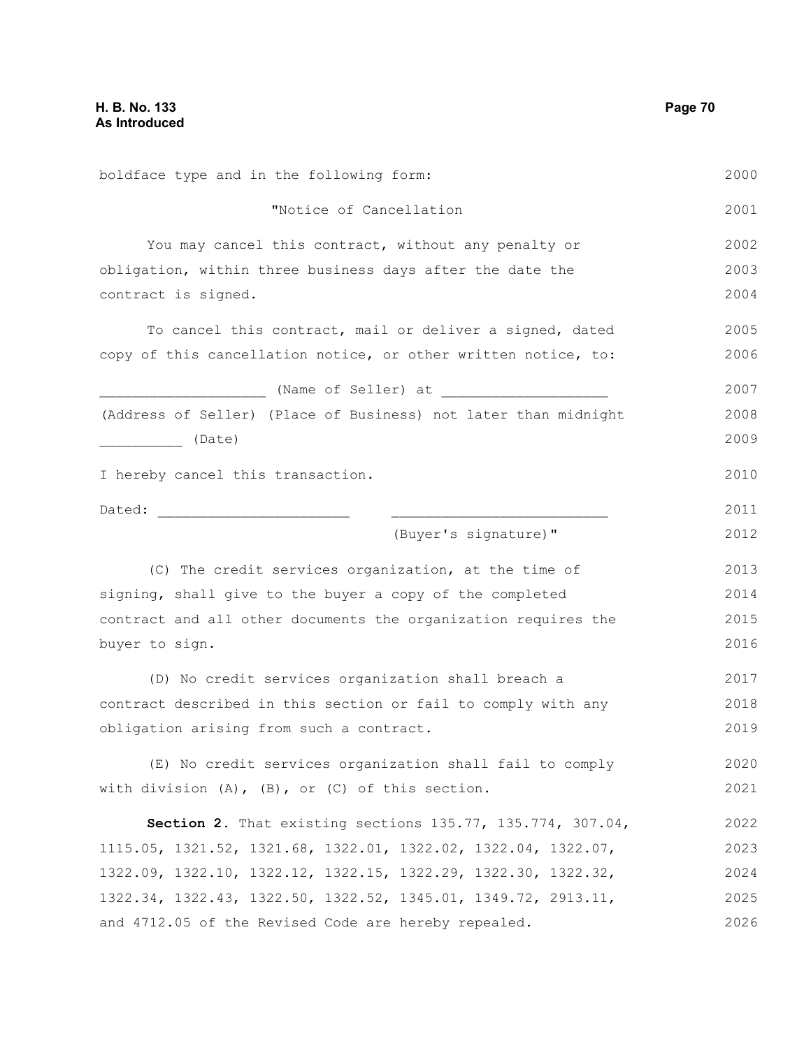boldface type and in the following form:

"Notice of Cancellation

You may cancel this contract, without any penalty or obligation, within three business days after the date the contract is signed.

To cancel this contract, mail or deliver a signed, dated copy of this cancellation notice, or other written notice, to:

___________________ (Name of Seller) at ___________________ (Address of Seller) (Place of Business) not later than midnight __________ (Date)

I hereby cancel this transaction.

Dated: ______________________ _________________________

(Buyer's signature)"

(C) The credit services organization, at the time of signing, shall give to the buyer a copy of the completed contract and all other documents the organization requires the buyer to sign.

(D) No credit services organization shall breach a contract described in this section or fail to comply with any obligation arising from such a contract.

(E) No credit services organization shall fail to comply with division (A), (B), or (C) of this section.

**Section 2.** That existing sections 135.77, 135.774, 307.04, 1115.05, 1321.52, 1321.68, 1322.01, 1322.02, 1322.04, 1322.07, 1322.09, 1322.10, 1322.12, 1322.15, 1322.29, 1322.30, 1322.32, 1322.34, 1322.43, 1322.50, 1322.52, 1345.01, 1349.72, 2913.11, and 4712.05 of the Revised Code are hereby repealed.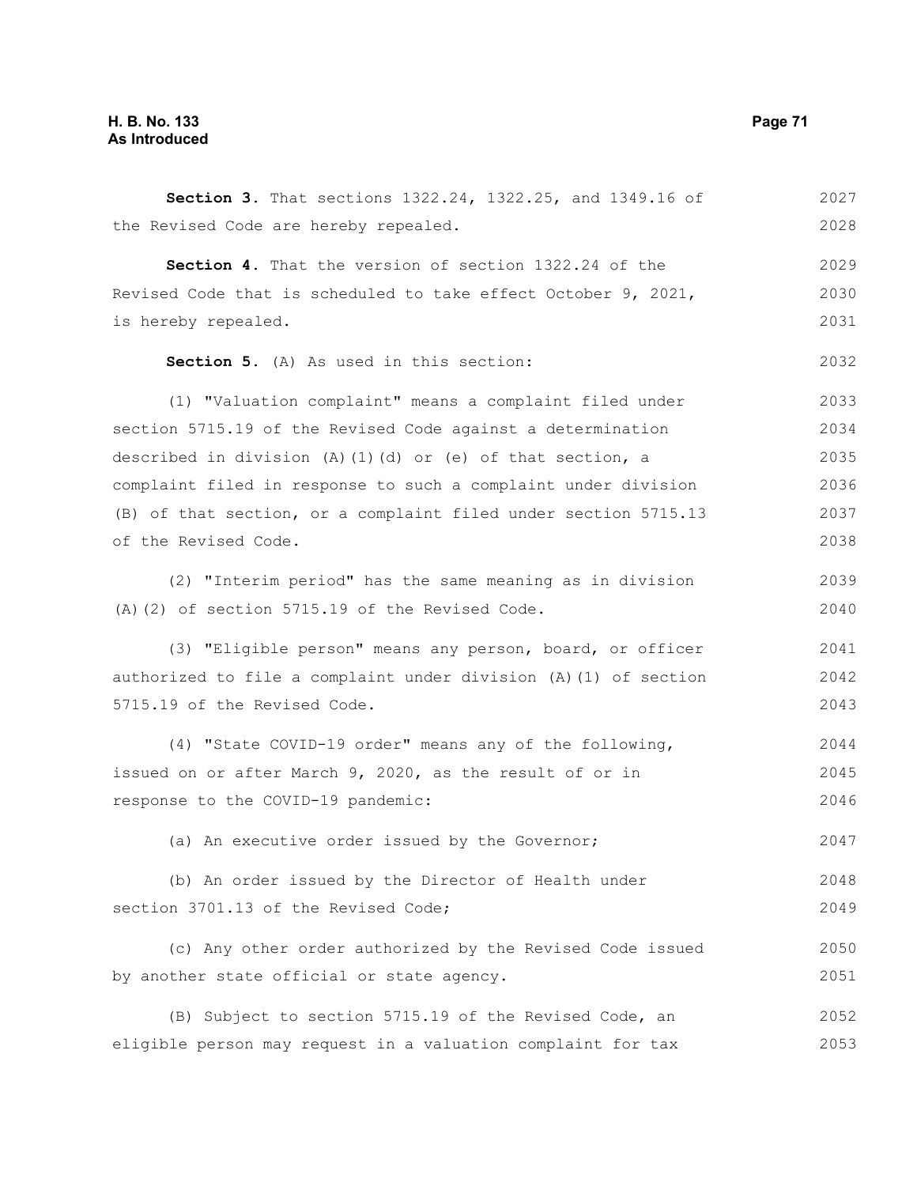**Section 3.** That sections 1322.24, 1322.25, and 1349.16 of the Revised Code are hereby repealed.

**Section 4.** That the version of section 1322.24 of the Revised Code that is scheduled to take effect October 9, 2021, is hereby repealed.

**Section 5.** (A) As used in this section:

(1) "Valuation complaint" means a complaint filed under section 5715.19 of the Revised Code against a determination described in division (A)(1)(d) or (e) of that section, a complaint filed in response to such a complaint under division (B) of that section, or a complaint filed under section 5715.13 of the Revised Code.

(2) "Interim period" has the same meaning as in division (A)(2) of section 5715.19 of the Revised Code.

(3) "Eligible person" means any person, board, or officer authorized to file a complaint under division (A)(1) of section 5715.19 of the Revised Code.

(4) "State COVID-19 order" means any of the following, issued on or after March 9, 2020, as the result of or in response to the COVID-19 pandemic:

(a) An executive order issued by the Governor;

(b) An order issued by the Director of Health under section 3701.13 of the Revised Code;

(c) Any other order authorized by the Revised Code issued by another state official or state agency.

(B) Subject to section 5715.19 of the Revised Code, an eligible person may request in a valuation complaint for tax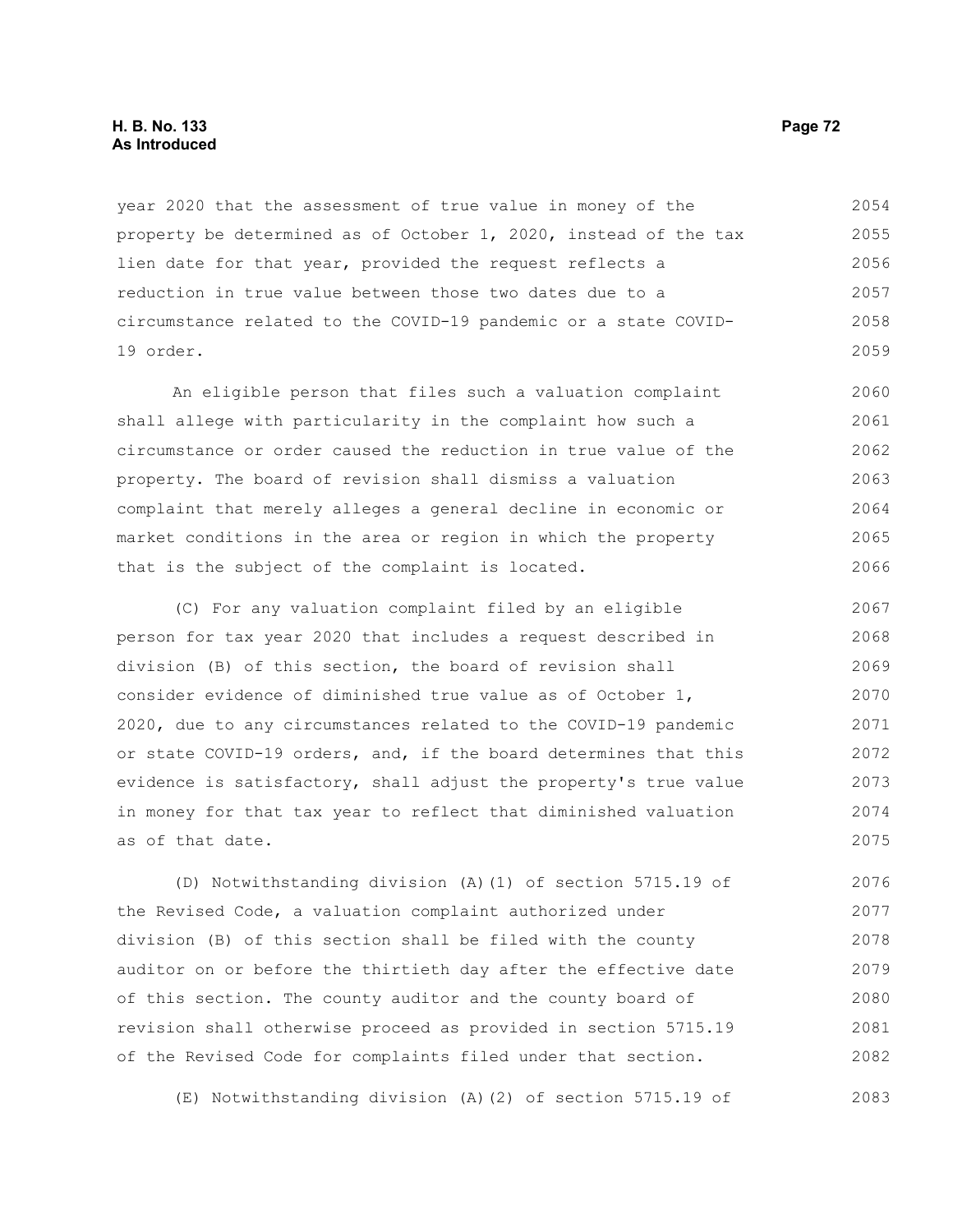year 2020 that the assessment of true value in money of the property be determined as of October 1, 2020, instead of the tax lien date for that year, provided the request reflects a reduction in true value between those two dates due to a circumstance related to the COVID-19 pandemic or a state COVID-19 order.

An eligible person that files such a valuation complaint shall allege with particularity in the complaint how such a circumstance or order caused the reduction in true value of the property. The board of revision shall dismiss a valuation complaint that merely alleges a general decline in economic or market conditions in the area or region in which the property that is the subject of the complaint is located.

(C) For any valuation complaint filed by an eligible person for tax year 2020 that includes a request described in division (B) of this section, the board of revision shall consider evidence of diminished true value as of October 1, 2020, due to any circumstances related to the COVID-19 pandemic or state COVID-19 orders, and, if the board determines that this evidence is satisfactory, shall adjust the property's true value in money for that tax year to reflect that diminished valuation as of that date.

(D) Notwithstanding division (A)(1) of section 5715.19 of the Revised Code, a valuation complaint authorized under division (B) of this section shall be filed with the county auditor on or before the thirtieth day after the effective date of this section. The county auditor and the county board of revision shall otherwise proceed as provided in section 5715.19 of the Revised Code for complaints filed under that section.

(E) Notwithstanding division (A)(2) of section 5715.19 of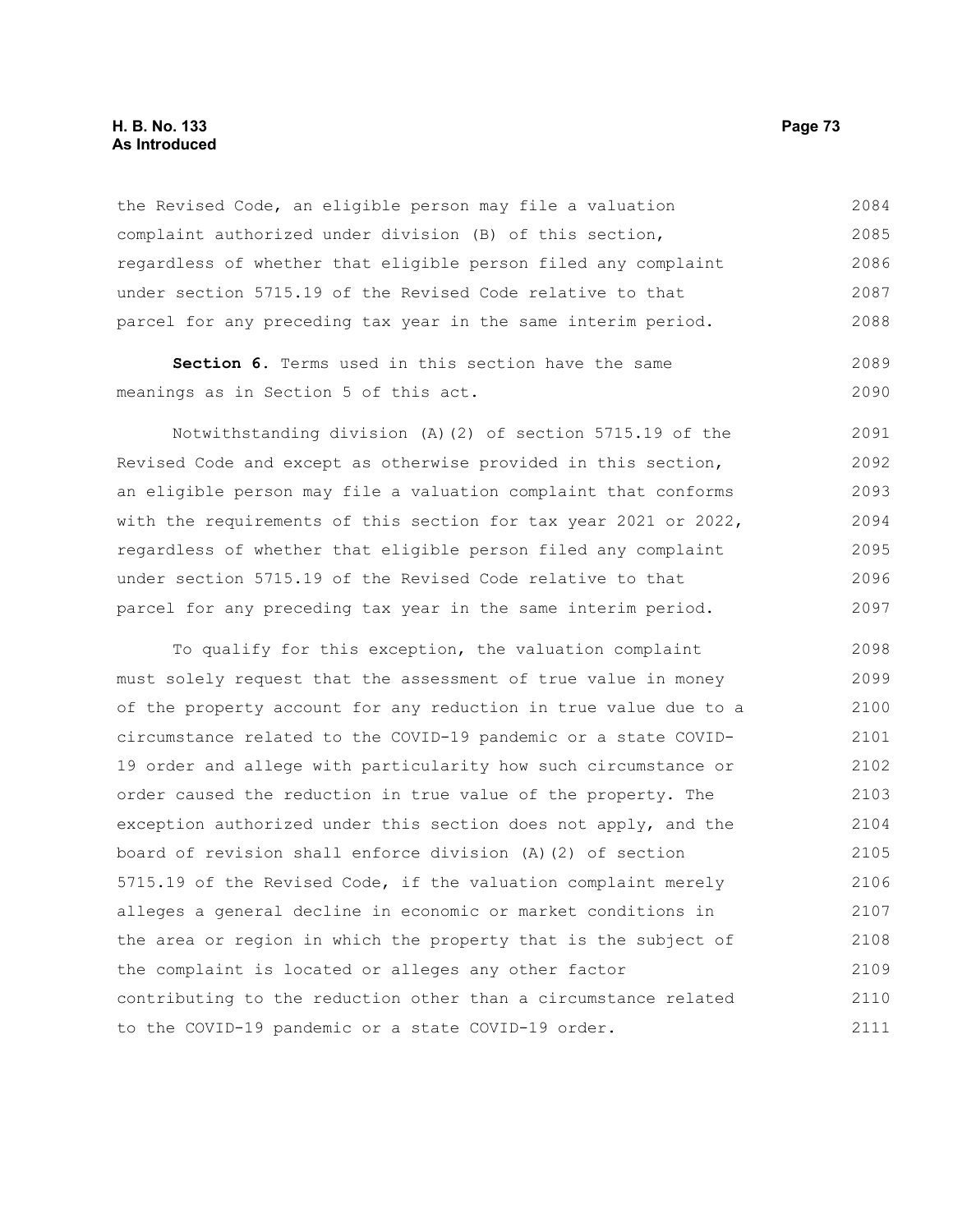the Revised Code, an eligible person may file a valuation complaint authorized under division (B) of this section, regardless of whether that eligible person filed any complaint under section 5715.19 of the Revised Code relative to that parcel for any preceding tax year in the same interim period.

**Section 6.** Terms used in this section have the same meanings as in Section 5 of this act.

Notwithstanding division (A)(2) of section 5715.19 of the Revised Code and except as otherwise provided in this section, an eligible person may file a valuation complaint that conforms with the requirements of this section for tax year 2021 or 2022, regardless of whether that eligible person filed any complaint under section 5715.19 of the Revised Code relative to that parcel for any preceding tax year in the same interim period.

To qualify for this exception, the valuation complaint must solely request that the assessment of true value in money of the property account for any reduction in true value due to a circumstance related to the COVID-19 pandemic or a state COVID-19 order and allege with particularity how such circumstance or order caused the reduction in true value of the property. The exception authorized under this section does not apply, and the board of revision shall enforce division (A)(2) of section 5715.19 of the Revised Code, if the valuation complaint merely alleges a general decline in economic or market conditions in the area or region in which the property that is the subject of the complaint is located or alleges any other factor contributing to the reduction other than a circumstance related to the COVID-19 pandemic or a state COVID-19 order.